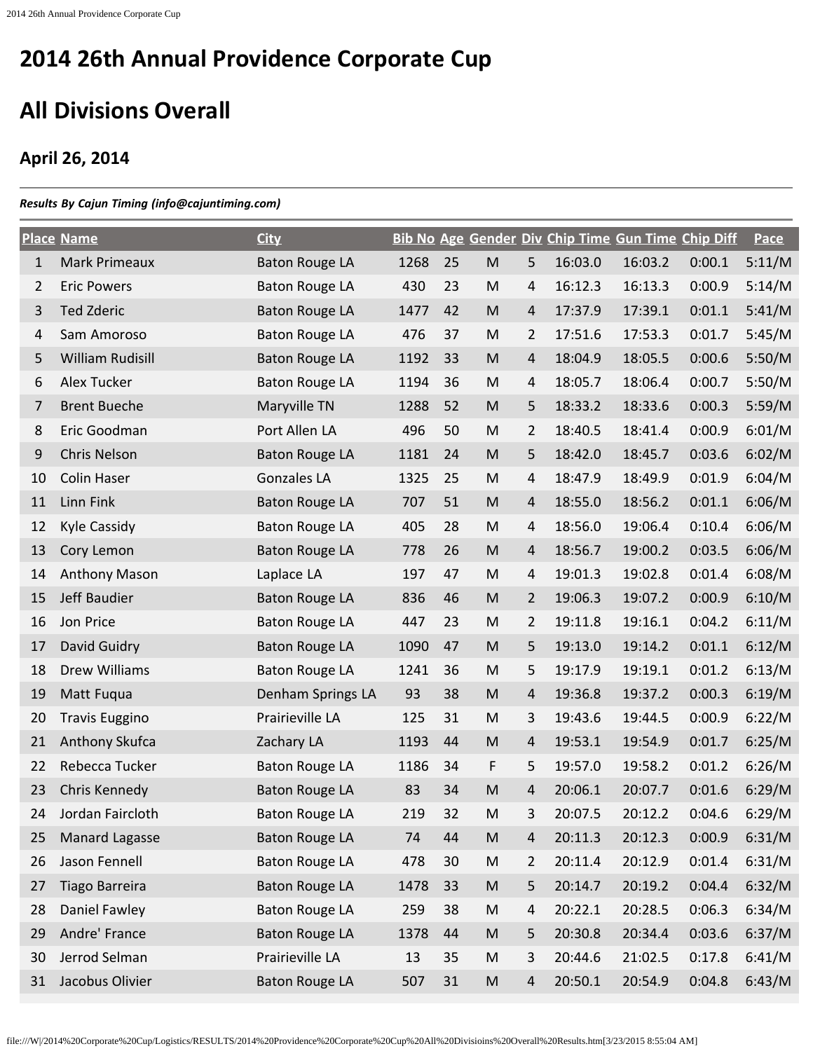# 2014 26th Annual Providence Corporate Cup

## All Divisions Overall

### April 26, 2014

***Results By Cajun Timing (info@cajuntiming.com)***

| Place | Name | City | Bib No | Age | Gender | Div | Chip Time | Gun Time | Chip Diff | Pace |
|---|---|---|---|---|---|---|---|---|---|---|
| 1 | Mark Primeaux | Baton Rouge LA | 1268 | 25 | M | 5 | 16:03.0 | 16:03.2 | 0:00.1 | 5:11/M |
| 2 | Eric Powers | Baton Rouge LA | 430 | 23 | M | 4 | 16:12.3 | 16:13.3 | 0:00.9 | 5:14/M |
| 3 | Ted Zderic | Baton Rouge LA | 1477 | 42 | M | 4 | 17:37.9 | 17:39.1 | 0:01.1 | 5:41/M |
| 4 | Sam Amoroso | Baton Rouge LA | 476 | 37 | M | 2 | 17:51.6 | 17:53.3 | 0:01.7 | 5:45/M |
| 5 | William Rudisill | Baton Rouge LA | 1192 | 33 | M | 4 | 18:04.9 | 18:05.5 | 0:00.6 | 5:50/M |
| 6 | Alex Tucker | Baton Rouge LA | 1194 | 36 | M | 4 | 18:05.7 | 18:06.4 | 0:00.7 | 5:50/M |
| 7 | Brent Bueche | Maryville TN | 1288 | 52 | M | 5 | 18:33.2 | 18:33.6 | 0:00.3 | 5:59/M |
| 8 | Eric Goodman | Port Allen LA | 496 | 50 | M | 2 | 18:40.5 | 18:41.4 | 0:00.9 | 6:01/M |
| 9 | Chris Nelson | Baton Rouge LA | 1181 | 24 | M | 5 | 18:42.0 | 18:45.7 | 0:03.6 | 6:02/M |
| 10 | Colin Haser | Gonzales LA | 1325 | 25 | M | 4 | 18:47.9 | 18:49.9 | 0:01.9 | 6:04/M |
| 11 | Linn Fink | Baton Rouge LA | 707 | 51 | M | 4 | 18:55.0 | 18:56.2 | 0:01.1 | 6:06/M |
| 12 | Kyle Cassidy | Baton Rouge LA | 405 | 28 | M | 4 | 18:56.0 | 19:06.4 | 0:10.4 | 6:06/M |
| 13 | Cory Lemon | Baton Rouge LA | 778 | 26 | M | 4 | 18:56.7 | 19:00.2 | 0:03.5 | 6:06/M |
| 14 | Anthony Mason | Laplace LA | 197 | 47 | M | 4 | 19:01.3 | 19:02.8 | 0:01.4 | 6:08/M |
| 15 | Jeff Baudier | Baton Rouge LA | 836 | 46 | M | 2 | 19:06.3 | 19:07.2 | 0:00.9 | 6:10/M |
| 16 | Jon Price | Baton Rouge LA | 447 | 23 | M | 2 | 19:11.8 | 19:16.1 | 0:04.2 | 6:11/M |
| 17 | David Guidry | Baton Rouge LA | 1090 | 47 | M | 5 | 19:13.0 | 19:14.2 | 0:01.1 | 6:12/M |
| 18 | Drew Williams | Baton Rouge LA | 1241 | 36 | M | 5 | 19:17.9 | 19:19.1 | 0:01.2 | 6:13/M |
| 19 | Matt Fuqua | Denham Springs LA | 93 | 38 | M | 4 | 19:36.8 | 19:37.2 | 0:00.3 | 6:19/M |
| 20 | Travis Euggino | Prairieville LA | 125 | 31 | M | 3 | 19:43.6 | 19:44.5 | 0:00.9 | 6:22/M |
| 21 | Anthony Skufca | Zachary LA | 1193 | 44 | M | 4 | 19:53.1 | 19:54.9 | 0:01.7 | 6:25/M |
| 22 | Rebecca Tucker | Baton Rouge LA | 1186 | 34 | F | 5 | 19:57.0 | 19:58.2 | 0:01.2 | 6:26/M |
| 23 | Chris Kennedy | Baton Rouge LA | 83 | 34 | M | 4 | 20:06.1 | 20:07.7 | 0:01.6 | 6:29/M |
| 24 | Jordan Faircloth | Baton Rouge LA | 219 | 32 | M | 3 | 20:07.5 | 20:12.2 | 0:04.6 | 6:29/M |
| 25 | Manard Lagasse | Baton Rouge LA | 74 | 44 | M | 4 | 20:11.3 | 20:12.3 | 0:00.9 | 6:31/M |
| 26 | Jason Fennell | Baton Rouge LA | 478 | 30 | M | 2 | 20:11.4 | 20:12.9 | 0:01.4 | 6:31/M |
| 27 | Tiago Barreira | Baton Rouge LA | 1478 | 33 | M | 5 | 20:14.7 | 20:19.2 | 0:04.4 | 6:32/M |
| 28 | Daniel Fawley | Baton Rouge LA | 259 | 38 | M | 4 | 20:22.1 | 20:28.5 | 0:06.3 | 6:34/M |
| 29 | Andre' France | Baton Rouge LA | 1378 | 44 | M | 5 | 20:30.8 | 20:34.4 | 0:03.6 | 6:37/M |
| 30 | Jerrod Selman | Prairieville LA | 13 | 35 | M | 3 | 20:44.6 | 21:02.5 | 0:17.8 | 6:41/M |
| 31 | Jacobus Olivier | Baton Rouge LA | 507 | 31 | M | 4 | 20:50.1 | 20:54.9 | 0:04.8 | 6:43/M |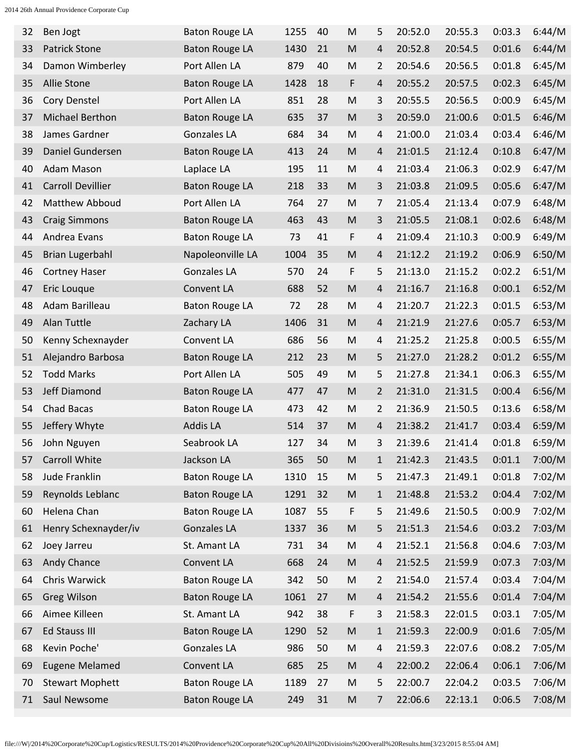| 32 | Ben Jogt | Baton Rouge LA | 1255 | 40 | M | 5 | 20:52.0 | 20:55.3 | 0:03.3 | 6:44/M |
|---|---|---|---|---|---|---|---|---|---|---|
| 33 | Patrick Stone | Baton Rouge LA | 1430 | 21 | M | 4 | 20:52.8 | 20:54.5 | 0:01.6 | 6:44/M |
| 34 | Damon Wimberley | Port Allen LA | 879 | 40 | M | 2 | 20:54.6 | 20:56.5 | 0:01.8 | 6:45/M |
| 35 | Allie Stone | Baton Rouge LA | 1428 | 18 | F | 4 | 20:55.2 | 20:57.5 | 0:02.3 | 6:45/M |
| 36 | Cory Denstel | Port Allen LA | 851 | 28 | M | 3 | 20:55.5 | 20:56.5 | 0:00.9 | 6:45/M |
| 37 | Michael Berthon | Baton Rouge LA | 635 | 37 | M | 3 | 20:59.0 | 21:00.6 | 0:01.5 | 6:46/M |
| 38 | James Gardner | Gonzales LA | 684 | 34 | M | 4 | 21:00.0 | 21:03.4 | 0:03.4 | 6:46/M |
| 39 | Daniel Gundersen | Baton Rouge LA | 413 | 24 | M | 4 | 21:01.5 | 21:12.4 | 0:10.8 | 6:47/M |
| 40 | Adam Mason | Laplace LA | 195 | 11 | M | 4 | 21:03.4 | 21:06.3 | 0:02.9 | 6:47/M |
| 41 | Carroll Devillier | Baton Rouge LA | 218 | 33 | M | 3 | 21:03.8 | 21:09.5 | 0:05.6 | 6:47/M |
| 42 | Matthew Abboud | Port Allen LA | 764 | 27 | M | 7 | 21:05.4 | 21:13.4 | 0:07.9 | 6:48/M |
| 43 | Craig Simmons | Baton Rouge LA | 463 | 43 | M | 3 | 21:05.5 | 21:08.1 | 0:02.6 | 6:48/M |
| 44 | Andrea Evans | Baton Rouge LA | 73 | 41 | F | 4 | 21:09.4 | 21:10.3 | 0:00.9 | 6:49/M |
| 45 | Brian Lugerbahl | Napoleonville LA | 1004 | 35 | M | 4 | 21:12.2 | 21:19.2 | 0:06.9 | 6:50/M |
| 46 | Cortney Haser | Gonzales LA | 570 | 24 | F | 5 | 21:13.0 | 21:15.2 | 0:02.2 | 6:51/M |
| 47 | Eric Louque | Convent LA | 688 | 52 | M | 4 | 21:16.7 | 21:16.8 | 0:00.1 | 6:52/M |
| 48 | Adam Barilleau | Baton Rouge LA | 72 | 28 | M | 4 | 21:20.7 | 21:22.3 | 0:01.5 | 6:53/M |
| 49 | Alan Tuttle | Zachary LA | 1406 | 31 | M | 4 | 21:21.9 | 21:27.6 | 0:05.7 | 6:53/M |
| 50 | Kenny Schexnayder | Convent LA | 686 | 56 | M | 4 | 21:25.2 | 21:25.8 | 0:00.5 | 6:55/M |
| 51 | Alejandro Barbosa | Baton Rouge LA | 212 | 23 | M | 5 | 21:27.0 | 21:28.2 | 0:01.2 | 6:55/M |
| 52 | Todd Marks | Port Allen LA | 505 | 49 | M | 5 | 21:27.8 | 21:34.1 | 0:06.3 | 6:55/M |
| 53 | Jeff Diamond | Baton Rouge LA | 477 | 47 | M | 2 | 21:31.0 | 21:31.5 | 0:00.4 | 6:56/M |
| 54 | Chad Bacas | Baton Rouge LA | 473 | 42 | M | 2 | 21:36.9 | 21:50.5 | 0:13.6 | 6:58/M |
| 55 | Jeffery Whyte | Addis LA | 514 | 37 | M | 4 | 21:38.2 | 21:41.7 | 0:03.4 | 6:59/M |
| 56 | John Nguyen | Seabrook LA | 127 | 34 | M | 3 | 21:39.6 | 21:41.4 | 0:01.8 | 6:59/M |
| 57 | Carroll White | Jackson LA | 365 | 50 | M | 1 | 21:42.3 | 21:43.5 | 0:01.1 | 7:00/M |
| 58 | Jude Franklin | Baton Rouge LA | 1310 | 15 | M | 5 | 21:47.3 | 21:49.1 | 0:01.8 | 7:02/M |
| 59 | Reynolds Leblanc | Baton Rouge LA | 1291 | 32 | M | 1 | 21:48.8 | 21:53.2 | 0:04.4 | 7:02/M |
| 60 | Helena Chan | Baton Rouge LA | 1087 | 55 | F | 5 | 21:49.6 | 21:50.5 | 0:00.9 | 7:02/M |
| 61 | Henry Schexnayder/iv | Gonzales LA | 1337 | 36 | M | 5 | 21:51.3 | 21:54.6 | 0:03.2 | 7:03/M |
| 62 | Joey Jarreu | St. Amant LA | 731 | 34 | M | 4 | 21:52.1 | 21:56.8 | 0:04.6 | 7:03/M |
| 63 | Andy Chance | Convent LA | 668 | 24 | M | 4 | 21:52.5 | 21:59.9 | 0:07.3 | 7:03/M |
| 64 | Chris Warwick | Baton Rouge LA | 342 | 50 | M | 2 | 21:54.0 | 21:57.4 | 0:03.4 | 7:04/M |
| 65 | Greg Wilson | Baton Rouge LA | 1061 | 27 | M | 4 | 21:54.2 | 21:55.6 | 0:01.4 | 7:04/M |
| 66 | Aimee Killeen | St. Amant LA | 942 | 38 | F | 3 | 21:58.3 | 22:01.5 | 0:03.1 | 7:05/M |
| 67 | Ed Stauss III | Baton Rouge LA | 1290 | 52 | M | 1 | 21:59.3 | 22:00.9 | 0:01.6 | 7:05/M |
| 68 | Kevin Poche' | Gonzales LA | 986 | 50 | M | 4 | 21:59.3 | 22:07.6 | 0:08.2 | 7:05/M |
| 69 | Eugene Melamed | Convent LA | 685 | 25 | M | 4 | 22:00.2 | 22:06.4 | 0:06.1 | 7:06/M |
| 70 | Stewart Mophett | Baton Rouge LA | 1189 | 27 | M | 5 | 22:00.7 | 22:04.2 | 0:03.5 | 7:06/M |
| 71 | Saul Newsome | Baton Rouge LA | 249 | 31 | M | 7 | 22:06.6 | 22:13.1 | 0:06.5 | 7:08/M |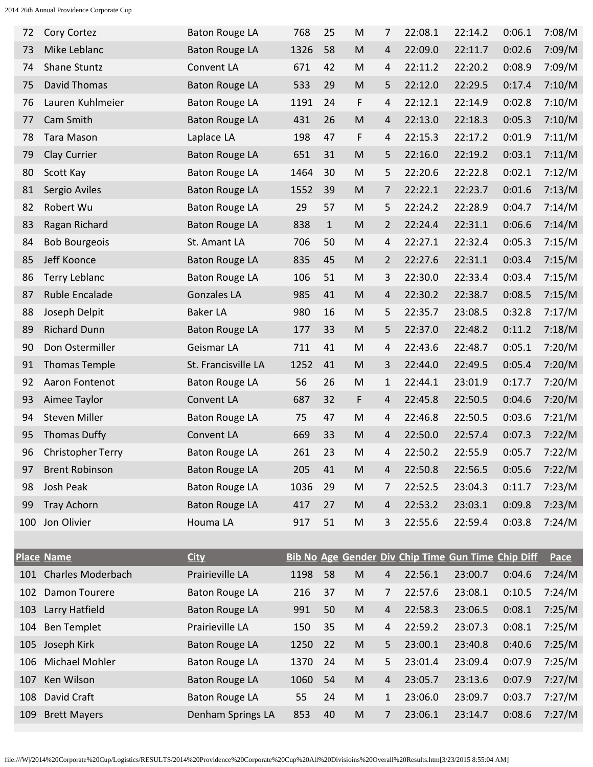| Place | Name | City | Bib No | Age | Gender | Div | Chip Time | Gun Time | Chip Diff | Pace |
|---|---|---|---|---|---|---|---|---|---|---|
| 72 | Cory Cortez | Baton Rouge LA | 768 | 25 | M | 7 | 22:08.1 | 22:14.2 | 0:06.1 | 7:08/M |
| 73 | Mike Leblanc | Baton Rouge LA | 1326 | 58 | M | 4 | 22:09.0 | 22:11.7 | 0:02.6 | 7:09/M |
| 74 | Shane Stuntz | Convent LA | 671 | 42 | M | 4 | 22:11.2 | 22:20.2 | 0:08.9 | 7:09/M |
| 75 | David Thomas | Baton Rouge LA | 533 | 29 | M | 5 | 22:12.0 | 22:29.5 | 0:17.4 | 7:10/M |
| 76 | Lauren Kuhlmeier | Baton Rouge LA | 1191 | 24 | F | 4 | 22:12.1 | 22:14.9 | 0:02.8 | 7:10/M |
| 77 | Cam Smith | Baton Rouge LA | 431 | 26 | M | 4 | 22:13.0 | 22:18.3 | 0:05.3 | 7:10/M |
| 78 | Tara Mason | Laplace LA | 198 | 47 | F | 4 | 22:15.3 | 22:17.2 | 0:01.9 | 7:11/M |
| 79 | Clay Currier | Baton Rouge LA | 651 | 31 | M | 5 | 22:16.0 | 22:19.2 | 0:03.1 | 7:11/M |
| 80 | Scott Kay | Baton Rouge LA | 1464 | 30 | M | 5 | 22:20.6 | 22:22.8 | 0:02.1 | 7:12/M |
| 81 | Sergio Aviles | Baton Rouge LA | 1552 | 39 | M | 7 | 22:22.1 | 22:23.7 | 0:01.6 | 7:13/M |
| 82 | Robert Wu | Baton Rouge LA | 29 | 57 | M | 5 | 22:24.2 | 22:28.9 | 0:04.7 | 7:14/M |
| 83 | Ragan Richard | Baton Rouge LA | 838 | 1 | M | 2 | 22:24.4 | 22:31.1 | 0:06.6 | 7:14/M |
| 84 | Bob Bourgeois | St. Amant LA | 706 | 50 | M | 4 | 22:27.1 | 22:32.4 | 0:05.3 | 7:15/M |
| 85 | Jeff Koonce | Baton Rouge LA | 835 | 45 | M | 2 | 22:27.6 | 22:31.1 | 0:03.4 | 7:15/M |
| 86 | Terry Leblanc | Baton Rouge LA | 106 | 51 | M | 3 | 22:30.0 | 22:33.4 | 0:03.4 | 7:15/M |
| 87 | Ruble Encalade | Gonzales LA | 985 | 41 | M | 4 | 22:30.2 | 22:38.7 | 0:08.5 | 7:15/M |
| 88 | Joseph Delpit | Baker LA | 980 | 16 | M | 5 | 22:35.7 | 23:08.5 | 0:32.8 | 7:17/M |
| 89 | Richard Dunn | Baton Rouge LA | 177 | 33 | M | 5 | 22:37.0 | 22:48.2 | 0:11.2 | 7:18/M |
| 90 | Don Ostermiller | Geismar LA | 711 | 41 | M | 4 | 22:43.6 | 22:48.7 | 0:05.1 | 7:20/M |
| 91 | Thomas Temple | St. Francisville LA | 1252 | 41 | M | 3 | 22:44.0 | 22:49.5 | 0:05.4 | 7:20/M |
| 92 | Aaron Fontenot | Baton Rouge LA | 56 | 26 | M | 1 | 22:44.1 | 23:01.9 | 0:17.7 | 7:20/M |
| 93 | Aimee Taylor | Convent LA | 687 | 32 | F | 4 | 22:45.8 | 22:50.5 | 0:04.6 | 7:20/M |
| 94 | Steven Miller | Baton Rouge LA | 75 | 47 | M | 4 | 22:46.8 | 22:50.5 | 0:03.6 | 7:21/M |
| 95 | Thomas Duffy | Convent LA | 669 | 33 | M | 4 | 22:50.0 | 22:57.4 | 0:07.3 | 7:22/M |
| 96 | Christopher Terry | Baton Rouge LA | 261 | 23 | M | 4 | 22:50.2 | 22:55.9 | 0:05.7 | 7:22/M |
| 97 | Brent Robinson | Baton Rouge LA | 205 | 41 | M | 4 | 22:50.8 | 22:56.5 | 0:05.6 | 7:22/M |
| 98 | Josh Peak | Baton Rouge LA | 1036 | 29 | M | 7 | 22:52.5 | 23:04.3 | 0:11.7 | 7:23/M |
| 99 | Tray Achorn | Baton Rouge LA | 417 | 27 | M | 4 | 22:53.2 | 23:03.1 | 0:09.8 | 7:23/M |
| 100 | Jon Olivier | Houma LA | 917 | 51 | M | 3 | 22:55.6 | 22:59.4 | 0:03.8 | 7:24/M |

| Place | Name | City | Bib No | Age | Gender | Div | Chip Time | Gun Time | Chip Diff | Pace |
|---|---|---|---|---|---|---|---|---|---|---|
| 101 | Charles Moderbach | Prairieville LA | 1198 | 58 | M | 4 | 22:56.1 | 23:00.7 | 0:04.6 | 7:24/M |
| 102 | Damon Tourere | Baton Rouge LA | 216 | 37 | M | 7 | 22:57.6 | 23:08.1 | 0:10.5 | 7:24/M |
| 103 | Larry Hatfield | Baton Rouge LA | 991 | 50 | M | 4 | 22:58.3 | 23:06.5 | 0:08.1 | 7:25/M |
| 104 | Ben Templet | Prairieville LA | 150 | 35 | M | 4 | 22:59.2 | 23:07.3 | 0:08.1 | 7:25/M |
| 105 | Joseph Kirk | Baton Rouge LA | 1250 | 22 | M | 5 | 23:00.1 | 23:40.8 | 0:40.6 | 7:25/M |
| 106 | Michael Mohler | Baton Rouge LA | 1370 | 24 | M | 5 | 23:01.4 | 23:09.4 | 0:07.9 | 7:25/M |
| 107 | Ken Wilson | Baton Rouge LA | 1060 | 54 | M | 4 | 23:05.7 | 23:13.6 | 0:07.9 | 7:27/M |
| 108 | David Craft | Baton Rouge LA | 55 | 24 | M | 1 | 23:06.0 | 23:09.7 | 0:03.7 | 7:27/M |
| 109 | Brett Mayers | Denham Springs LA | 853 | 40 | M | 7 | 23:06.1 | 23:14.7 | 0:08.6 | 7:27/M |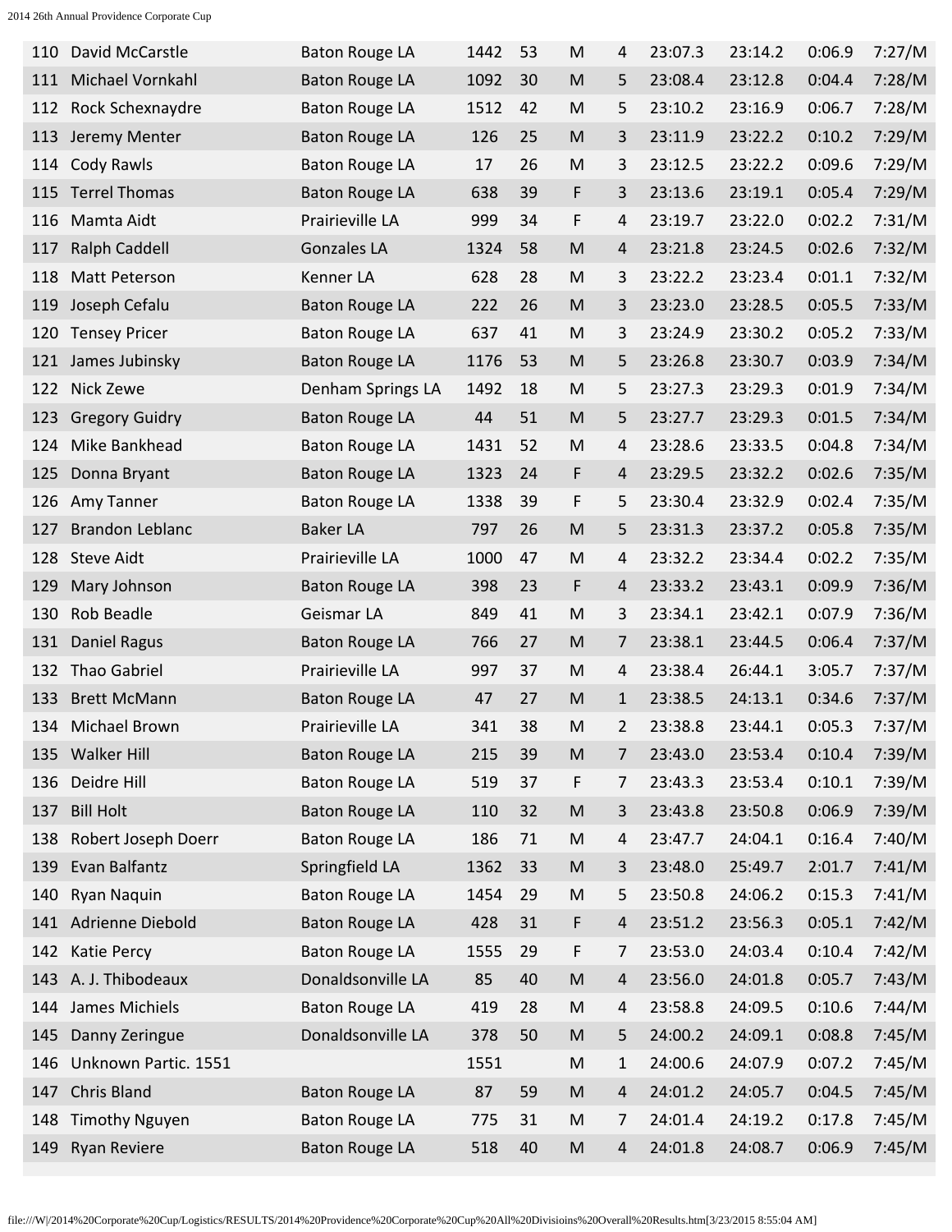| 110 | David McCarstle | Baton Rouge LA | 1442 | 53 | M | 4 | 23:07.3 | 23:14.2 | 0:06.9 | 7:27/M |
|---|---|---|---|---|---|---|---|---|---|---|
| 111 | Michael Vornkahl | Baton Rouge LA | 1092 | 30 | M | 5 | 23:08.4 | 23:12.8 | 0:04.4 | 7:28/M |
| 112 | Rock Schexnaydre | Baton Rouge LA | 1512 | 42 | M | 5 | 23:10.2 | 23:16.9 | 0:06.7 | 7:28/M |
| 113 | Jeremy Menter | Baton Rouge LA | 126 | 25 | M | 3 | 23:11.9 | 23:22.2 | 0:10.2 | 7:29/M |
| 114 | Cody Rawls | Baton Rouge LA | 17 | 26 | M | 3 | 23:12.5 | 23:22.2 | 0:09.6 | 7:29/M |
| 115 | Terrel Thomas | Baton Rouge LA | 638 | 39 | F | 3 | 23:13.6 | 23:19.1 | 0:05.4 | 7:29/M |
| 116 | Mamta Aidt | Prairieville LA | 999 | 34 | F | 4 | 23:19.7 | 23:22.0 | 0:02.2 | 7:31/M |
| 117 | Ralph Caddell | Gonzales LA | 1324 | 58 | M | 4 | 23:21.8 | 23:24.5 | 0:02.6 | 7:32/M |
| 118 | Matt Peterson | Kenner LA | 628 | 28 | M | 3 | 23:22.2 | 23:23.4 | 0:01.1 | 7:32/M |
| 119 | Joseph Cefalu | Baton Rouge LA | 222 | 26 | M | 3 | 23:23.0 | 23:28.5 | 0:05.5 | 7:33/M |
| 120 | Tensey Pricer | Baton Rouge LA | 637 | 41 | M | 3 | 23:24.9 | 23:30.2 | 0:05.2 | 7:33/M |
| 121 | James Jubinsky | Baton Rouge LA | 1176 | 53 | M | 5 | 23:26.8 | 23:30.7 | 0:03.9 | 7:34/M |
| 122 | Nick Zewe | Denham Springs LA | 1492 | 18 | M | 5 | 23:27.3 | 23:29.3 | 0:01.9 | 7:34/M |
| 123 | Gregory Guidry | Baton Rouge LA | 44 | 51 | M | 5 | 23:27.7 | 23:29.3 | 0:01.5 | 7:34/M |
| 124 | Mike Bankhead | Baton Rouge LA | 1431 | 52 | M | 4 | 23:28.6 | 23:33.5 | 0:04.8 | 7:34/M |
| 125 | Donna Bryant | Baton Rouge LA | 1323 | 24 | F | 4 | 23:29.5 | 23:32.2 | 0:02.6 | 7:35/M |
| 126 | Amy Tanner | Baton Rouge LA | 1338 | 39 | F | 5 | 23:30.4 | 23:32.9 | 0:02.4 | 7:35/M |
| 127 | Brandon Leblanc | Baker LA | 797 | 26 | M | 5 | 23:31.3 | 23:37.2 | 0:05.8 | 7:35/M |
| 128 | Steve Aidt | Prairieville LA | 1000 | 47 | M | 4 | 23:32.2 | 23:34.4 | 0:02.2 | 7:35/M |
| 129 | Mary Johnson | Baton Rouge LA | 398 | 23 | F | 4 | 23:33.2 | 23:43.1 | 0:09.9 | 7:36/M |
| 130 | Rob Beadle | Geismar LA | 849 | 41 | M | 3 | 23:34.1 | 23:42.1 | 0:07.9 | 7:36/M |
| 131 | Daniel Ragus | Baton Rouge LA | 766 | 27 | M | 7 | 23:38.1 | 23:44.5 | 0:06.4 | 7:37/M |
| 132 | Thao Gabriel | Prairieville LA | 997 | 37 | M | 4 | 23:38.4 | 26:44.1 | 3:05.7 | 7:37/M |
| 133 | Brett McMann | Baton Rouge LA | 47 | 27 | M | 1 | 23:38.5 | 24:13.1 | 0:34.6 | 7:37/M |
| 134 | Michael Brown | Prairieville LA | 341 | 38 | M | 2 | 23:38.8 | 23:44.1 | 0:05.3 | 7:37/M |
| 135 | Walker Hill | Baton Rouge LA | 215 | 39 | M | 7 | 23:43.0 | 23:53.4 | 0:10.4 | 7:39/M |
| 136 | Deidre Hill | Baton Rouge LA | 519 | 37 | F | 7 | 23:43.3 | 23:53.4 | 0:10.1 | 7:39/M |
| 137 | Bill Holt | Baton Rouge LA | 110 | 32 | M | 3 | 23:43.8 | 23:50.8 | 0:06.9 | 7:39/M |
| 138 | Robert Joseph Doerr | Baton Rouge LA | 186 | 71 | M | 4 | 23:47.7 | 24:04.1 | 0:16.4 | 7:40/M |
| 139 | Evan Balfantz | Springfield LA | 1362 | 33 | M | 3 | 23:48.0 | 25:49.7 | 2:01.7 | 7:41/M |
| 140 | Ryan Naquin | Baton Rouge LA | 1454 | 29 | M | 5 | 23:50.8 | 24:06.2 | 0:15.3 | 7:41/M |
| 141 | Adrienne Diebold | Baton Rouge LA | 428 | 31 | F | 4 | 23:51.2 | 23:56.3 | 0:05.1 | 7:42/M |
| 142 | Katie Percy | Baton Rouge LA | 1555 | 29 | F | 7 | 23:53.0 | 24:03.4 | 0:10.4 | 7:42/M |
| 143 | A. J. Thibodeaux | Donaldsonville LA | 85 | 40 | M | 4 | 23:56.0 | 24:01.8 | 0:05.7 | 7:43/M |
| 144 | James Michiels | Baton Rouge LA | 419 | 28 | M | 4 | 23:58.8 | 24:09.5 | 0:10.6 | 7:44/M |
| 145 | Danny Zeringue | Donaldsonville LA | 378 | 50 | M | 5 | 24:00.2 | 24:09.1 | 0:08.8 | 7:45/M |
| 146 | Unknown Partic. 1551 | | 1551 | | M | 1 | 24:00.6 | 24:07.9 | 0:07.2 | 7:45/M |
| 147 | Chris Bland | Baton Rouge LA | 87 | 59 | M | 4 | 24:01.2 | 24:05.7 | 0:04.5 | 7:45/M |
| 148 | Timothy Nguyen | Baton Rouge LA | 775 | 31 | M | 7 | 24:01.4 | 24:19.2 | 0:17.8 | 7:45/M |
| 149 | Ryan Reviere | Baton Rouge LA | 518 | 40 | M | 4 | 24:01.8 | 24:08.7 | 0:06.9 | 7:45/M |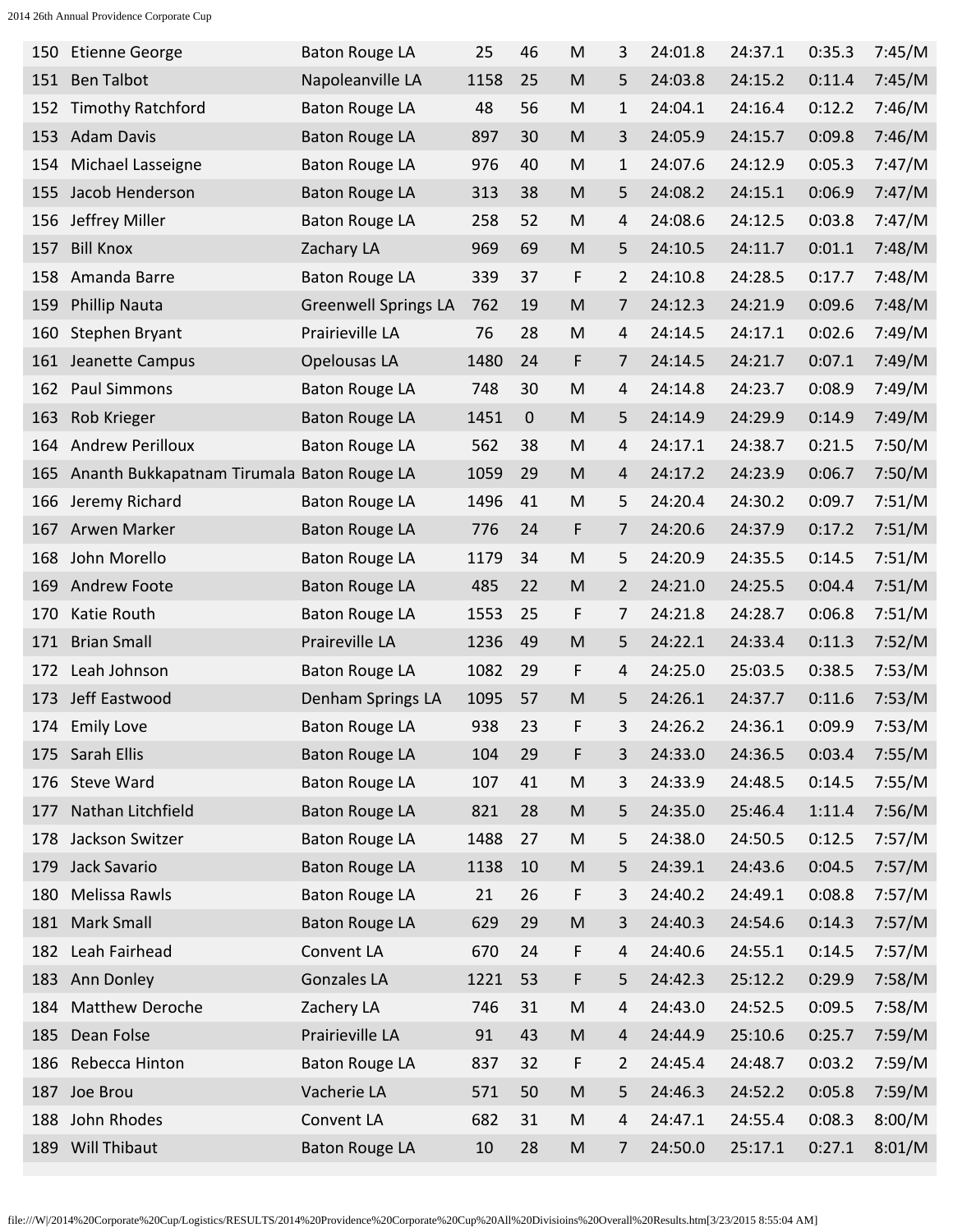| | | | | | | | | | | |
|---|---|---|---|---|---|---|---|---|---|---|
| 150 | Etienne George | Baton Rouge LA | 25 | 46 | M | 3 | 24:01.8 | 24:37.1 | 0:35.3 | 7:45/M |
| 151 | Ben Talbot | Napoleanville LA | 1158 | 25 | M | 5 | 24:03.8 | 24:15.2 | 0:11.4 | 7:45/M |
| 152 | Timothy Ratchford | Baton Rouge LA | 48 | 56 | M | 1 | 24:04.1 | 24:16.4 | 0:12.2 | 7:46/M |
| 153 | Adam Davis | Baton Rouge LA | 897 | 30 | M | 3 | 24:05.9 | 24:15.7 | 0:09.8 | 7:46/M |
| 154 | Michael Lasseigne | Baton Rouge LA | 976 | 40 | M | 1 | 24:07.6 | 24:12.9 | 0:05.3 | 7:47/M |
| 155 | Jacob Henderson | Baton Rouge LA | 313 | 38 | M | 5 | 24:08.2 | 24:15.1 | 0:06.9 | 7:47/M |
| 156 | Jeffrey Miller | Baton Rouge LA | 258 | 52 | M | 4 | 24:08.6 | 24:12.5 | 0:03.8 | 7:47/M |
| 157 | Bill Knox | Zachary LA | 969 | 69 | M | 5 | 24:10.5 | 24:11.7 | 0:01.1 | 7:48/M |
| 158 | Amanda Barre | Baton Rouge LA | 339 | 37 | F | 2 | 24:10.8 | 24:28.5 | 0:17.7 | 7:48/M |
| 159 | Phillip Nauta | Greenwell Springs LA | 762 | 19 | M | 7 | 24:12.3 | 24:21.9 | 0:09.6 | 7:48/M |
| 160 | Stephen Bryant | Prairieville LA | 76 | 28 | M | 4 | 24:14.5 | 24:17.1 | 0:02.6 | 7:49/M |
| 161 | Jeanette Campus | Opelousas LA | 1480 | 24 | F | 7 | 24:14.5 | 24:21.7 | 0:07.1 | 7:49/M |
| 162 | Paul Simmons | Baton Rouge LA | 748 | 30 | M | 4 | 24:14.8 | 24:23.7 | 0:08.9 | 7:49/M |
| 163 | Rob Krieger | Baton Rouge LA | 1451 | 0 | M | 5 | 24:14.9 | 24:29.9 | 0:14.9 | 7:49/M |
| 164 | Andrew Perilloux | Baton Rouge LA | 562 | 38 | M | 4 | 24:17.1 | 24:38.7 | 0:21.5 | 7:50/M |
| 165 | Ananth Bukkapatnam Tirumala | Baton Rouge LA | 1059 | 29 | M | 4 | 24:17.2 | 24:23.9 | 0:06.7 | 7:50/M |
| 166 | Jeremy Richard | Baton Rouge LA | 1496 | 41 | M | 5 | 24:20.4 | 24:30.2 | 0:09.7 | 7:51/M |
| 167 | Arwen Marker | Baton Rouge LA | 776 | 24 | F | 7 | 24:20.6 | 24:37.9 | 0:17.2 | 7:51/M |
| 168 | John Morello | Baton Rouge LA | 1179 | 34 | M | 5 | 24:20.9 | 24:35.5 | 0:14.5 | 7:51/M |
| 169 | Andrew Foote | Baton Rouge LA | 485 | 22 | M | 2 | 24:21.0 | 24:25.5 | 0:04.4 | 7:51/M |
| 170 | Katie Routh | Baton Rouge LA | 1553 | 25 | F | 7 | 24:21.8 | 24:28.7 | 0:06.8 | 7:51/M |
| 171 | Brian Small | Praireville LA | 1236 | 49 | M | 5 | 24:22.1 | 24:33.4 | 0:11.3 | 7:52/M |
| 172 | Leah Johnson | Baton Rouge LA | 1082 | 29 | F | 4 | 24:25.0 | 25:03.5 | 0:38.5 | 7:53/M |
| 173 | Jeff Eastwood | Denham Springs LA | 1095 | 57 | M | 5 | 24:26.1 | 24:37.7 | 0:11.6 | 7:53/M |
| 174 | Emily Love | Baton Rouge LA | 938 | 23 | F | 3 | 24:26.2 | 24:36.1 | 0:09.9 | 7:53/M |
| 175 | Sarah Ellis | Baton Rouge LA | 104 | 29 | F | 3 | 24:33.0 | 24:36.5 | 0:03.4 | 7:55/M |
| 176 | Steve Ward | Baton Rouge LA | 107 | 41 | M | 3 | 24:33.9 | 24:48.5 | 0:14.5 | 7:55/M |
| 177 | Nathan Litchfield | Baton Rouge LA | 821 | 28 | M | 5 | 24:35.0 | 25:46.4 | 1:11.4 | 7:56/M |
| 178 | Jackson Switzer | Baton Rouge LA | 1488 | 27 | M | 5 | 24:38.0 | 24:50.5 | 0:12.5 | 7:57/M |
| 179 | Jack Savario | Baton Rouge LA | 1138 | 10 | M | 5 | 24:39.1 | 24:43.6 | 0:04.5 | 7:57/M |
| 180 | Melissa Rawls | Baton Rouge LA | 21 | 26 | F | 3 | 24:40.2 | 24:49.1 | 0:08.8 | 7:57/M |
| 181 | Mark Small | Baton Rouge LA | 629 | 29 | M | 3 | 24:40.3 | 24:54.6 | 0:14.3 | 7:57/M |
| 182 | Leah Fairhead | Convent LA | 670 | 24 | F | 4 | 24:40.6 | 24:55.1 | 0:14.5 | 7:57/M |
| 183 | Ann Donley | Gonzales LA | 1221 | 53 | F | 5 | 24:42.3 | 25:12.2 | 0:29.9 | 7:58/M |
| 184 | Matthew Deroche | Zachery LA | 746 | 31 | M | 4 | 24:43.0 | 24:52.5 | 0:09.5 | 7:58/M |
| 185 | Dean Folse | Prairieville LA | 91 | 43 | M | 4 | 24:44.9 | 25:10.6 | 0:25.7 | 7:59/M |
| 186 | Rebecca Hinton | Baton Rouge LA | 837 | 32 | F | 2 | 24:45.4 | 24:48.7 | 0:03.2 | 7:59/M |
| 187 | Joe Brou | Vacherie LA | 571 | 50 | M | 5 | 24:46.3 | 24:52.2 | 0:05.8 | 7:59/M |
| 188 | John Rhodes | Convent LA | 682 | 31 | M | 4 | 24:47.1 | 24:55.4 | 0:08.3 | 8:00/M |
| 189 | Will Thibaut | Baton Rouge LA | 10 | 28 | M | 7 | 24:50.0 | 25:17.1 | 0:27.1 | 8:01/M |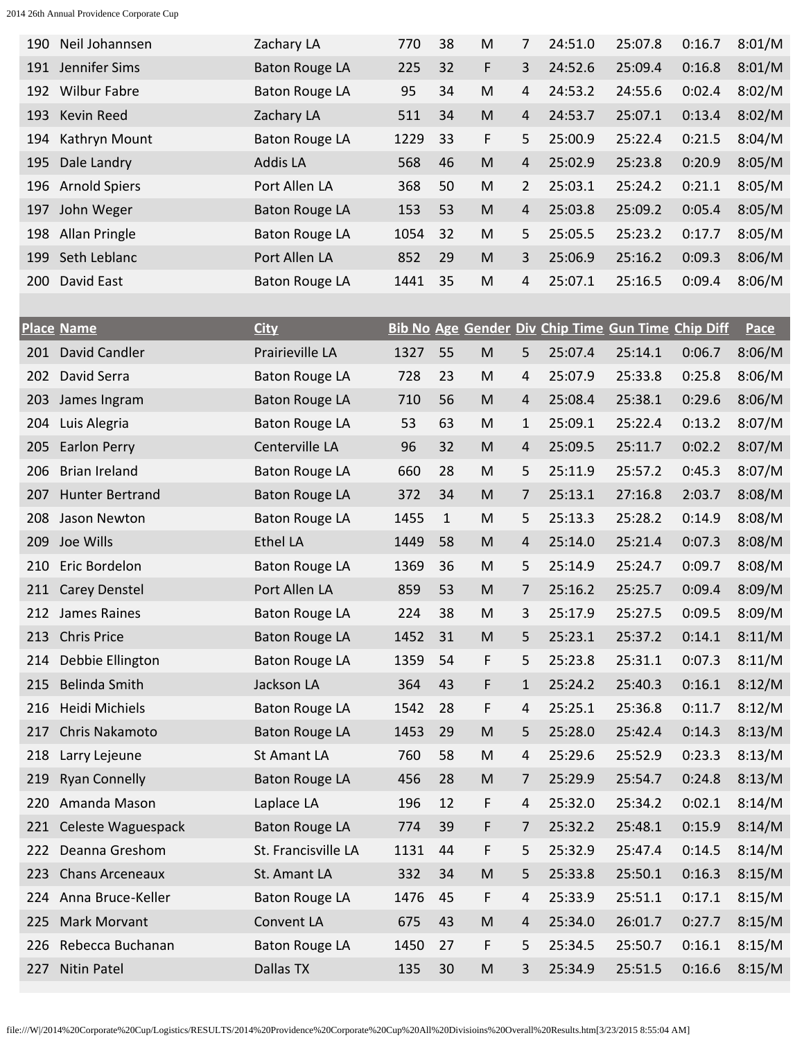| Place | Name | City | Bib No | Age | Gender | Div | Chip Time | Gun Time | Chip Diff | Pace |
|---|---|---|---|---|---|---|---|---|---|---|
| 190 | Neil Johannsen | Zachary LA | 770 | 38 | M | 7 | 24:51.0 | 25:07.8 | 0:16.7 | 8:01/M |
| 191 | Jennifer Sims | Baton Rouge LA | 225 | 32 | F | 3 | 24:52.6 | 25:09.4 | 0:16.8 | 8:01/M |
| 192 | Wilbur Fabre | Baton Rouge LA | 95 | 34 | M | 4 | 24:53.2 | 24:55.6 | 0:02.4 | 8:02/M |
| 193 | Kevin Reed | Zachary LA | 511 | 34 | M | 4 | 24:53.7 | 25:07.1 | 0:13.4 | 8:02/M |
| 194 | Kathryn Mount | Baton Rouge LA | 1229 | 33 | F | 5 | 25:00.9 | 25:22.4 | 0:21.5 | 8:04/M |
| 195 | Dale Landry | Addis LA | 568 | 46 | M | 4 | 25:02.9 | 25:23.8 | 0:20.9 | 8:05/M |
| 196 | Arnold Spiers | Port Allen LA | 368 | 50 | M | 2 | 25:03.1 | 25:24.2 | 0:21.1 | 8:05/M |
| 197 | John Weger | Baton Rouge LA | 153 | 53 | M | 4 | 25:03.8 | 25:09.2 | 0:05.4 | 8:05/M |
| 198 | Allan Pringle | Baton Rouge LA | 1054 | 32 | M | 5 | 25:05.5 | 25:23.2 | 0:17.7 | 8:05/M |
| 199 | Seth Leblanc | Port Allen LA | 852 | 29 | M | 3 | 25:06.9 | 25:16.2 | 0:09.3 | 8:06/M |
| 200 | David East | Baton Rouge LA | 1441 | 35 | M | 4 | 25:07.1 | 25:16.5 | 0:09.4 | 8:06/M |
| 201 | David Candler | Prairieville LA | 1327 | 55 | M | 5 | 25:07.4 | 25:14.1 | 0:06.7 | 8:06/M |
| 202 | David Serra | Baton Rouge LA | 728 | 23 | M | 4 | 25:07.9 | 25:33.8 | 0:25.8 | 8:06/M |
| 203 | James Ingram | Baton Rouge LA | 710 | 56 | M | 4 | 25:08.4 | 25:38.1 | 0:29.6 | 8:06/M |
| 204 | Luis Alegria | Baton Rouge LA | 53 | 63 | M | 1 | 25:09.1 | 25:22.4 | 0:13.2 | 8:07/M |
| 205 | Earlon Perry | Centerville LA | 96 | 32 | M | 4 | 25:09.5 | 25:11.7 | 0:02.2 | 8:07/M |
| 206 | Brian Ireland | Baton Rouge LA | 660 | 28 | M | 5 | 25:11.9 | 25:57.2 | 0:45.3 | 8:07/M |
| 207 | Hunter Bertrand | Baton Rouge LA | 372 | 34 | M | 7 | 25:13.1 | 27:16.8 | 2:03.7 | 8:08/M |
| 208 | Jason Newton | Baton Rouge LA | 1455 | 1 | M | 5 | 25:13.3 | 25:28.2 | 0:14.9 | 8:08/M |
| 209 | Joe Wills | Ethel LA | 1449 | 58 | M | 4 | 25:14.0 | 25:21.4 | 0:07.3 | 8:08/M |
| 210 | Eric Bordelon | Baton Rouge LA | 1369 | 36 | M | 5 | 25:14.9 | 25:24.7 | 0:09.7 | 8:08/M |
| 211 | Carey Denstel | Port Allen LA | 859 | 53 | M | 7 | 25:16.2 | 25:25.7 | 0:09.4 | 8:09/M |
| 212 | James Raines | Baton Rouge LA | 224 | 38 | M | 3 | 25:17.9 | 25:27.5 | 0:09.5 | 8:09/M |
| 213 | Chris Price | Baton Rouge LA | 1452 | 31 | M | 5 | 25:23.1 | 25:37.2 | 0:14.1 | 8:11/M |
| 214 | Debbie Ellington | Baton Rouge LA | 1359 | 54 | F | 5 | 25:23.8 | 25:31.1 | 0:07.3 | 8:11/M |
| 215 | Belinda Smith | Jackson LA | 364 | 43 | F | 1 | 25:24.2 | 25:40.3 | 0:16.1 | 8:12/M |
| 216 | Heidi Michiels | Baton Rouge LA | 1542 | 28 | F | 4 | 25:25.1 | 25:36.8 | 0:11.7 | 8:12/M |
| 217 | Chris Nakamoto | Baton Rouge LA | 1453 | 29 | M | 5 | 25:28.0 | 25:42.4 | 0:14.3 | 8:13/M |
| 218 | Larry Lejeune | St Amant LA | 760 | 58 | M | 4 | 25:29.6 | 25:52.9 | 0:23.3 | 8:13/M |
| 219 | Ryan Connelly | Baton Rouge LA | 456 | 28 | M | 7 | 25:29.9 | 25:54.7 | 0:24.8 | 8:13/M |
| 220 | Amanda Mason | Laplace LA | 196 | 12 | F | 4 | 25:32.0 | 25:34.2 | 0:02.1 | 8:14/M |
| 221 | Celeste Waguespack | Baton Rouge LA | 774 | 39 | F | 7 | 25:32.2 | 25:48.1 | 0:15.9 | 8:14/M |
| 222 | Deanna Greshom | St. Francisville LA | 1131 | 44 | F | 5 | 25:32.9 | 25:47.4 | 0:14.5 | 8:14/M |
| 223 | Chans Arceneaux | St. Amant LA | 332 | 34 | M | 5 | 25:33.8 | 25:50.1 | 0:16.3 | 8:15/M |
| 224 | Anna Bruce-Keller | Baton Rouge LA | 1476 | 45 | F | 4 | 25:33.9 | 25:51.1 | 0:17.1 | 8:15/M |
| 225 | Mark Morvant | Convent LA | 675 | 43 | M | 4 | 25:34.0 | 26:01.7 | 0:27.7 | 8:15/M |
| 226 | Rebecca Buchanan | Baton Rouge LA | 1450 | 27 | F | 5 | 25:34.5 | 25:50.7 | 0:16.1 | 8:15/M |
| 227 | Nitin Patel | Dallas TX | 135 | 30 | M | 3 | 25:34.9 | 25:51.5 | 0:16.6 | 8:15/M |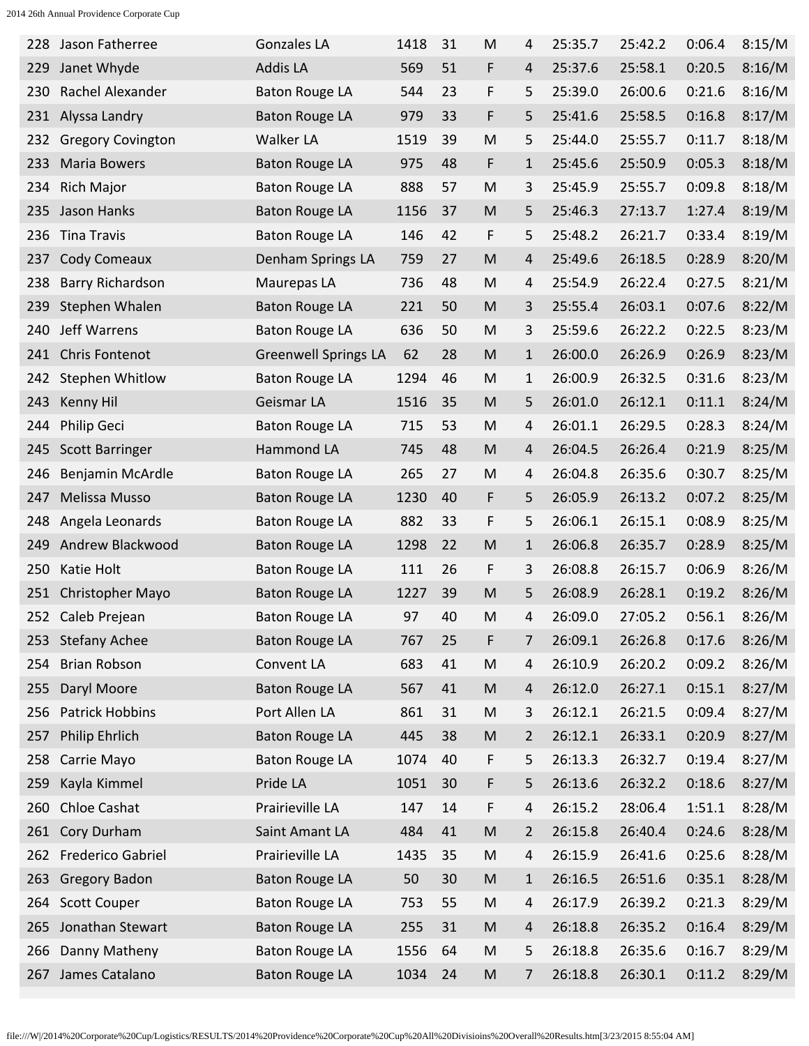| | | | | | | | | | | |
|---|---|---|---|---|---|---|---|---|---|---|
| 228 | Jason Fatherree | Gonzales LA | 1418 | 31 | M | 4 | 25:35.7 | 25:42.2 | 0:06.4 | 8:15/M |
| 229 | Janet Whyde | Addis LA | 569 | 51 | F | 4 | 25:37.6 | 25:58.1 | 0:20.5 | 8:16/M |
| 230 | Rachel Alexander | Baton Rouge LA | 544 | 23 | F | 5 | 25:39.0 | 26:00.6 | 0:21.6 | 8:16/M |
| 231 | Alyssa Landry | Baton Rouge LA | 979 | 33 | F | 5 | 25:41.6 | 25:58.5 | 0:16.8 | 8:17/M |
| 232 | Gregory Covington | Walker LA | 1519 | 39 | M | 5 | 25:44.0 | 25:55.7 | 0:11.7 | 8:18/M |
| 233 | Maria Bowers | Baton Rouge LA | 975 | 48 | F | 1 | 25:45.6 | 25:50.9 | 0:05.3 | 8:18/M |
| 234 | Rich Major | Baton Rouge LA | 888 | 57 | M | 3 | 25:45.9 | 25:55.7 | 0:09.8 | 8:18/M |
| 235 | Jason Hanks | Baton Rouge LA | 1156 | 37 | M | 5 | 25:46.3 | 27:13.7 | 1:27.4 | 8:19/M |
| 236 | Tina Travis | Baton Rouge LA | 146 | 42 | F | 5 | 25:48.2 | 26:21.7 | 0:33.4 | 8:19/M |
| 237 | Cody Comeaux | Denham Springs LA | 759 | 27 | M | 4 | 25:49.6 | 26:18.5 | 0:28.9 | 8:20/M |
| 238 | Barry Richardson | Maurepas LA | 736 | 48 | M | 4 | 25:54.9 | 26:22.4 | 0:27.5 | 8:21/M |
| 239 | Stephen Whalen | Baton Rouge LA | 221 | 50 | M | 3 | 25:55.4 | 26:03.1 | 0:07.6 | 8:22/M |
| 240 | Jeff Warrens | Baton Rouge LA | 636 | 50 | M | 3 | 25:59.6 | 26:22.2 | 0:22.5 | 8:23/M |
| 241 | Chris Fontenot | Greenwell Springs LA | 62 | 28 | M | 1 | 26:00.0 | 26:26.9 | 0:26.9 | 8:23/M |
| 242 | Stephen Whitlow | Baton Rouge LA | 1294 | 46 | M | 1 | 26:00.9 | 26:32.5 | 0:31.6 | 8:23/M |
| 243 | Kenny Hil | Geismar LA | 1516 | 35 | M | 5 | 26:01.0 | 26:12.1 | 0:11.1 | 8:24/M |
| 244 | Philip Geci | Baton Rouge LA | 715 | 53 | M | 4 | 26:01.1 | 26:29.5 | 0:28.3 | 8:24/M |
| 245 | Scott Barringer | Hammond LA | 745 | 48 | M | 4 | 26:04.5 | 26:26.4 | 0:21.9 | 8:25/M |
| 246 | Benjamin McArdle | Baton Rouge LA | 265 | 27 | M | 4 | 26:04.8 | 26:35.6 | 0:30.7 | 8:25/M |
| 247 | Melissa Musso | Baton Rouge LA | 1230 | 40 | F | 5 | 26:05.9 | 26:13.2 | 0:07.2 | 8:25/M |
| 248 | Angela Leonards | Baton Rouge LA | 882 | 33 | F | 5 | 26:06.1 | 26:15.1 | 0:08.9 | 8:25/M |
| 249 | Andrew Blackwood | Baton Rouge LA | 1298 | 22 | M | 1 | 26:06.8 | 26:35.7 | 0:28.9 | 8:25/M |
| 250 | Katie Holt | Baton Rouge LA | 111 | 26 | F | 3 | 26:08.8 | 26:15.7 | 0:06.9 | 8:26/M |
| 251 | Christopher Mayo | Baton Rouge LA | 1227 | 39 | M | 5 | 26:08.9 | 26:28.1 | 0:19.2 | 8:26/M |
| 252 | Caleb Prejean | Baton Rouge LA | 97 | 40 | M | 4 | 26:09.0 | 27:05.2 | 0:56.1 | 8:26/M |
| 253 | Stefany Achee | Baton Rouge LA | 767 | 25 | F | 7 | 26:09.1 | 26:26.8 | 0:17.6 | 8:26/M |
| 254 | Brian Robson | Convent LA | 683 | 41 | M | 4 | 26:10.9 | 26:20.2 | 0:09.2 | 8:26/M |
| 255 | Daryl Moore | Baton Rouge LA | 567 | 41 | M | 4 | 26:12.0 | 26:27.1 | 0:15.1 | 8:27/M |
| 256 | Patrick Hobbins | Port Allen LA | 861 | 31 | M | 3 | 26:12.1 | 26:21.5 | 0:09.4 | 8:27/M |
| 257 | Philip Ehrlich | Baton Rouge LA | 445 | 38 | M | 2 | 26:12.1 | 26:33.1 | 0:20.9 | 8:27/M |
| 258 | Carrie Mayo | Baton Rouge LA | 1074 | 40 | F | 5 | 26:13.3 | 26:32.7 | 0:19.4 | 8:27/M |
| 259 | Kayla Kimmel | Pride LA | 1051 | 30 | F | 5 | 26:13.6 | 26:32.2 | 0:18.6 | 8:27/M |
| 260 | Chloe Cashat | Prairieville LA | 147 | 14 | F | 4 | 26:15.2 | 28:06.4 | 1:51.1 | 8:28/M |
| 261 | Cory Durham | Saint Amant LA | 484 | 41 | M | 2 | 26:15.8 | 26:40.4 | 0:24.6 | 8:28/M |
| 262 | Frederico Gabriel | Prairieville LA | 1435 | 35 | M | 4 | 26:15.9 | 26:41.6 | 0:25.6 | 8:28/M |
| 263 | Gregory Badon | Baton Rouge LA | 50 | 30 | M | 1 | 26:16.5 | 26:51.6 | 0:35.1 | 8:28/M |
| 264 | Scott Couper | Baton Rouge LA | 753 | 55 | M | 4 | 26:17.9 | 26:39.2 | 0:21.3 | 8:29/M |
| 265 | Jonathan Stewart | Baton Rouge LA | 255 | 31 | M | 4 | 26:18.8 | 26:35.2 | 0:16.4 | 8:29/M |
| 266 | Danny Matheny | Baton Rouge LA | 1556 | 64 | M | 5 | 26:18.8 | 26:35.6 | 0:16.7 | 8:29/M |
| 267 | James Catalano | Baton Rouge LA | 1034 | 24 | M | 7 | 26:18.8 | 26:30.1 | 0:11.2 | 8:29/M |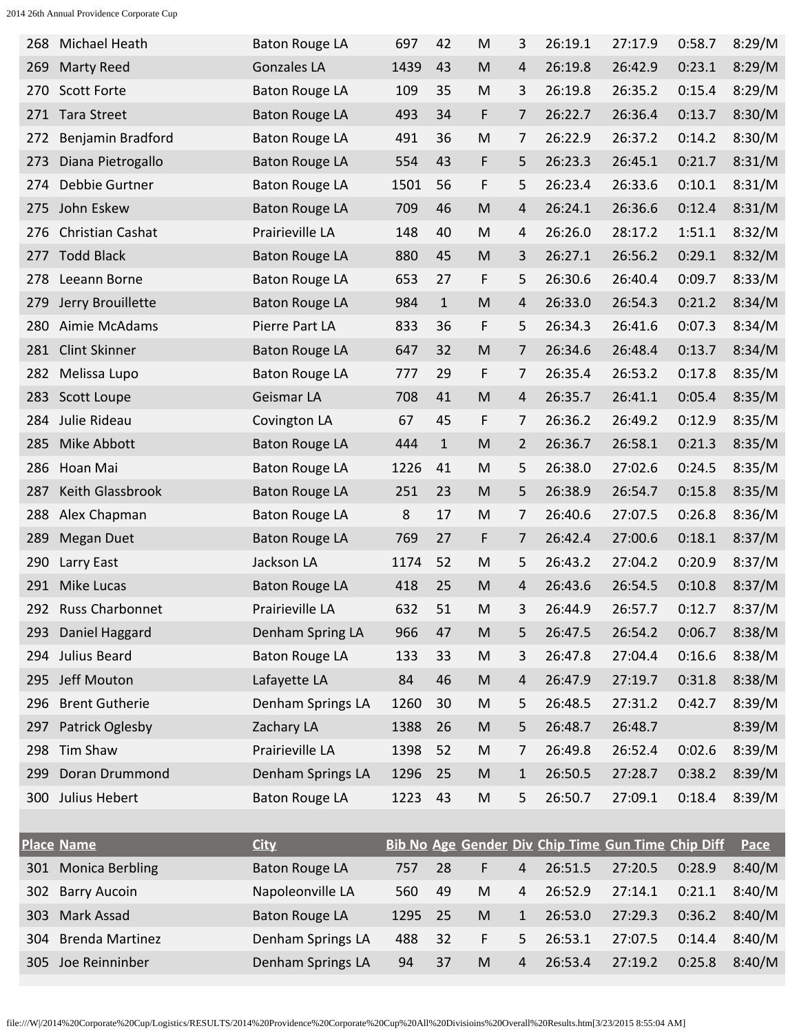| Place | Name | City | Bib No | Age | Gender | Div | Chip Time | Gun Time | Chip Diff | Pace |
|---|---|---|---|---|---|---|---|---|---|---|
| 268 | Michael Heath | Baton Rouge LA | 697 | 42 | M | 3 | 26:19.1 | 27:17.9 | 0:58.7 | 8:29/M |
| 269 | Marty Reed | Gonzales LA | 1439 | 43 | M | 4 | 26:19.8 | 26:42.9 | 0:23.1 | 8:29/M |
| 270 | Scott Forte | Baton Rouge LA | 109 | 35 | M | 3 | 26:19.8 | 26:35.2 | 0:15.4 | 8:29/M |
| 271 | Tara Street | Baton Rouge LA | 493 | 34 | F | 7 | 26:22.7 | 26:36.4 | 0:13.7 | 8:30/M |
| 272 | Benjamin Bradford | Baton Rouge LA | 491 | 36 | M | 7 | 26:22.9 | 26:37.2 | 0:14.2 | 8:30/M |
| 273 | Diana Pietrogallo | Baton Rouge LA | 554 | 43 | F | 5 | 26:23.3 | 26:45.1 | 0:21.7 | 8:31/M |
| 274 | Debbie Gurtner | Baton Rouge LA | 1501 | 56 | F | 5 | 26:23.4 | 26:33.6 | 0:10.1 | 8:31/M |
| 275 | John Eskew | Baton Rouge LA | 709 | 46 | M | 4 | 26:24.1 | 26:36.6 | 0:12.4 | 8:31/M |
| 276 | Christian Cashat | Prairieville LA | 148 | 40 | M | 4 | 26:26.0 | 28:17.2 | 1:51.1 | 8:32/M |
| 277 | Todd Black | Baton Rouge LA | 880 | 45 | M | 3 | 26:27.1 | 26:56.2 | 0:29.1 | 8:32/M |
| 278 | Leeann Borne | Baton Rouge LA | 653 | 27 | F | 5 | 26:30.6 | 26:40.4 | 0:09.7 | 8:33/M |
| 279 | Jerry Brouillette | Baton Rouge LA | 984 | 1 | M | 4 | 26:33.0 | 26:54.3 | 0:21.2 | 8:34/M |
| 280 | Aimie McAdams | Pierre Part LA | 833 | 36 | F | 5 | 26:34.3 | 26:41.6 | 0:07.3 | 8:34/M |
| 281 | Clint Skinner | Baton Rouge LA | 647 | 32 | M | 7 | 26:34.6 | 26:48.4 | 0:13.7 | 8:34/M |
| 282 | Melissa Lupo | Baton Rouge LA | 777 | 29 | F | 7 | 26:35.4 | 26:53.2 | 0:17.8 | 8:35/M |
| 283 | Scott Loupe | Geismar LA | 708 | 41 | M | 4 | 26:35.7 | 26:41.1 | 0:05.4 | 8:35/M |
| 284 | Julie Rideau | Covington LA | 67 | 45 | F | 7 | 26:36.2 | 26:49.2 | 0:12.9 | 8:35/M |
| 285 | Mike Abbott | Baton Rouge LA | 444 | 1 | M | 2 | 26:36.7 | 26:58.1 | 0:21.3 | 8:35/M |
| 286 | Hoan Mai | Baton Rouge LA | 1226 | 41 | M | 5 | 26:38.0 | 27:02.6 | 0:24.5 | 8:35/M |
| 287 | Keith Glassbrook | Baton Rouge LA | 251 | 23 | M | 5 | 26:38.9 | 26:54.7 | 0:15.8 | 8:35/M |
| 288 | Alex Chapman | Baton Rouge LA | 8 | 17 | M | 7 | 26:40.6 | 27:07.5 | 0:26.8 | 8:36/M |
| 289 | Megan Duet | Baton Rouge LA | 769 | 27 | F | 7 | 26:42.4 | 27:00.6 | 0:18.1 | 8:37/M |
| 290 | Larry East | Jackson LA | 1174 | 52 | M | 5 | 26:43.2 | 27:04.2 | 0:20.9 | 8:37/M |
| 291 | Mike Lucas | Baton Rouge LA | 418 | 25 | M | 4 | 26:43.6 | 26:54.5 | 0:10.8 | 8:37/M |
| 292 | Russ Charbonnet | Prairieville LA | 632 | 51 | M | 3 | 26:44.9 | 26:57.7 | 0:12.7 | 8:37/M |
| 293 | Daniel Haggard | Denham Spring LA | 966 | 47 | M | 5 | 26:47.5 | 26:54.2 | 0:06.7 | 8:38/M |
| 294 | Julius Beard | Baton Rouge LA | 133 | 33 | M | 3 | 26:47.8 | 27:04.4 | 0:16.6 | 8:38/M |
| 295 | Jeff Mouton | Lafayette LA | 84 | 46 | M | 4 | 26:47.9 | 27:19.7 | 0:31.8 | 8:38/M |
| 296 | Brent Gutherie | Denham Springs LA | 1260 | 30 | M | 5 | 26:48.5 | 27:31.2 | 0:42.7 | 8:39/M |
| 297 | Patrick Oglesby | Zachary LA | 1388 | 26 | M | 5 | 26:48.7 | 26:48.7 | | 8:39/M |
| 298 | Tim Shaw | Prairieville LA | 1398 | 52 | M | 7 | 26:49.8 | 26:52.4 | 0:02.6 | 8:39/M |
| 299 | Doran Drummond | Denham Springs LA | 1296 | 25 | M | 1 | 26:50.5 | 27:28.7 | 0:38.2 | 8:39/M |
| 300 | Julius Hebert | Baton Rouge LA | 1223 | 43 | M | 5 | 26:50.7 | 27:09.1 | 0:18.4 | 8:39/M |
| 301 | Monica Berbling | Baton Rouge LA | 757 | 28 | F | 4 | 26:51.5 | 27:20.5 | 0:28.9 | 8:40/M |
| 302 | Barry Aucoin | Napoleonville LA | 560 | 49 | M | 4 | 26:52.9 | 27:14.1 | 0:21.1 | 8:40/M |
| 303 | Mark Assad | Baton Rouge LA | 1295 | 25 | M | 1 | 26:53.0 | 27:29.3 | 0:36.2 | 8:40/M |
| 304 | Brenda Martinez | Denham Springs LA | 488 | 32 | F | 5 | 26:53.1 | 27:07.5 | 0:14.4 | 8:40/M |
| 305 | Joe Reinninber | Denham Springs LA | 94 | 37 | M | 4 | 26:53.4 | 27:19.2 | 0:25.8 | 8:40/M |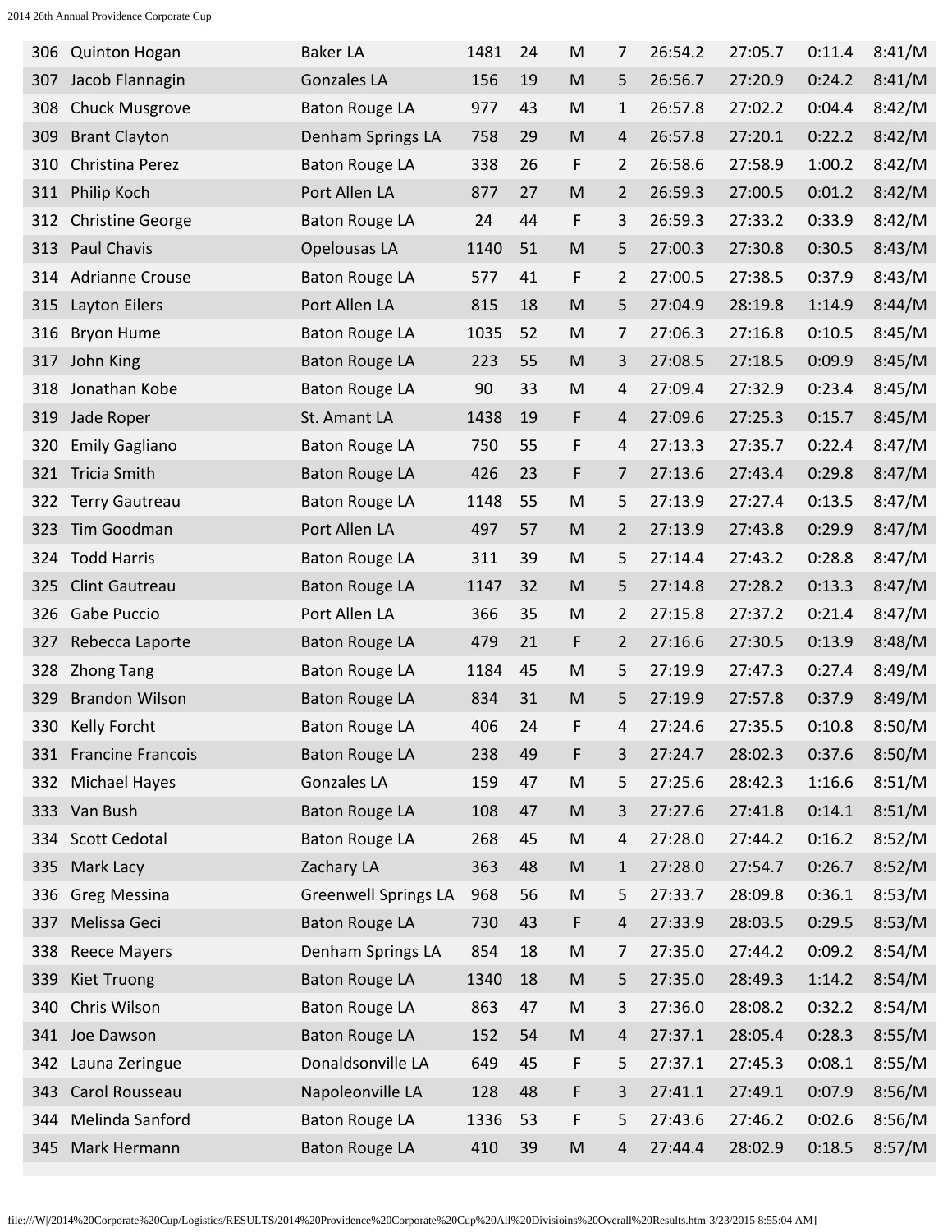| | | | | | | | | | | |
|---|---|---|---|---|---|---|---|---|---|---|
| 306 | Quinton Hogan | Baker LA | 1481 | 24 | M | 7 | 26:54.2 | 27:05.7 | 0:11.4 | 8:41/M |
| 307 | Jacob Flannagin | Gonzales LA | 156 | 19 | M | 5 | 26:56.7 | 27:20.9 | 0:24.2 | 8:41/M |
| 308 | Chuck Musgrove | Baton Rouge LA | 977 | 43 | M | 1 | 26:57.8 | 27:02.2 | 0:04.4 | 8:42/M |
| 309 | Brant Clayton | Denham Springs LA | 758 | 29 | M | 4 | 26:57.8 | 27:20.1 | 0:22.2 | 8:42/M |
| 310 | Christina Perez | Baton Rouge LA | 338 | 26 | F | 2 | 26:58.6 | 27:58.9 | 1:00.2 | 8:42/M |
| 311 | Philip Koch | Port Allen LA | 877 | 27 | M | 2 | 26:59.3 | 27:00.5 | 0:01.2 | 8:42/M |
| 312 | Christine George | Baton Rouge LA | 24 | 44 | F | 3 | 26:59.3 | 27:33.2 | 0:33.9 | 8:42/M |
| 313 | Paul Chavis | Opelousas LA | 1140 | 51 | M | 5 | 27:00.3 | 27:30.8 | 0:30.5 | 8:43/M |
| 314 | Adrianne Crouse | Baton Rouge LA | 577 | 41 | F | 2 | 27:00.5 | 27:38.5 | 0:37.9 | 8:43/M |
| 315 | Layton Eilers | Port Allen LA | 815 | 18 | M | 5 | 27:04.9 | 28:19.8 | 1:14.9 | 8:44/M |
| 316 | Bryon Hume | Baton Rouge LA | 1035 | 52 | M | 7 | 27:06.3 | 27:16.8 | 0:10.5 | 8:45/M |
| 317 | John King | Baton Rouge LA | 223 | 55 | M | 3 | 27:08.5 | 27:18.5 | 0:09.9 | 8:45/M |
| 318 | Jonathan Kobe | Baton Rouge LA | 90 | 33 | M | 4 | 27:09.4 | 27:32.9 | 0:23.4 | 8:45/M |
| 319 | Jade Roper | St. Amant LA | 1438 | 19 | F | 4 | 27:09.6 | 27:25.3 | 0:15.7 | 8:45/M |
| 320 | Emily Gagliano | Baton Rouge LA | 750 | 55 | F | 4 | 27:13.3 | 27:35.7 | 0:22.4 | 8:47/M |
| 321 | Tricia Smith | Baton Rouge LA | 426 | 23 | F | 7 | 27:13.6 | 27:43.4 | 0:29.8 | 8:47/M |
| 322 | Terry Gautreau | Baton Rouge LA | 1148 | 55 | M | 5 | 27:13.9 | 27:27.4 | 0:13.5 | 8:47/M |
| 323 | Tim Goodman | Port Allen LA | 497 | 57 | M | 2 | 27:13.9 | 27:43.8 | 0:29.9 | 8:47/M |
| 324 | Todd Harris | Baton Rouge LA | 311 | 39 | M | 5 | 27:14.4 | 27:43.2 | 0:28.8 | 8:47/M |
| 325 | Clint Gautreau | Baton Rouge LA | 1147 | 32 | M | 5 | 27:14.8 | 27:28.2 | 0:13.3 | 8:47/M |
| 326 | Gabe Puccio | Port Allen LA | 366 | 35 | M | 2 | 27:15.8 | 27:37.2 | 0:21.4 | 8:47/M |
| 327 | Rebecca Laporte | Baton Rouge LA | 479 | 21 | F | 2 | 27:16.6 | 27:30.5 | 0:13.9 | 8:48/M |
| 328 | Zhong Tang | Baton Rouge LA | 1184 | 45 | M | 5 | 27:19.9 | 27:47.3 | 0:27.4 | 8:49/M |
| 329 | Brandon Wilson | Baton Rouge LA | 834 | 31 | M | 5 | 27:19.9 | 27:57.8 | 0:37.9 | 8:49/M |
| 330 | Kelly Forcht | Baton Rouge LA | 406 | 24 | F | 4 | 27:24.6 | 27:35.5 | 0:10.8 | 8:50/M |
| 331 | Francine Francois | Baton Rouge LA | 238 | 49 | F | 3 | 27:24.7 | 28:02.3 | 0:37.6 | 8:50/M |
| 332 | Michael Hayes | Gonzales LA | 159 | 47 | M | 5 | 27:25.6 | 28:42.3 | 1:16.6 | 8:51/M |
| 333 | Van Bush | Baton Rouge LA | 108 | 47 | M | 3 | 27:27.6 | 27:41.8 | 0:14.1 | 8:51/M |
| 334 | Scott Cedotal | Baton Rouge LA | 268 | 45 | M | 4 | 27:28.0 | 27:44.2 | 0:16.2 | 8:52/M |
| 335 | Mark Lacy | Zachary LA | 363 | 48 | M | 1 | 27:28.0 | 27:54.7 | 0:26.7 | 8:52/M |
| 336 | Greg Messina | Greenwell Springs LA | 968 | 56 | M | 5 | 27:33.7 | 28:09.8 | 0:36.1 | 8:53/M |
| 337 | Melissa Geci | Baton Rouge LA | 730 | 43 | F | 4 | 27:33.9 | 28:03.5 | 0:29.5 | 8:53/M |
| 338 | Reece Mayers | Denham Springs LA | 854 | 18 | M | 7 | 27:35.0 | 27:44.2 | 0:09.2 | 8:54/M |
| 339 | Kiet Truong | Baton Rouge LA | 1340 | 18 | M | 5 | 27:35.0 | 28:49.3 | 1:14.2 | 8:54/M |
| 340 | Chris Wilson | Baton Rouge LA | 863 | 47 | M | 3 | 27:36.0 | 28:08.2 | 0:32.2 | 8:54/M |
| 341 | Joe Dawson | Baton Rouge LA | 152 | 54 | M | 4 | 27:37.1 | 28:05.4 | 0:28.3 | 8:55/M |
| 342 | Launa Zeringue | Donaldsonville LA | 649 | 45 | F | 5 | 27:37.1 | 27:45.3 | 0:08.1 | 8:55/M |
| 343 | Carol Rousseau | Napoleonville LA | 128 | 48 | F | 3 | 27:41.1 | 27:49.1 | 0:07.9 | 8:56/M |
| 344 | Melinda Sanford | Baton Rouge LA | 1336 | 53 | F | 5 | 27:43.6 | 27:46.2 | 0:02.6 | 8:56/M |
| 345 | Mark Hermann | Baton Rouge LA | 410 | 39 | M | 4 | 27:44.4 | 28:02.9 | 0:18.5 | 8:57/M |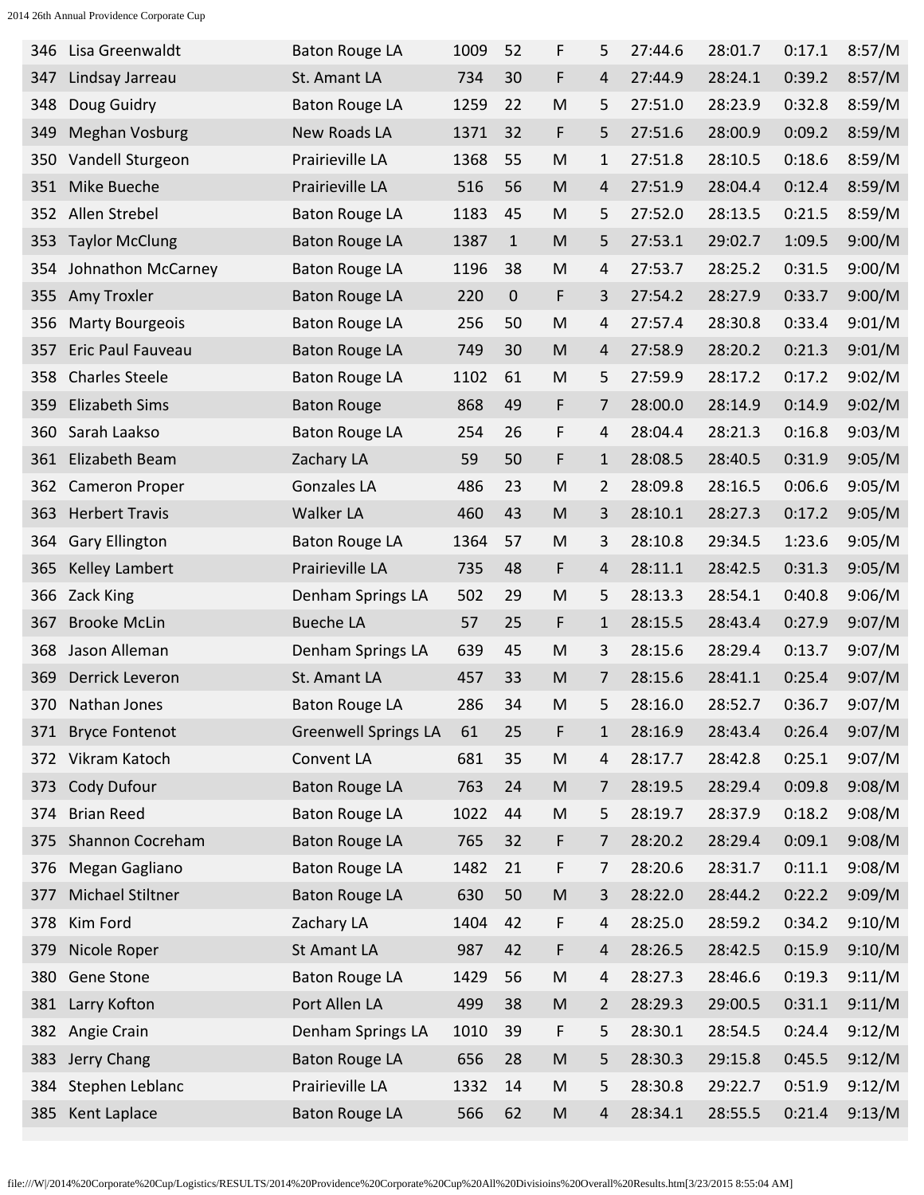| | | | | | | | | | | |
|---|---|---|---|---|---|---|---|---|---|---|
| 346 | Lisa Greenwaldt | Baton Rouge LA | 1009 | 52 | F | 5 | 27:44.6 | 28:01.7 | 0:17.1 | 8:57/M |
| 347 | Lindsay Jarreau | St. Amant LA | 734 | 30 | F | 4 | 27:44.9 | 28:24.1 | 0:39.2 | 8:57/M |
| 348 | Doug Guidry | Baton Rouge LA | 1259 | 22 | M | 5 | 27:51.0 | 28:23.9 | 0:32.8 | 8:59/M |
| 349 | Meghan Vosburg | New Roads LA | 1371 | 32 | F | 5 | 27:51.6 | 28:00.9 | 0:09.2 | 8:59/M |
| 350 | Vandell Sturgeon | Prairieville LA | 1368 | 55 | M | 1 | 27:51.8 | 28:10.5 | 0:18.6 | 8:59/M |
| 351 | Mike Bueche | Prairieville LA | 516 | 56 | M | 4 | 27:51.9 | 28:04.4 | 0:12.4 | 8:59/M |
| 352 | Allen Strebel | Baton Rouge LA | 1183 | 45 | M | 5 | 27:52.0 | 28:13.5 | 0:21.5 | 8:59/M |
| 353 | Taylor McClung | Baton Rouge LA | 1387 | 1 | M | 5 | 27:53.1 | 29:02.7 | 1:09.5 | 9:00/M |
| 354 | Johnathon McCarney | Baton Rouge LA | 1196 | 38 | M | 4 | 27:53.7 | 28:25.2 | 0:31.5 | 9:00/M |
| 355 | Amy Troxler | Baton Rouge LA | 220 | 0 | F | 3 | 27:54.2 | 28:27.9 | 0:33.7 | 9:00/M |
| 356 | Marty Bourgeois | Baton Rouge LA | 256 | 50 | M | 4 | 27:57.4 | 28:30.8 | 0:33.4 | 9:01/M |
| 357 | Eric Paul Fauveau | Baton Rouge LA | 749 | 30 | M | 4 | 27:58.9 | 28:20.2 | 0:21.3 | 9:01/M |
| 358 | Charles Steele | Baton Rouge LA | 1102 | 61 | M | 5 | 27:59.9 | 28:17.2 | 0:17.2 | 9:02/M |
| 359 | Elizabeth Sims | Baton Rouge | 868 | 49 | F | 7 | 28:00.0 | 28:14.9 | 0:14.9 | 9:02/M |
| 360 | Sarah Laakso | Baton Rouge LA | 254 | 26 | F | 4 | 28:04.4 | 28:21.3 | 0:16.8 | 9:03/M |
| 361 | Elizabeth Beam | Zachary LA | 59 | 50 | F | 1 | 28:08.5 | 28:40.5 | 0:31.9 | 9:05/M |
| 362 | Cameron Proper | Gonzales LA | 486 | 23 | M | 2 | 28:09.8 | 28:16.5 | 0:06.6 | 9:05/M |
| 363 | Herbert Travis | Walker LA | 460 | 43 | M | 3 | 28:10.1 | 28:27.3 | 0:17.2 | 9:05/M |
| 364 | Gary Ellington | Baton Rouge LA | 1364 | 57 | M | 3 | 28:10.8 | 29:34.5 | 1:23.6 | 9:05/M |
| 365 | Kelley Lambert | Prairieville LA | 735 | 48 | F | 4 | 28:11.1 | 28:42.5 | 0:31.3 | 9:05/M |
| 366 | Zack King | Denham Springs LA | 502 | 29 | M | 5 | 28:13.3 | 28:54.1 | 0:40.8 | 9:06/M |
| 367 | Brooke McLin | Bueche LA | 57 | 25 | F | 1 | 28:15.5 | 28:43.4 | 0:27.9 | 9:07/M |
| 368 | Jason Alleman | Denham Springs LA | 639 | 45 | M | 3 | 28:15.6 | 28:29.4 | 0:13.7 | 9:07/M |
| 369 | Derrick Leveron | St. Amant LA | 457 | 33 | M | 7 | 28:15.6 | 28:41.1 | 0:25.4 | 9:07/M |
| 370 | Nathan Jones | Baton Rouge LA | 286 | 34 | M | 5 | 28:16.0 | 28:52.7 | 0:36.7 | 9:07/M |
| 371 | Bryce Fontenot | Greenwell Springs LA | 61 | 25 | F | 1 | 28:16.9 | 28:43.4 | 0:26.4 | 9:07/M |
| 372 | Vikram Katoch | Convent LA | 681 | 35 | M | 4 | 28:17.7 | 28:42.8 | 0:25.1 | 9:07/M |
| 373 | Cody Dufour | Baton Rouge LA | 763 | 24 | M | 7 | 28:19.5 | 28:29.4 | 0:09.8 | 9:08/M |
| 374 | Brian Reed | Baton Rouge LA | 1022 | 44 | M | 5 | 28:19.7 | 28:37.9 | 0:18.2 | 9:08/M |
| 375 | Shannon Cocreham | Baton Rouge LA | 765 | 32 | F | 7 | 28:20.2 | 28:29.4 | 0:09.1 | 9:08/M |
| 376 | Megan Gagliano | Baton Rouge LA | 1482 | 21 | F | 7 | 28:20.6 | 28:31.7 | 0:11.1 | 9:08/M |
| 377 | Michael Stiltner | Baton Rouge LA | 630 | 50 | M | 3 | 28:22.0 | 28:44.2 | 0:22.2 | 9:09/M |
| 378 | Kim Ford | Zachary LA | 1404 | 42 | F | 4 | 28:25.0 | 28:59.2 | 0:34.2 | 9:10/M |
| 379 | Nicole Roper | St Amant LA | 987 | 42 | F | 4 | 28:26.5 | 28:42.5 | 0:15.9 | 9:10/M |
| 380 | Gene Stone | Baton Rouge LA | 1429 | 56 | M | 4 | 28:27.3 | 28:46.6 | 0:19.3 | 9:11/M |
| 381 | Larry Kofton | Port Allen LA | 499 | 38 | M | 2 | 28:29.3 | 29:00.5 | 0:31.1 | 9:11/M |
| 382 | Angie Crain | Denham Springs LA | 1010 | 39 | F | 5 | 28:30.1 | 28:54.5 | 0:24.4 | 9:12/M |
| 383 | Jerry Chang | Baton Rouge LA | 656 | 28 | M | 5 | 28:30.3 | 29:15.8 | 0:45.5 | 9:12/M |
| 384 | Stephen Leblanc | Prairieville LA | 1332 | 14 | M | 5 | 28:30.8 | 29:22.7 | 0:51.9 | 9:12/M |
| 385 | Kent Laplace | Baton Rouge LA | 566 | 62 | M | 4 | 28:34.1 | 28:55.5 | 0:21.4 | 9:13/M |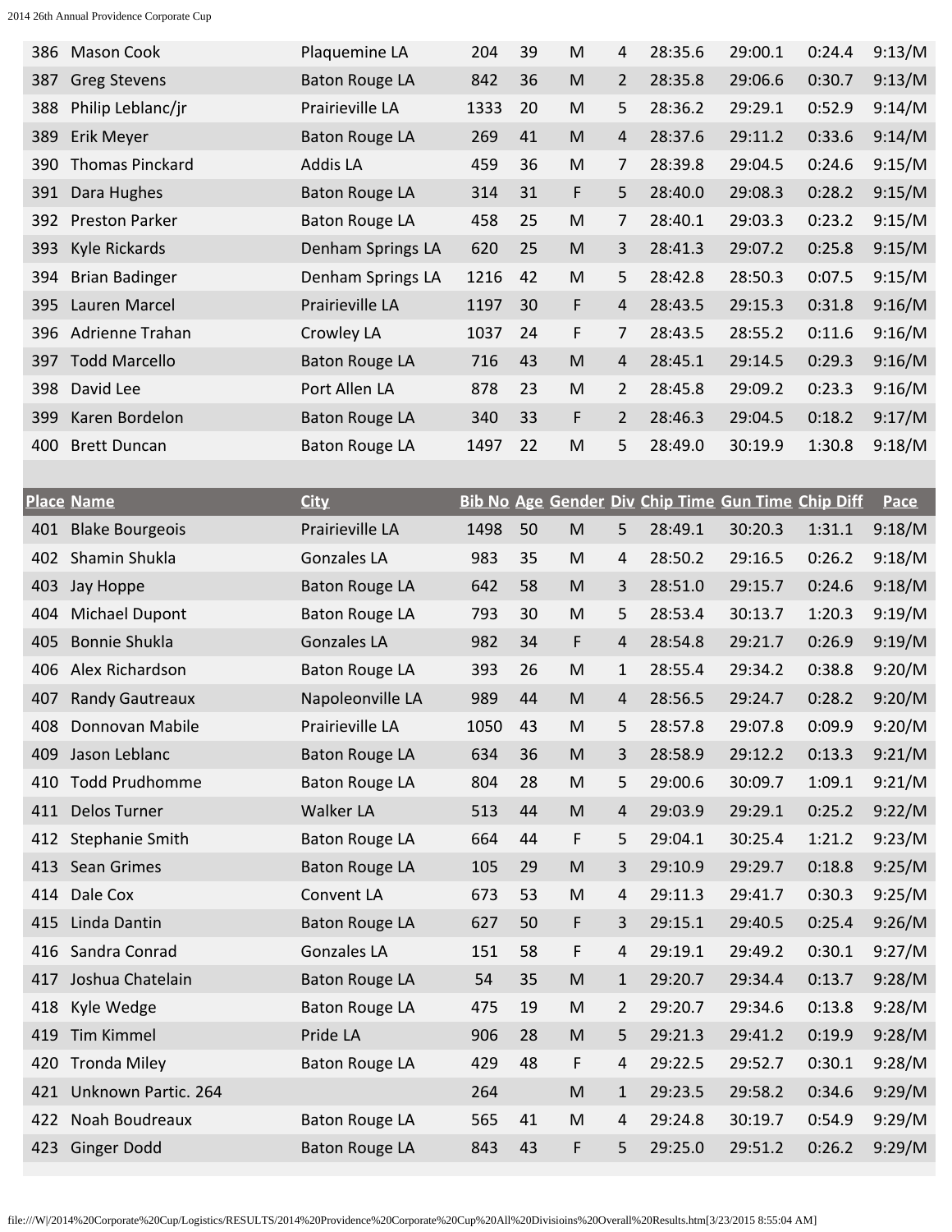| Place | Name | City | Bib No | Age | Gender | Div | Chip Time | Gun Time | Chip Diff | Pace |
|---|---|---|---|---|---|---|---|---|---|---|
| 386 | Mason Cook | Plaquemine LA | 204 | 39 | M | 4 | 28:35.6 | 29:00.1 | 0:24.4 | 9:13/M |
| 387 | Greg Stevens | Baton Rouge LA | 842 | 36 | M | 2 | 28:35.8 | 29:06.6 | 0:30.7 | 9:13/M |
| 388 | Philip Leblanc/jr | Prairieville LA | 1333 | 20 | M | 5 | 28:36.2 | 29:29.1 | 0:52.9 | 9:14/M |
| 389 | Erik Meyer | Baton Rouge LA | 269 | 41 | M | 4 | 28:37.6 | 29:11.2 | 0:33.6 | 9:14/M |
| 390 | Thomas Pinckard | Addis LA | 459 | 36 | M | 7 | 28:39.8 | 29:04.5 | 0:24.6 | 9:15/M |
| 391 | Dara Hughes | Baton Rouge LA | 314 | 31 | F | 5 | 28:40.0 | 29:08.3 | 0:28.2 | 9:15/M |
| 392 | Preston Parker | Baton Rouge LA | 458 | 25 | M | 7 | 28:40.1 | 29:03.3 | 0:23.2 | 9:15/M |
| 393 | Kyle Rickards | Denham Springs LA | 620 | 25 | M | 3 | 28:41.3 | 29:07.2 | 0:25.8 | 9:15/M |
| 394 | Brian Badinger | Denham Springs LA | 1216 | 42 | M | 5 | 28:42.8 | 28:50.3 | 0:07.5 | 9:15/M |
| 395 | Lauren Marcel | Prairieville LA | 1197 | 30 | F | 4 | 28:43.5 | 29:15.3 | 0:31.8 | 9:16/M |
| 396 | Adrienne Trahan | Crowley LA | 1037 | 24 | F | 7 | 28:43.5 | 28:55.2 | 0:11.6 | 9:16/M |
| 397 | Todd Marcello | Baton Rouge LA | 716 | 43 | M | 4 | 28:45.1 | 29:14.5 | 0:29.3 | 9:16/M |
| 398 | David Lee | Port Allen LA | 878 | 23 | M | 2 | 28:45.8 | 29:09.2 | 0:23.3 | 9:16/M |
| 399 | Karen Bordelon | Baton Rouge LA | 340 | 33 | F | 2 | 28:46.3 | 29:04.5 | 0:18.2 | 9:17/M |
| 400 | Brett Duncan | Baton Rouge LA | 1497 | 22 | M | 5 | 28:49.0 | 30:19.9 | 1:30.8 | 9:18/M |
| 401 | Blake Bourgeois | Prairieville LA | 1498 | 50 | M | 5 | 28:49.1 | 30:20.3 | 1:31.1 | 9:18/M |
| 402 | Shamin Shukla | Gonzales LA | 983 | 35 | M | 4 | 28:50.2 | 29:16.5 | 0:26.2 | 9:18/M |
| 403 | Jay Hoppe | Baton Rouge LA | 642 | 58 | M | 3 | 28:51.0 | 29:15.7 | 0:24.6 | 9:18/M |
| 404 | Michael Dupont | Baton Rouge LA | 793 | 30 | M | 5 | 28:53.4 | 30:13.7 | 1:20.3 | 9:19/M |
| 405 | Bonnie Shukla | Gonzales LA | 982 | 34 | F | 4 | 28:54.8 | 29:21.7 | 0:26.9 | 9:19/M |
| 406 | Alex Richardson | Baton Rouge LA | 393 | 26 | M | 1 | 28:55.4 | 29:34.2 | 0:38.8 | 9:20/M |
| 407 | Randy Gautreaux | Napoleonville LA | 989 | 44 | M | 4 | 28:56.5 | 29:24.7 | 0:28.2 | 9:20/M |
| 408 | Donnovan Mabile | Prairieville LA | 1050 | 43 | M | 5 | 28:57.8 | 29:07.8 | 0:09.9 | 9:20/M |
| 409 | Jason Leblanc | Baton Rouge LA | 634 | 36 | M | 3 | 28:58.9 | 29:12.2 | 0:13.3 | 9:21/M |
| 410 | Todd Prudhomme | Baton Rouge LA | 804 | 28 | M | 5 | 29:00.6 | 30:09.7 | 1:09.1 | 9:21/M |
| 411 | Delos Turner | Walker LA | 513 | 44 | M | 4 | 29:03.9 | 29:29.1 | 0:25.2 | 9:22/M |
| 412 | Stephanie Smith | Baton Rouge LA | 664 | 44 | F | 5 | 29:04.1 | 30:25.4 | 1:21.2 | 9:23/M |
| 413 | Sean Grimes | Baton Rouge LA | 105 | 29 | M | 3 | 29:10.9 | 29:29.7 | 0:18.8 | 9:25/M |
| 414 | Dale Cox | Convent LA | 673 | 53 | M | 4 | 29:11.3 | 29:41.7 | 0:30.3 | 9:25/M |
| 415 | Linda Dantin | Baton Rouge LA | 627 | 50 | F | 3 | 29:15.1 | 29:40.5 | 0:25.4 | 9:26/M |
| 416 | Sandra Conrad | Gonzales LA | 151 | 58 | F | 4 | 29:19.1 | 29:49.2 | 0:30.1 | 9:27/M |
| 417 | Joshua Chatelain | Baton Rouge LA | 54 | 35 | M | 1 | 29:20.7 | 29:34.4 | 0:13.7 | 9:28/M |
| 418 | Kyle Wedge | Baton Rouge LA | 475 | 19 | M | 2 | 29:20.7 | 29:34.6 | 0:13.8 | 9:28/M |
| 419 | Tim Kimmel | Pride LA | 906 | 28 | M | 5 | 29:21.3 | 29:41.2 | 0:19.9 | 9:28/M |
| 420 | Tronda Miley | Baton Rouge LA | 429 | 48 | F | 4 | 29:22.5 | 29:52.7 | 0:30.1 | 9:28/M |
| 421 | Unknown Partic. 264 | | 264 | | M | 1 | 29:23.5 | 29:58.2 | 0:34.6 | 9:29/M |
| 422 | Noah Boudreaux | Baton Rouge LA | 565 | 41 | M | 4 | 29:24.8 | 30:19.7 | 0:54.9 | 9:29/M |
| 423 | Ginger Dodd | Baton Rouge LA | 843 | 43 | F | 5 | 29:25.0 | 29:51.2 | 0:26.2 | 9:29/M |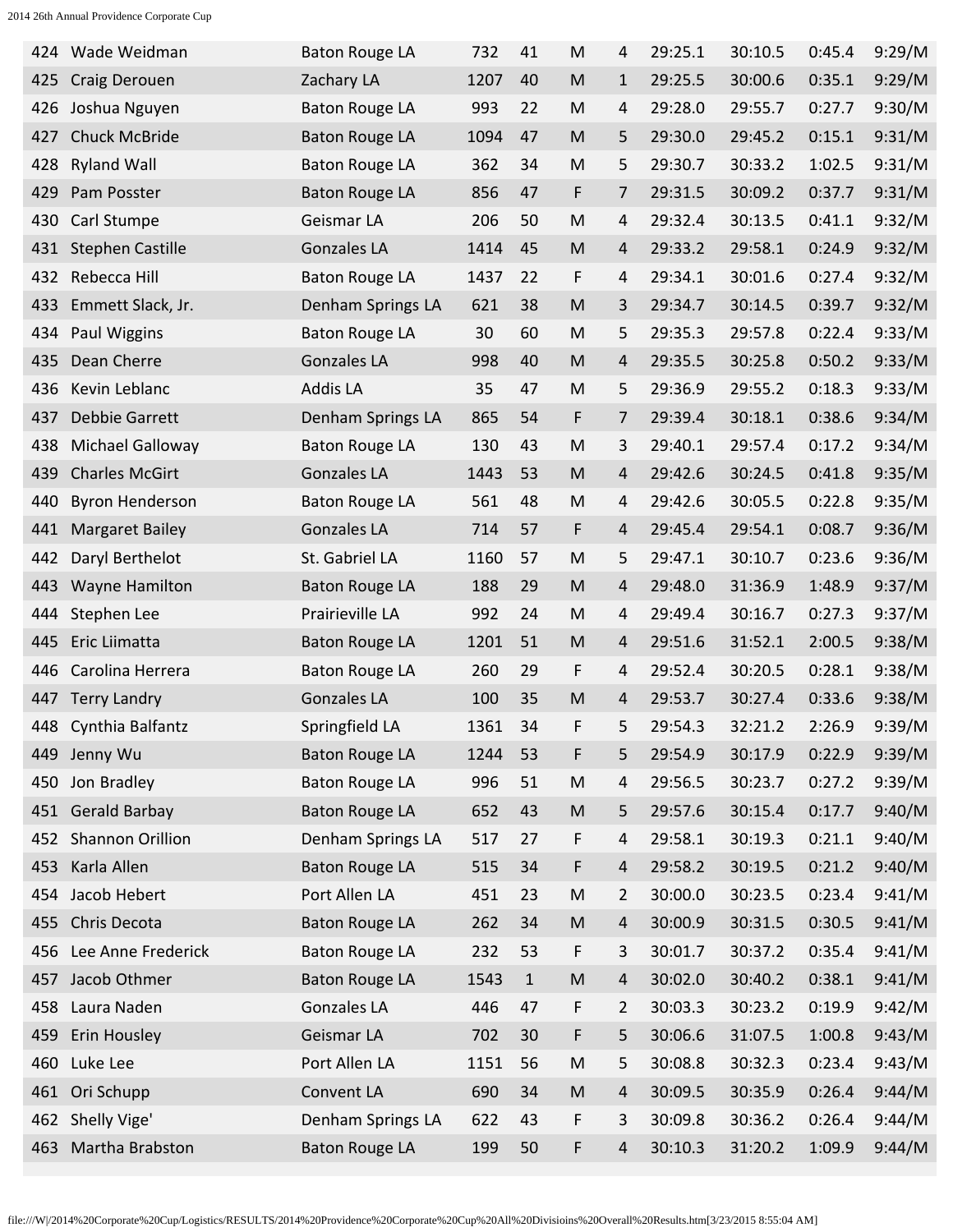| 424 | Wade Weidman | Baton Rouge LA | 732 | 41 | M | 4 | 29:25.1 | 30:10.5 | 0:45.4 | 9:29/M |
|---|---|---|---|---|---|---|---|---|---|---|
| 425 | Craig Derouen | Zachary LA | 1207 | 40 | M | 1 | 29:25.5 | 30:00.6 | 0:35.1 | 9:29/M |
| 426 | Joshua Nguyen | Baton Rouge LA | 993 | 22 | M | 4 | 29:28.0 | 29:55.7 | 0:27.7 | 9:30/M |
| 427 | Chuck McBride | Baton Rouge LA | 1094 | 47 | M | 5 | 29:30.0 | 29:45.2 | 0:15.1 | 9:31/M |
| 428 | Ryland Wall | Baton Rouge LA | 362 | 34 | M | 5 | 29:30.7 | 30:33.2 | 1:02.5 | 9:31/M |
| 429 | Pam Posster | Baton Rouge LA | 856 | 47 | F | 7 | 29:31.5 | 30:09.2 | 0:37.7 | 9:31/M |
| 430 | Carl Stumpe | Geismar LA | 206 | 50 | M | 4 | 29:32.4 | 30:13.5 | 0:41.1 | 9:32/M |
| 431 | Stephen Castille | Gonzales LA | 1414 | 45 | M | 4 | 29:33.2 | 29:58.1 | 0:24.9 | 9:32/M |
| 432 | Rebecca Hill | Baton Rouge LA | 1437 | 22 | F | 4 | 29:34.1 | 30:01.6 | 0:27.4 | 9:32/M |
| 433 | Emmett Slack, Jr. | Denham Springs LA | 621 | 38 | M | 3 | 29:34.7 | 30:14.5 | 0:39.7 | 9:32/M |
| 434 | Paul Wiggins | Baton Rouge LA | 30 | 60 | M | 5 | 29:35.3 | 29:57.8 | 0:22.4 | 9:33/M |
| 435 | Dean Cherre | Gonzales LA | 998 | 40 | M | 4 | 29:35.5 | 30:25.8 | 0:50.2 | 9:33/M |
| 436 | Kevin Leblanc | Addis LA | 35 | 47 | M | 5 | 29:36.9 | 29:55.2 | 0:18.3 | 9:33/M |
| 437 | Debbie Garrett | Denham Springs LA | 865 | 54 | F | 7 | 29:39.4 | 30:18.1 | 0:38.6 | 9:34/M |
| 438 | Michael Galloway | Baton Rouge LA | 130 | 43 | M | 3 | 29:40.1 | 29:57.4 | 0:17.2 | 9:34/M |
| 439 | Charles McGirt | Gonzales LA | 1443 | 53 | M | 4 | 29:42.6 | 30:24.5 | 0:41.8 | 9:35/M |
| 440 | Byron Henderson | Baton Rouge LA | 561 | 48 | M | 4 | 29:42.6 | 30:05.5 | 0:22.8 | 9:35/M |
| 441 | Margaret Bailey | Gonzales LA | 714 | 57 | F | 4 | 29:45.4 | 29:54.1 | 0:08.7 | 9:36/M |
| 442 | Daryl Berthelot | St. Gabriel LA | 1160 | 57 | M | 5 | 29:47.1 | 30:10.7 | 0:23.6 | 9:36/M |
| 443 | Wayne Hamilton | Baton Rouge LA | 188 | 29 | M | 4 | 29:48.0 | 31:36.9 | 1:48.9 | 9:37/M |
| 444 | Stephen Lee | Prairieville LA | 992 | 24 | M | 4 | 29:49.4 | 30:16.7 | 0:27.3 | 9:37/M |
| 445 | Eric Liimatta | Baton Rouge LA | 1201 | 51 | M | 4 | 29:51.6 | 31:52.1 | 2:00.5 | 9:38/M |
| 446 | Carolina Herrera | Baton Rouge LA | 260 | 29 | F | 4 | 29:52.4 | 30:20.5 | 0:28.1 | 9:38/M |
| 447 | Terry Landry | Gonzales LA | 100 | 35 | M | 4 | 29:53.7 | 30:27.4 | 0:33.6 | 9:38/M |
| 448 | Cynthia Balfantz | Springfield LA | 1361 | 34 | F | 5 | 29:54.3 | 32:21.2 | 2:26.9 | 9:39/M |
| 449 | Jenny Wu | Baton Rouge LA | 1244 | 53 | F | 5 | 29:54.9 | 30:17.9 | 0:22.9 | 9:39/M |
| 450 | Jon Bradley | Baton Rouge LA | 996 | 51 | M | 4 | 29:56.5 | 30:23.7 | 0:27.2 | 9:39/M |
| 451 | Gerald Barbay | Baton Rouge LA | 652 | 43 | M | 5 | 29:57.6 | 30:15.4 | 0:17.7 | 9:40/M |
| 452 | Shannon Orillion | Denham Springs LA | 517 | 27 | F | 4 | 29:58.1 | 30:19.3 | 0:21.1 | 9:40/M |
| 453 | Karla Allen | Baton Rouge LA | 515 | 34 | F | 4 | 29:58.2 | 30:19.5 | 0:21.2 | 9:40/M |
| 454 | Jacob Hebert | Port Allen LA | 451 | 23 | M | 2 | 30:00.0 | 30:23.5 | 0:23.4 | 9:41/M |
| 455 | Chris Decota | Baton Rouge LA | 262 | 34 | M | 4 | 30:00.9 | 30:31.5 | 0:30.5 | 9:41/M |
| 456 | Lee Anne Frederick | Baton Rouge LA | 232 | 53 | F | 3 | 30:01.7 | 30:37.2 | 0:35.4 | 9:41/M |
| 457 | Jacob Othmer | Baton Rouge LA | 1543 | 1 | M | 4 | 30:02.0 | 30:40.2 | 0:38.1 | 9:41/M |
| 458 | Laura Naden | Gonzales LA | 446 | 47 | F | 2 | 30:03.3 | 30:23.2 | 0:19.9 | 9:42/M |
| 459 | Erin Housley | Geismar LA | 702 | 30 | F | 5 | 30:06.6 | 31:07.5 | 1:00.8 | 9:43/M |
| 460 | Luke Lee | Port Allen LA | 1151 | 56 | M | 5 | 30:08.8 | 30:32.3 | 0:23.4 | 9:43/M |
| 461 | Ori Schupp | Convent LA | 690 | 34 | M | 4 | 30:09.5 | 30:35.9 | 0:26.4 | 9:44/M |
| 462 | Shelly Vige' | Denham Springs LA | 622 | 43 | F | 3 | 30:09.8 | 30:36.2 | 0:26.4 | 9:44/M |
| 463 | Martha Brabston | Baton Rouge LA | 199 | 50 | F | 4 | 30:10.3 | 31:20.2 | 1:09.9 | 9:44/M |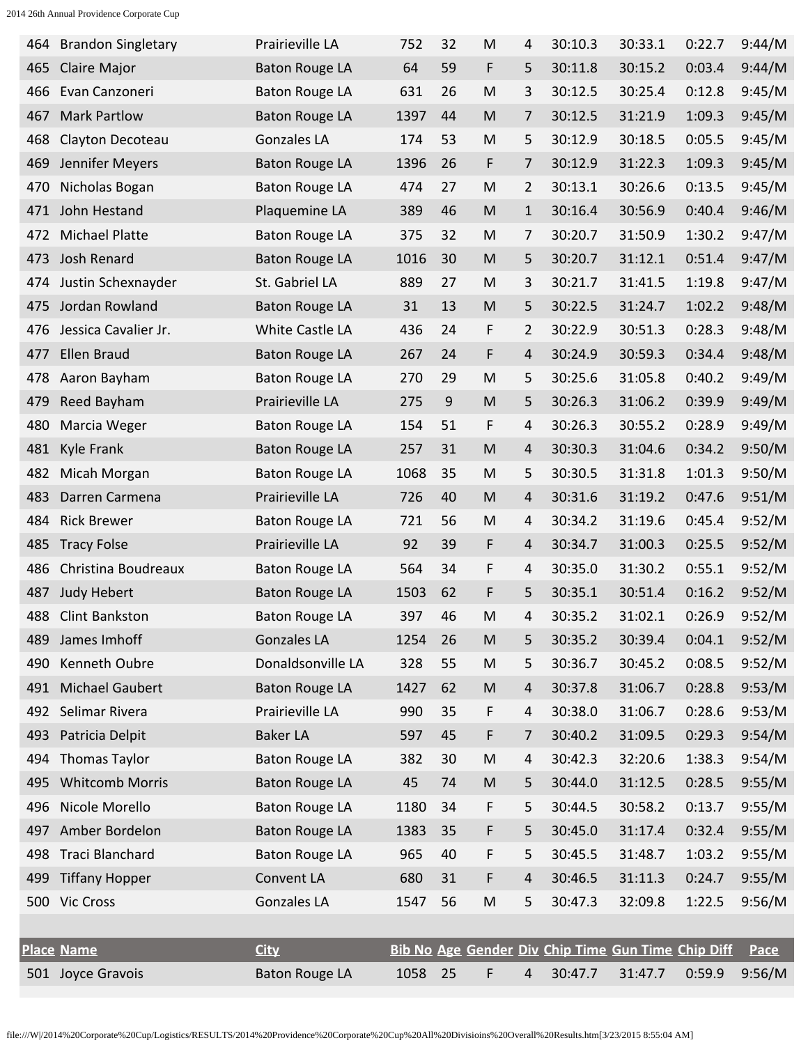| Place | Name | City | Bib No | Age | Gender | Div | Chip Time | Gun Time | Chip Diff | Pace |
|---|---|---|---|---|---|---|---|---|---|---|
| 464 | Brandon Singletary | Prairieville LA | 752 | 32 | M | 4 | 30:10.3 | 30:33.1 | 0:22.7 | 9:44/M |
| 465 | Claire Major | Baton Rouge LA | 64 | 59 | F | 5 | 30:11.8 | 30:15.2 | 0:03.4 | 9:44/M |
| 466 | Evan Canzoneri | Baton Rouge LA | 631 | 26 | M | 3 | 30:12.5 | 30:25.4 | 0:12.8 | 9:45/M |
| 467 | Mark Partlow | Baton Rouge LA | 1397 | 44 | M | 7 | 30:12.5 | 31:21.9 | 1:09.3 | 9:45/M |
| 468 | Clayton Decoteau | Gonzales LA | 174 | 53 | M | 5 | 30:12.9 | 30:18.5 | 0:05.5 | 9:45/M |
| 469 | Jennifer Meyers | Baton Rouge LA | 1396 | 26 | F | 7 | 30:12.9 | 31:22.3 | 1:09.3 | 9:45/M |
| 470 | Nicholas Bogan | Baton Rouge LA | 474 | 27 | M | 2 | 30:13.1 | 30:26.6 | 0:13.5 | 9:45/M |
| 471 | John Hestand | Plaquemine LA | 389 | 46 | M | 1 | 30:16.4 | 30:56.9 | 0:40.4 | 9:46/M |
| 472 | Michael Platte | Baton Rouge LA | 375 | 32 | M | 7 | 30:20.7 | 31:50.9 | 1:30.2 | 9:47/M |
| 473 | Josh Renard | Baton Rouge LA | 1016 | 30 | M | 5 | 30:20.7 | 31:12.1 | 0:51.4 | 9:47/M |
| 474 | Justin Schexnayder | St. Gabriel LA | 889 | 27 | M | 3 | 30:21.7 | 31:41.5 | 1:19.8 | 9:47/M |
| 475 | Jordan Rowland | Baton Rouge LA | 31 | 13 | M | 5 | 30:22.5 | 31:24.7 | 1:02.2 | 9:48/M |
| 476 | Jessica Cavalier Jr. | White Castle LA | 436 | 24 | F | 2 | 30:22.9 | 30:51.3 | 0:28.3 | 9:48/M |
| 477 | Ellen Braud | Baton Rouge LA | 267 | 24 | F | 4 | 30:24.9 | 30:59.3 | 0:34.4 | 9:48/M |
| 478 | Aaron Bayham | Baton Rouge LA | 270 | 29 | M | 5 | 30:25.6 | 31:05.8 | 0:40.2 | 9:49/M |
| 479 | Reed Bayham | Prairieville LA | 275 | 9 | M | 5 | 30:26.3 | 31:06.2 | 0:39.9 | 9:49/M |
| 480 | Marcia Weger | Baton Rouge LA | 154 | 51 | F | 4 | 30:26.3 | 30:55.2 | 0:28.9 | 9:49/M |
| 481 | Kyle Frank | Baton Rouge LA | 257 | 31 | M | 4 | 30:30.3 | 31:04.6 | 0:34.2 | 9:50/M |
| 482 | Micah Morgan | Baton Rouge LA | 1068 | 35 | M | 5 | 30:30.5 | 31:31.8 | 1:01.3 | 9:50/M |
| 483 | Darren Carmena | Prairieville LA | 726 | 40 | M | 4 | 30:31.6 | 31:19.2 | 0:47.6 | 9:51/M |
| 484 | Rick Brewer | Baton Rouge LA | 721 | 56 | M | 4 | 30:34.2 | 31:19.6 | 0:45.4 | 9:52/M |
| 485 | Tracy Folse | Prairieville LA | 92 | 39 | F | 4 | 30:34.7 | 31:00.3 | 0:25.5 | 9:52/M |
| 486 | Christina Boudreaux | Baton Rouge LA | 564 | 34 | F | 4 | 30:35.0 | 31:30.2 | 0:55.1 | 9:52/M |
| 487 | Judy Hebert | Baton Rouge LA | 1503 | 62 | F | 5 | 30:35.1 | 30:51.4 | 0:16.2 | 9:52/M |
| 488 | Clint Bankston | Baton Rouge LA | 397 | 46 | M | 4 | 30:35.2 | 31:02.1 | 0:26.9 | 9:52/M |
| 489 | James Imhoff | Gonzales LA | 1254 | 26 | M | 5 | 30:35.2 | 30:39.4 | 0:04.1 | 9:52/M |
| 490 | Kenneth Oubre | Donaldsonville LA | 328 | 55 | M | 5 | 30:36.7 | 30:45.2 | 0:08.5 | 9:52/M |
| 491 | Michael Gaubert | Baton Rouge LA | 1427 | 62 | M | 4 | 30:37.8 | 31:06.7 | 0:28.8 | 9:53/M |
| 492 | Selimar Rivera | Prairieville LA | 990 | 35 | F | 4 | 30:38.0 | 31:06.7 | 0:28.6 | 9:53/M |
| 493 | Patricia Delpit | Baker LA | 597 | 45 | F | 7 | 30:40.2 | 31:09.5 | 0:29.3 | 9:54/M |
| 494 | Thomas Taylor | Baton Rouge LA | 382 | 30 | M | 4 | 30:42.3 | 32:20.6 | 1:38.3 | 9:54/M |
| 495 | Whitcomb Morris | Baton Rouge LA | 45 | 74 | M | 5 | 30:44.0 | 31:12.5 | 0:28.5 | 9:55/M |
| 496 | Nicole Morello | Baton Rouge LA | 1180 | 34 | F | 5 | 30:44.5 | 30:58.2 | 0:13.7 | 9:55/M |
| 497 | Amber Bordelon | Baton Rouge LA | 1383 | 35 | F | 5 | 30:45.0 | 31:17.4 | 0:32.4 | 9:55/M |
| 498 | Traci Blanchard | Baton Rouge LA | 965 | 40 | F | 5 | 30:45.5 | 31:48.7 | 1:03.2 | 9:55/M |
| 499 | Tiffany Hopper | Convent LA | 680 | 31 | F | 4 | 30:46.5 | 31:11.3 | 0:24.7 | 9:55/M |
| 500 | Vic Cross | Gonzales LA | 1547 | 56 | M | 5 | 30:47.3 | 32:09.8 | 1:22.5 | 9:56/M |
| 501 | Joyce Gravois | Baton Rouge LA | 1058 | 25 | F | 4 | 30:47.7 | 31:47.7 | 0:59.9 | 9:56/M |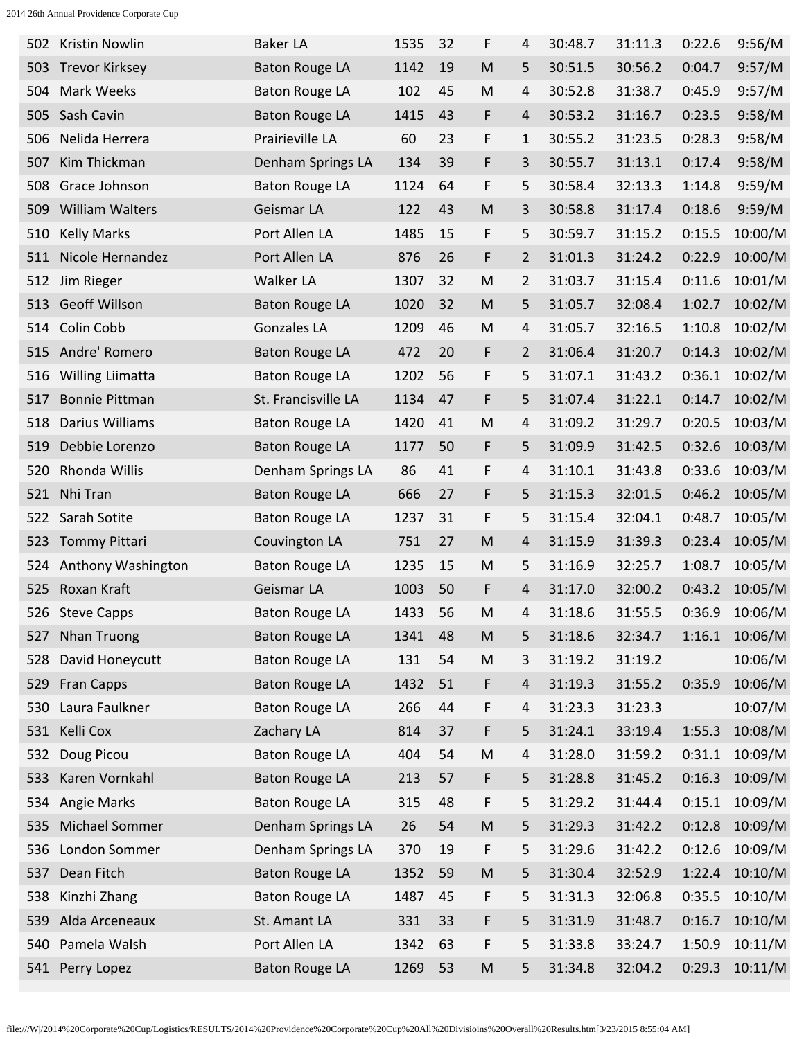| | | | | | | | | | | |
|---|---|---|---|---|---|---|---|---|---|---|
| 502 | Kristin Nowlin | Baker LA | 1535 | 32 | F | 4 | 30:48.7 | 31:11.3 | 0:22.6 | 9:56/M |
| 503 | Trevor Kirksey | Baton Rouge LA | 1142 | 19 | M | 5 | 30:51.5 | 30:56.2 | 0:04.7 | 9:57/M |
| 504 | Mark Weeks | Baton Rouge LA | 102 | 45 | M | 4 | 30:52.8 | 31:38.7 | 0:45.9 | 9:57/M |
| 505 | Sash Cavin | Baton Rouge LA | 1415 | 43 | F | 4 | 30:53.2 | 31:16.7 | 0:23.5 | 9:58/M |
| 506 | Nelida Herrera | Prairieville LA | 60 | 23 | F | 1 | 30:55.2 | 31:23.5 | 0:28.3 | 9:58/M |
| 507 | Kim Thickman | Denham Springs LA | 134 | 39 | F | 3 | 30:55.7 | 31:13.1 | 0:17.4 | 9:58/M |
| 508 | Grace Johnson | Baton Rouge LA | 1124 | 64 | F | 5 | 30:58.4 | 32:13.3 | 1:14.8 | 9:59/M |
| 509 | William Walters | Geismar LA | 122 | 43 | M | 3 | 30:58.8 | 31:17.4 | 0:18.6 | 9:59/M |
| 510 | Kelly Marks | Port Allen LA | 1485 | 15 | F | 5 | 30:59.7 | 31:15.2 | 0:15.5 | 10:00/M |
| 511 | Nicole Hernandez | Port Allen LA | 876 | 26 | F | 2 | 31:01.3 | 31:24.2 | 0:22.9 | 10:00/M |
| 512 | Jim Rieger | Walker LA | 1307 | 32 | M | 2 | 31:03.7 | 31:15.4 | 0:11.6 | 10:01/M |
| 513 | Geoff Willson | Baton Rouge LA | 1020 | 32 | M | 5 | 31:05.7 | 32:08.4 | 1:02.7 | 10:02/M |
| 514 | Colin Cobb | Gonzales LA | 1209 | 46 | M | 4 | 31:05.7 | 32:16.5 | 1:10.8 | 10:02/M |
| 515 | Andre' Romero | Baton Rouge LA | 472 | 20 | F | 2 | 31:06.4 | 31:20.7 | 0:14.3 | 10:02/M |
| 516 | Willing Liimatta | Baton Rouge LA | 1202 | 56 | F | 5 | 31:07.1 | 31:43.2 | 0:36.1 | 10:02/M |
| 517 | Bonnie Pittman | St. Francisville LA | 1134 | 47 | F | 5 | 31:07.4 | 31:22.1 | 0:14.7 | 10:02/M |
| 518 | Darius Williams | Baton Rouge LA | 1420 | 41 | M | 4 | 31:09.2 | 31:29.7 | 0:20.5 | 10:03/M |
| 519 | Debbie Lorenzo | Baton Rouge LA | 1177 | 50 | F | 5 | 31:09.9 | 31:42.5 | 0:32.6 | 10:03/M |
| 520 | Rhonda Willis | Denham Springs LA | 86 | 41 | F | 4 | 31:10.1 | 31:43.8 | 0:33.6 | 10:03/M |
| 521 | Nhi Tran | Baton Rouge LA | 666 | 27 | F | 5 | 31:15.3 | 32:01.5 | 0:46.2 | 10:05/M |
| 522 | Sarah Sotite | Baton Rouge LA | 1237 | 31 | F | 5 | 31:15.4 | 32:04.1 | 0:48.7 | 10:05/M |
| 523 | Tommy Pittari | Couvington LA | 751 | 27 | M | 4 | 31:15.9 | 31:39.3 | 0:23.4 | 10:05/M |
| 524 | Anthony Washington | Baton Rouge LA | 1235 | 15 | M | 5 | 31:16.9 | 32:25.7 | 1:08.7 | 10:05/M |
| 525 | Roxan Kraft | Geismar LA | 1003 | 50 | F | 4 | 31:17.0 | 32:00.2 | 0:43.2 | 10:05/M |
| 526 | Steve Capps | Baton Rouge LA | 1433 | 56 | M | 4 | 31:18.6 | 31:55.5 | 0:36.9 | 10:06/M |
| 527 | Nhan Truong | Baton Rouge LA | 1341 | 48 | M | 5 | 31:18.6 | 32:34.7 | 1:16.1 | 10:06/M |
| 528 | David Honeycutt | Baton Rouge LA | 131 | 54 | M | 3 | 31:19.2 | 31:19.2 | | 10:06/M |
| 529 | Fran Capps | Baton Rouge LA | 1432 | 51 | F | 4 | 31:19.3 | 31:55.2 | 0:35.9 | 10:06/M |
| 530 | Laura Faulkner | Baton Rouge LA | 266 | 44 | F | 4 | 31:23.3 | 31:23.3 | | 10:07/M |
| 531 | Kelli Cox | Zachary LA | 814 | 37 | F | 5 | 31:24.1 | 33:19.4 | 1:55.3 | 10:08/M |
| 532 | Doug Picou | Baton Rouge LA | 404 | 54 | M | 4 | 31:28.0 | 31:59.2 | 0:31.1 | 10:09/M |
| 533 | Karen Vornkahl | Baton Rouge LA | 213 | 57 | F | 5 | 31:28.8 | 31:45.2 | 0:16.3 | 10:09/M |
| 534 | Angie Marks | Baton Rouge LA | 315 | 48 | F | 5 | 31:29.2 | 31:44.4 | 0:15.1 | 10:09/M |
| 535 | Michael Sommer | Denham Springs LA | 26 | 54 | M | 5 | 31:29.3 | 31:42.2 | 0:12.8 | 10:09/M |
| 536 | London Sommer | Denham Springs LA | 370 | 19 | F | 5 | 31:29.6 | 31:42.2 | 0:12.6 | 10:09/M |
| 537 | Dean Fitch | Baton Rouge LA | 1352 | 59 | M | 5 | 31:30.4 | 32:52.9 | 1:22.4 | 10:10/M |
| 538 | Kinzhi Zhang | Baton Rouge LA | 1487 | 45 | F | 5 | 31:31.3 | 32:06.8 | 0:35.5 | 10:10/M |
| 539 | Alda Arceneaux | St. Amant LA | 331 | 33 | F | 5 | 31:31.9 | 31:48.7 | 0:16.7 | 10:10/M |
| 540 | Pamela Walsh | Port Allen LA | 1342 | 63 | F | 5 | 31:33.8 | 33:24.7 | 1:50.9 | 10:11/M |
| 541 | Perry Lopez | Baton Rouge LA | 1269 | 53 | M | 5 | 31:34.8 | 32:04.2 | 0:29.3 | 10:11/M |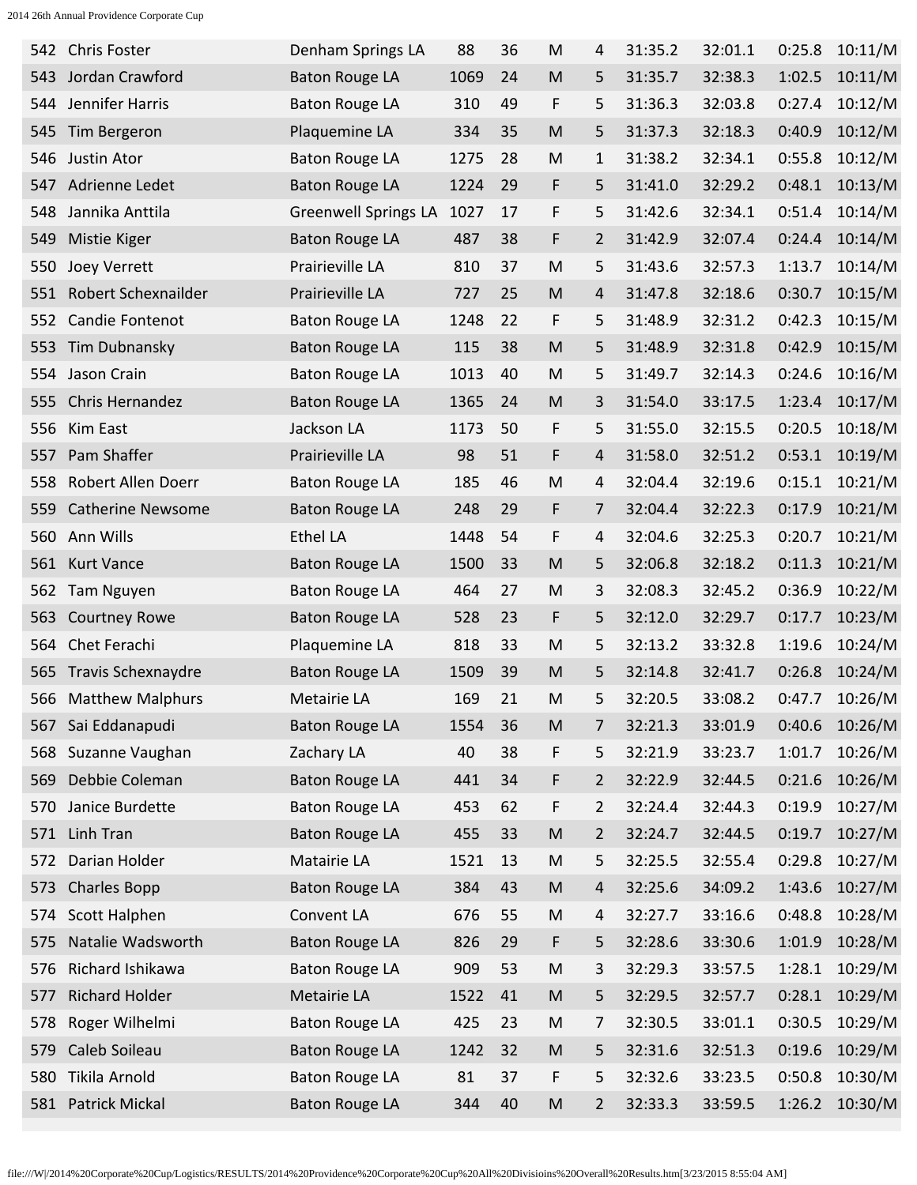| | | | | | | | | | | |
|---|---|---|---|---|---|---|---|---|---|---|
| 542 | Chris Foster | Denham Springs LA | 88 | 36 | M | 4 | 31:35.2 | 32:01.1 | 0:25.8 | 10:11/M |
| 543 | Jordan Crawford | Baton Rouge LA | 1069 | 24 | M | 5 | 31:35.7 | 32:38.3 | 1:02.5 | 10:11/M |
| 544 | Jennifer Harris | Baton Rouge LA | 310 | 49 | F | 5 | 31:36.3 | 32:03.8 | 0:27.4 | 10:12/M |
| 545 | Tim Bergeron | Plaquemine LA | 334 | 35 | M | 5 | 31:37.3 | 32:18.3 | 0:40.9 | 10:12/M |
| 546 | Justin Ator | Baton Rouge LA | 1275 | 28 | M | 1 | 31:38.2 | 32:34.1 | 0:55.8 | 10:12/M |
| 547 | Adrienne Ledet | Baton Rouge LA | 1224 | 29 | F | 5 | 31:41.0 | 32:29.2 | 0:48.1 | 10:13/M |
| 548 | Jannika Anttila | Greenwell Springs LA | 1027 | 17 | F | 5 | 31:42.6 | 32:34.1 | 0:51.4 | 10:14/M |
| 549 | Mistie Kiger | Baton Rouge LA | 487 | 38 | F | 2 | 31:42.9 | 32:07.4 | 0:24.4 | 10:14/M |
| 550 | Joey Verrett | Prairieville LA | 810 | 37 | M | 5 | 31:43.6 | 32:57.3 | 1:13.7 | 10:14/M |
| 551 | Robert Schexnailder | Prairieville LA | 727 | 25 | M | 4 | 31:47.8 | 32:18.6 | 0:30.7 | 10:15/M |
| 552 | Candie Fontenot | Baton Rouge LA | 1248 | 22 | F | 5 | 31:48.9 | 32:31.2 | 0:42.3 | 10:15/M |
| 553 | Tim Dubnansky | Baton Rouge LA | 115 | 38 | M | 5 | 31:48.9 | 32:31.8 | 0:42.9 | 10:15/M |
| 554 | Jason Crain | Baton Rouge LA | 1013 | 40 | M | 5 | 31:49.7 | 32:14.3 | 0:24.6 | 10:16/M |
| 555 | Chris Hernandez | Baton Rouge LA | 1365 | 24 | M | 3 | 31:54.0 | 33:17.5 | 1:23.4 | 10:17/M |
| 556 | Kim East | Jackson LA | 1173 | 50 | F | 5 | 31:55.0 | 32:15.5 | 0:20.5 | 10:18/M |
| 557 | Pam Shaffer | Prairieville LA | 98 | 51 | F | 4 | 31:58.0 | 32:51.2 | 0:53.1 | 10:19/M |
| 558 | Robert Allen Doerr | Baton Rouge LA | 185 | 46 | M | 4 | 32:04.4 | 32:19.6 | 0:15.1 | 10:21/M |
| 559 | Catherine Newsome | Baton Rouge LA | 248 | 29 | F | 7 | 32:04.4 | 32:22.3 | 0:17.9 | 10:21/M |
| 560 | Ann Wills | Ethel LA | 1448 | 54 | F | 4 | 32:04.6 | 32:25.3 | 0:20.7 | 10:21/M |
| 561 | Kurt Vance | Baton Rouge LA | 1500 | 33 | M | 5 | 32:06.8 | 32:18.2 | 0:11.3 | 10:21/M |
| 562 | Tam Nguyen | Baton Rouge LA | 464 | 27 | M | 3 | 32:08.3 | 32:45.2 | 0:36.9 | 10:22/M |
| 563 | Courtney Rowe | Baton Rouge LA | 528 | 23 | F | 5 | 32:12.0 | 32:29.7 | 0:17.7 | 10:23/M |
| 564 | Chet Ferachi | Plaquemine LA | 818 | 33 | M | 5 | 32:13.2 | 33:32.8 | 1:19.6 | 10:24/M |
| 565 | Travis Schexnaydre | Baton Rouge LA | 1509 | 39 | M | 5 | 32:14.8 | 32:41.7 | 0:26.8 | 10:24/M |
| 566 | Matthew Malphurs | Metairie LA | 169 | 21 | M | 5 | 32:20.5 | 33:08.2 | 0:47.7 | 10:26/M |
| 567 | Sai Eddanapudi | Baton Rouge LA | 1554 | 36 | M | 7 | 32:21.3 | 33:01.9 | 0:40.6 | 10:26/M |
| 568 | Suzanne Vaughan | Zachary LA | 40 | 38 | F | 5 | 32:21.9 | 33:23.7 | 1:01.7 | 10:26/M |
| 569 | Debbie Coleman | Baton Rouge LA | 441 | 34 | F | 2 | 32:22.9 | 32:44.5 | 0:21.6 | 10:26/M |
| 570 | Janice Burdette | Baton Rouge LA | 453 | 62 | F | 2 | 32:24.4 | 32:44.3 | 0:19.9 | 10:27/M |
| 571 | Linh Tran | Baton Rouge LA | 455 | 33 | M | 2 | 32:24.7 | 32:44.5 | 0:19.7 | 10:27/M |
| 572 | Darian Holder | Matairie LA | 1521 | 13 | M | 5 | 32:25.5 | 32:55.4 | 0:29.8 | 10:27/M |
| 573 | Charles Bopp | Baton Rouge LA | 384 | 43 | M | 4 | 32:25.6 | 34:09.2 | 1:43.6 | 10:27/M |
| 574 | Scott Halphen | Convent LA | 676 | 55 | M | 4 | 32:27.7 | 33:16.6 | 0:48.8 | 10:28/M |
| 575 | Natalie Wadsworth | Baton Rouge LA | 826 | 29 | F | 5 | 32:28.6 | 33:30.6 | 1:01.9 | 10:28/M |
| 576 | Richard Ishikawa | Baton Rouge LA | 909 | 53 | M | 3 | 32:29.3 | 33:57.5 | 1:28.1 | 10:29/M |
| 577 | Richard Holder | Metairie LA | 1522 | 41 | M | 5 | 32:29.5 | 32:57.7 | 0:28.1 | 10:29/M |
| 578 | Roger Wilhelmi | Baton Rouge LA | 425 | 23 | M | 7 | 32:30.5 | 33:01.1 | 0:30.5 | 10:29/M |
| 579 | Caleb Soileau | Baton Rouge LA | 1242 | 32 | M | 5 | 32:31.6 | 32:51.3 | 0:19.6 | 10:29/M |
| 580 | Tikila Arnold | Baton Rouge LA | 81 | 37 | F | 5 | 32:32.6 | 33:23.5 | 0:50.8 | 10:30/M |
| 581 | Patrick Mickal | Baton Rouge LA | 344 | 40 | M | 2 | 32:33.3 | 33:59.5 | 1:26.2 | 10:30/M |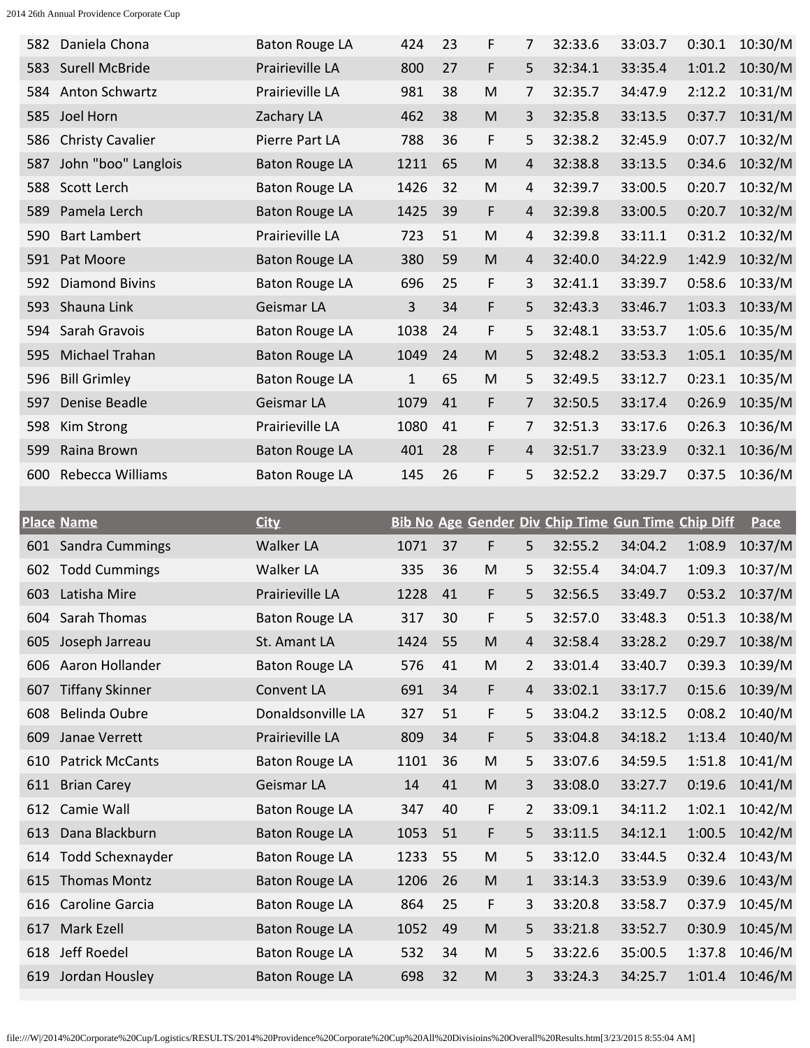| Place | Name | City | Bib No | Age | Gender | Div | Chip Time | Gun Time | Chip Diff | Pace |
|---|---|---|---|---|---|---|---|---|---|---|
| 582 | Daniela Chona | Baton Rouge LA | 424 | 23 | F | 7 | 32:33.6 | 33:03.7 | 0:30.1 | 10:30/M |
| 583 | Surell McBride | Prairieville LA | 800 | 27 | F | 5 | 32:34.1 | 33:35.4 | 1:01.2 | 10:30/M |
| 584 | Anton Schwartz | Prairieville LA | 981 | 38 | M | 7 | 32:35.7 | 34:47.9 | 2:12.2 | 10:31/M |
| 585 | Joel Horn | Zachary LA | 462 | 38 | M | 3 | 32:35.8 | 33:13.5 | 0:37.7 | 10:31/M |
| 586 | Christy Cavalier | Pierre Part LA | 788 | 36 | F | 5 | 32:38.2 | 32:45.9 | 0:07.7 | 10:32/M |
| 587 | John "boo" Langlois | Baton Rouge LA | 1211 | 65 | M | 4 | 32:38.8 | 33:13.5 | 0:34.6 | 10:32/M |
| 588 | Scott Lerch | Baton Rouge LA | 1426 | 32 | M | 4 | 32:39.7 | 33:00.5 | 0:20.7 | 10:32/M |
| 589 | Pamela Lerch | Baton Rouge LA | 1425 | 39 | F | 4 | 32:39.8 | 33:00.5 | 0:20.7 | 10:32/M |
| 590 | Bart Lambert | Prairieville LA | 723 | 51 | M | 4 | 32:39.8 | 33:11.1 | 0:31.2 | 10:32/M |
| 591 | Pat Moore | Baton Rouge LA | 380 | 59 | M | 4 | 32:40.0 | 34:22.9 | 1:42.9 | 10:32/M |
| 592 | Diamond Bivins | Baton Rouge LA | 696 | 25 | F | 3 | 32:41.1 | 33:39.7 | 0:58.6 | 10:33/M |
| 593 | Shauna Link | Geismar LA | 3 | 34 | F | 5 | 32:43.3 | 33:46.7 | 1:03.3 | 10:33/M |
| 594 | Sarah Gravois | Baton Rouge LA | 1038 | 24 | F | 5 | 32:48.1 | 33:53.7 | 1:05.6 | 10:35/M |
| 595 | Michael Trahan | Baton Rouge LA | 1049 | 24 | M | 5 | 32:48.2 | 33:53.3 | 1:05.1 | 10:35/M |
| 596 | Bill Grimley | Baton Rouge LA | 1 | 65 | M | 5 | 32:49.5 | 33:12.7 | 0:23.1 | 10:35/M |
| 597 | Denise Beadle | Geismar LA | 1079 | 41 | F | 7 | 32:50.5 | 33:17.4 | 0:26.9 | 10:35/M |
| 598 | Kim Strong | Prairieville LA | 1080 | 41 | F | 7 | 32:51.3 | 33:17.6 | 0:26.3 | 10:36/M |
| 599 | Raina Brown | Baton Rouge LA | 401 | 28 | F | 4 | 32:51.7 | 33:23.9 | 0:32.1 | 10:36/M |
| 600 | Rebecca Williams | Baton Rouge LA | 145 | 26 | F | 5 | 32:52.2 | 33:29.7 | 0:37.5 | 10:36/M |
| 601 | Sandra Cummings | Walker LA | 1071 | 37 | F | 5 | 32:55.2 | 34:04.2 | 1:08.9 | 10:37/M |
| 602 | Todd Cummings | Walker LA | 335 | 36 | M | 5 | 32:55.4 | 34:04.7 | 1:09.3 | 10:37/M |
| 603 | Latisha Mire | Prairieville LA | 1228 | 41 | F | 5 | 32:56.5 | 33:49.7 | 0:53.2 | 10:37/M |
| 604 | Sarah Thomas | Baton Rouge LA | 317 | 30 | F | 5 | 32:57.0 | 33:48.3 | 0:51.3 | 10:38/M |
| 605 | Joseph Jarreau | St. Amant LA | 1424 | 55 | M | 4 | 32:58.4 | 33:28.2 | 0:29.7 | 10:38/M |
| 606 | Aaron Hollander | Baton Rouge LA | 576 | 41 | M | 2 | 33:01.4 | 33:40.7 | 0:39.3 | 10:39/M |
| 607 | Tiffany Skinner | Convent LA | 691 | 34 | F | 4 | 33:02.1 | 33:17.7 | 0:15.6 | 10:39/M |
| 608 | Belinda Oubre | Donaldsonville LA | 327 | 51 | F | 5 | 33:04.2 | 33:12.5 | 0:08.2 | 10:40/M |
| 609 | Janae Verrett | Prairieville LA | 809 | 34 | F | 5 | 33:04.8 | 34:18.2 | 1:13.4 | 10:40/M |
| 610 | Patrick McCants | Baton Rouge LA | 1101 | 36 | M | 5 | 33:07.6 | 34:59.5 | 1:51.8 | 10:41/M |
| 611 | Brian Carey | Geismar LA | 14 | 41 | M | 3 | 33:08.0 | 33:27.7 | 0:19.6 | 10:41/M |
| 612 | Camie Wall | Baton Rouge LA | 347 | 40 | F | 2 | 33:09.1 | 34:11.2 | 1:02.1 | 10:42/M |
| 613 | Dana Blackburn | Baton Rouge LA | 1053 | 51 | F | 5 | 33:11.5 | 34:12.1 | 1:00.5 | 10:42/M |
| 614 | Todd Schexnayder | Baton Rouge LA | 1233 | 55 | M | 5 | 33:12.0 | 33:44.5 | 0:32.4 | 10:43/M |
| 615 | Thomas Montz | Baton Rouge LA | 1206 | 26 | M | 1 | 33:14.3 | 33:53.9 | 0:39.6 | 10:43/M |
| 616 | Caroline Garcia | Baton Rouge LA | 864 | 25 | F | 3 | 33:20.8 | 33:58.7 | 0:37.9 | 10:45/M |
| 617 | Mark Ezell | Baton Rouge LA | 1052 | 49 | M | 5 | 33:21.8 | 33:52.7 | 0:30.9 | 10:45/M |
| 618 | Jeff Roedel | Baton Rouge LA | 532 | 34 | M | 5 | 33:22.6 | 35:00.5 | 1:37.8 | 10:46/M |
| 619 | Jordan Housley | Baton Rouge LA | 698 | 32 | M | 3 | 33:24.3 | 34:25.7 | 1:01.4 | 10:46/M |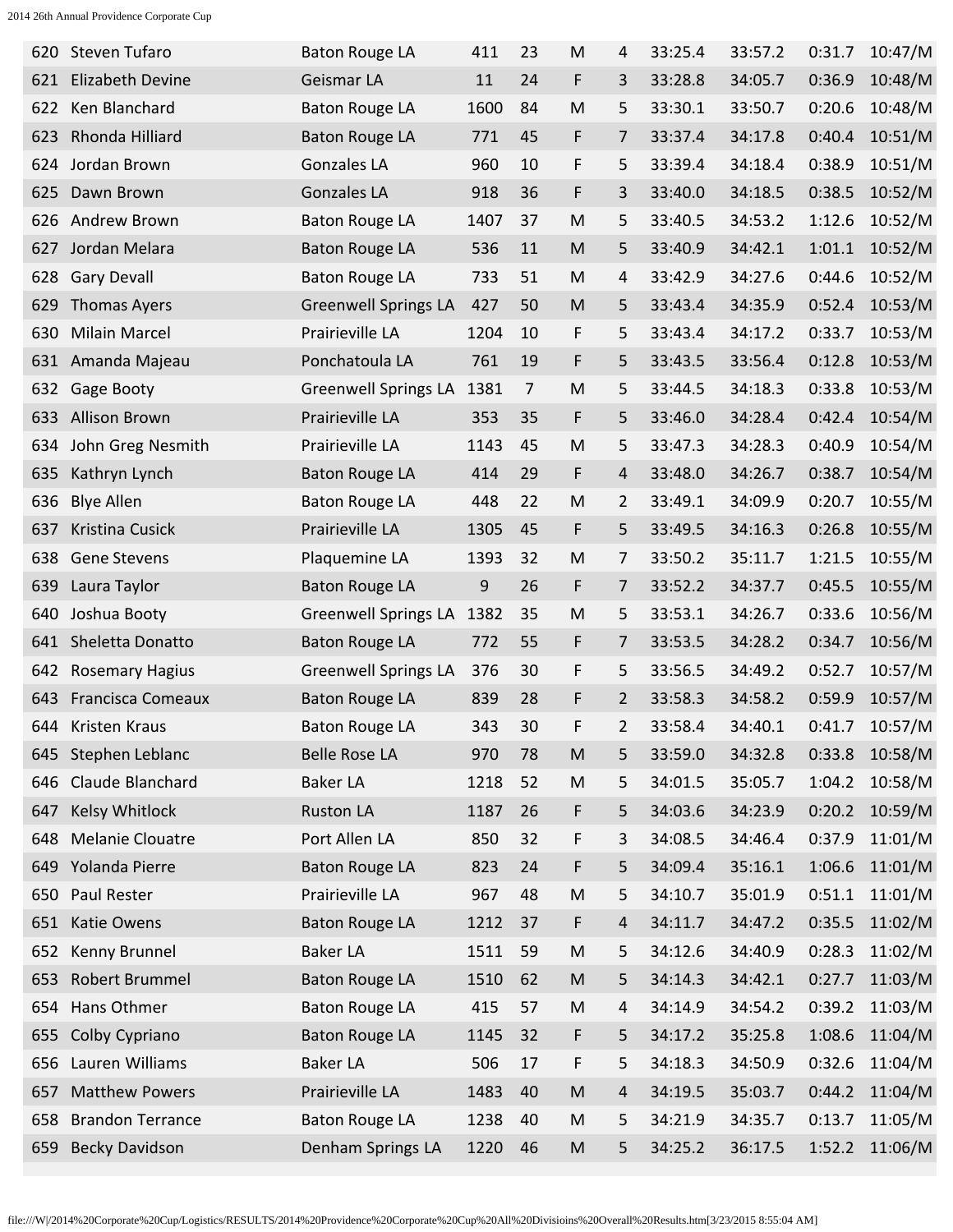| | | | | | | | | | | |
|---|---|---|---|---|---|---|---|---|---|---|
| 620 | Steven Tufaro | Baton Rouge LA | 411 | 23 | M | 4 | 33:25.4 | 33:57.2 | 0:31.7 | 10:47/M |
| 621 | Elizabeth Devine | Geismar LA | 11 | 24 | F | 3 | 33:28.8 | 34:05.7 | 0:36.9 | 10:48/M |
| 622 | Ken Blanchard | Baton Rouge LA | 1600 | 84 | M | 5 | 33:30.1 | 33:50.7 | 0:20.6 | 10:48/M |
| 623 | Rhonda Hilliard | Baton Rouge LA | 771 | 45 | F | 7 | 33:37.4 | 34:17.8 | 0:40.4 | 10:51/M |
| 624 | Jordan Brown | Gonzales LA | 960 | 10 | F | 5 | 33:39.4 | 34:18.4 | 0:38.9 | 10:51/M |
| 625 | Dawn Brown | Gonzales LA | 918 | 36 | F | 3 | 33:40.0 | 34:18.5 | 0:38.5 | 10:52/M |
| 626 | Andrew Brown | Baton Rouge LA | 1407 | 37 | M | 5 | 33:40.5 | 34:53.2 | 1:12.6 | 10:52/M |
| 627 | Jordan Melara | Baton Rouge LA | 536 | 11 | M | 5 | 33:40.9 | 34:42.1 | 1:01.1 | 10:52/M |
| 628 | Gary Devall | Baton Rouge LA | 733 | 51 | M | 4 | 33:42.9 | 34:27.6 | 0:44.6 | 10:52/M |
| 629 | Thomas Ayers | Greenwell Springs LA | 427 | 50 | M | 5 | 33:43.4 | 34:35.9 | 0:52.4 | 10:53/M |
| 630 | Milain Marcel | Prairieville LA | 1204 | 10 | F | 5 | 33:43.4 | 34:17.2 | 0:33.7 | 10:53/M |
| 631 | Amanda Majeau | Ponchatoula LA | 761 | 19 | F | 5 | 33:43.5 | 33:56.4 | 0:12.8 | 10:53/M |
| 632 | Gage Booty | Greenwell Springs LA | 1381 | 7 | M | 5 | 33:44.5 | 34:18.3 | 0:33.8 | 10:53/M |
| 633 | Allison Brown | Prairieville LA | 353 | 35 | F | 5 | 33:46.0 | 34:28.4 | 0:42.4 | 10:54/M |
| 634 | John Greg Nesmith | Prairieville LA | 1143 | 45 | M | 5 | 33:47.3 | 34:28.3 | 0:40.9 | 10:54/M |
| 635 | Kathryn Lynch | Baton Rouge LA | 414 | 29 | F | 4 | 33:48.0 | 34:26.7 | 0:38.7 | 10:54/M |
| 636 | Blye Allen | Baton Rouge LA | 448 | 22 | M | 2 | 33:49.1 | 34:09.9 | 0:20.7 | 10:55/M |
| 637 | Kristina Cusick | Prairieville LA | 1305 | 45 | F | 5 | 33:49.5 | 34:16.3 | 0:26.8 | 10:55/M |
| 638 | Gene Stevens | Plaquemine LA | 1393 | 32 | M | 7 | 33:50.2 | 35:11.7 | 1:21.5 | 10:55/M |
| 639 | Laura Taylor | Baton Rouge LA | 9 | 26 | F | 7 | 33:52.2 | 34:37.7 | 0:45.5 | 10:55/M |
| 640 | Joshua Booty | Greenwell Springs LA | 1382 | 35 | M | 5 | 33:53.1 | 34:26.7 | 0:33.6 | 10:56/M |
| 641 | Sheletta Donatto | Baton Rouge LA | 772 | 55 | F | 7 | 33:53.5 | 34:28.2 | 0:34.7 | 10:56/M |
| 642 | Rosemary Hagius | Greenwell Springs LA | 376 | 30 | F | 5 | 33:56.5 | 34:49.2 | 0:52.7 | 10:57/M |
| 643 | Francisca Comeaux | Baton Rouge LA | 839 | 28 | F | 2 | 33:58.3 | 34:58.2 | 0:59.9 | 10:57/M |
| 644 | Kristen Kraus | Baton Rouge LA | 343 | 30 | F | 2 | 33:58.4 | 34:40.1 | 0:41.7 | 10:57/M |
| 645 | Stephen Leblanc | Belle Rose LA | 970 | 78 | M | 5 | 33:59.0 | 34:32.8 | 0:33.8 | 10:58/M |
| 646 | Claude Blanchard | Baker LA | 1218 | 52 | M | 5 | 34:01.5 | 35:05.7 | 1:04.2 | 10:58/M |
| 647 | Kelsy Whitlock | Ruston LA | 1187 | 26 | F | 5 | 34:03.6 | 34:23.9 | 0:20.2 | 10:59/M |
| 648 | Melanie Clouatre | Port Allen LA | 850 | 32 | F | 3 | 34:08.5 | 34:46.4 | 0:37.9 | 11:01/M |
| 649 | Yolanda Pierre | Baton Rouge LA | 823 | 24 | F | 5 | 34:09.4 | 35:16.1 | 1:06.6 | 11:01/M |
| 650 | Paul Rester | Prairieville LA | 967 | 48 | M | 5 | 34:10.7 | 35:01.9 | 0:51.1 | 11:01/M |
| 651 | Katie Owens | Baton Rouge LA | 1212 | 37 | F | 4 | 34:11.7 | 34:47.2 | 0:35.5 | 11:02/M |
| 652 | Kenny Brunnel | Baker LA | 1511 | 59 | M | 5 | 34:12.6 | 34:40.9 | 0:28.3 | 11:02/M |
| 653 | Robert Brummel | Baton Rouge LA | 1510 | 62 | M | 5 | 34:14.3 | 34:42.1 | 0:27.7 | 11:03/M |
| 654 | Hans Othmer | Baton Rouge LA | 415 | 57 | M | 4 | 34:14.9 | 34:54.2 | 0:39.2 | 11:03/M |
| 655 | Colby Cypriano | Baton Rouge LA | 1145 | 32 | F | 5 | 34:17.2 | 35:25.8 | 1:08.6 | 11:04/M |
| 656 | Lauren Williams | Baker LA | 506 | 17 | F | 5 | 34:18.3 | 34:50.9 | 0:32.6 | 11:04/M |
| 657 | Matthew Powers | Prairieville LA | 1483 | 40 | M | 4 | 34:19.5 | 35:03.7 | 0:44.2 | 11:04/M |
| 658 | Brandon Terrance | Baton Rouge LA | 1238 | 40 | M | 5 | 34:21.9 | 34:35.7 | 0:13.7 | 11:05/M |
| 659 | Becky Davidson | Denham Springs LA | 1220 | 46 | M | 5 | 34:25.2 | 36:17.5 | 1:52.2 | 11:06/M |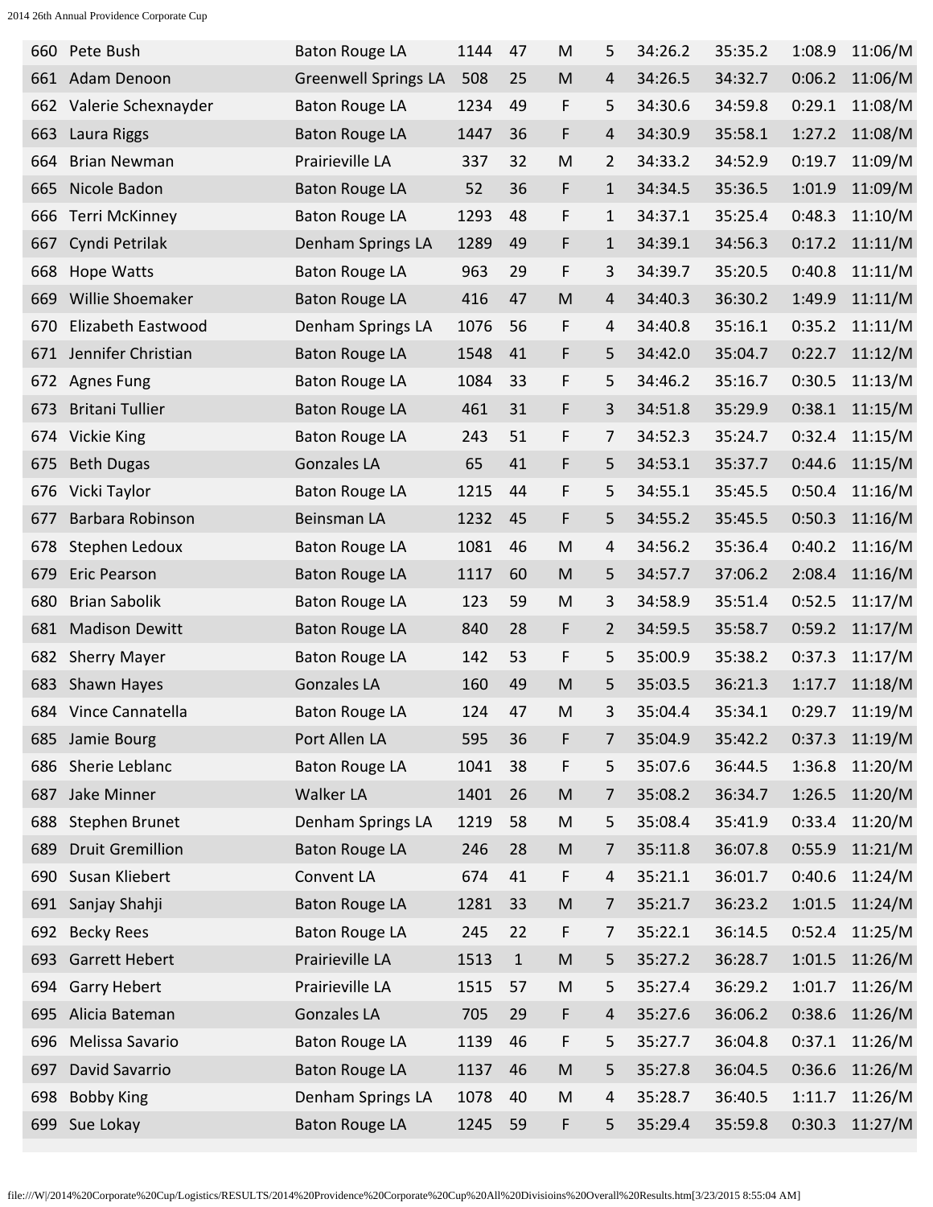| | | | | | | | | | | |
|---|---|---|---|---|---|---|---|---|---|---|
| 660 | Pete Bush | Baton Rouge LA | 1144 | 47 | M | 5 | 34:26.2 | 35:35.2 | 1:08.9 | 11:06/M |
| 661 | Adam Denoon | Greenwell Springs LA | 508 | 25 | M | 4 | 34:26.5 | 34:32.7 | 0:06.2 | 11:06/M |
| 662 | Valerie Schexnayder | Baton Rouge LA | 1234 | 49 | F | 5 | 34:30.6 | 34:59.8 | 0:29.1 | 11:08/M |
| 663 | Laura Riggs | Baton Rouge LA | 1447 | 36 | F | 4 | 34:30.9 | 35:58.1 | 1:27.2 | 11:08/M |
| 664 | Brian Newman | Prairieville LA | 337 | 32 | M | 2 | 34:33.2 | 34:52.9 | 0:19.7 | 11:09/M |
| 665 | Nicole Badon | Baton Rouge LA | 52 | 36 | F | 1 | 34:34.5 | 35:36.5 | 1:01.9 | 11:09/M |
| 666 | Terri McKinney | Baton Rouge LA | 1293 | 48 | F | 1 | 34:37.1 | 35:25.4 | 0:48.3 | 11:10/M |
| 667 | Cyndi Petrilak | Denham Springs LA | 1289 | 49 | F | 1 | 34:39.1 | 34:56.3 | 0:17.2 | 11:11/M |
| 668 | Hope Watts | Baton Rouge LA | 963 | 29 | F | 3 | 34:39.7 | 35:20.5 | 0:40.8 | 11:11/M |
| 669 | Willie Shoemaker | Baton Rouge LA | 416 | 47 | M | 4 | 34:40.3 | 36:30.2 | 1:49.9 | 11:11/M |
| 670 | Elizabeth Eastwood | Denham Springs LA | 1076 | 56 | F | 4 | 34:40.8 | 35:16.1 | 0:35.2 | 11:11/M |
| 671 | Jennifer Christian | Baton Rouge LA | 1548 | 41 | F | 5 | 34:42.0 | 35:04.7 | 0:22.7 | 11:12/M |
| 672 | Agnes Fung | Baton Rouge LA | 1084 | 33 | F | 5 | 34:46.2 | 35:16.7 | 0:30.5 | 11:13/M |
| 673 | Britani Tullier | Baton Rouge LA | 461 | 31 | F | 3 | 34:51.8 | 35:29.9 | 0:38.1 | 11:15/M |
| 674 | Vickie King | Baton Rouge LA | 243 | 51 | F | 7 | 34:52.3 | 35:24.7 | 0:32.4 | 11:15/M |
| 675 | Beth Dugas | Gonzales LA | 65 | 41 | F | 5 | 34:53.1 | 35:37.7 | 0:44.6 | 11:15/M |
| 676 | Vicki Taylor | Baton Rouge LA | 1215 | 44 | F | 5 | 34:55.1 | 35:45.5 | 0:50.4 | 11:16/M |
| 677 | Barbara Robinson | Beinsman LA | 1232 | 45 | F | 5 | 34:55.2 | 35:45.5 | 0:50.3 | 11:16/M |
| 678 | Stephen Ledoux | Baton Rouge LA | 1081 | 46 | M | 4 | 34:56.2 | 35:36.4 | 0:40.2 | 11:16/M |
| 679 | Eric Pearson | Baton Rouge LA | 1117 | 60 | M | 5 | 34:57.7 | 37:06.2 | 2:08.4 | 11:16/M |
| 680 | Brian Sabolik | Baton Rouge LA | 123 | 59 | M | 3 | 34:58.9 | 35:51.4 | 0:52.5 | 11:17/M |
| 681 | Madison Dewitt | Baton Rouge LA | 840 | 28 | F | 2 | 34:59.5 | 35:58.7 | 0:59.2 | 11:17/M |
| 682 | Sherry Mayer | Baton Rouge LA | 142 | 53 | F | 5 | 35:00.9 | 35:38.2 | 0:37.3 | 11:17/M |
| 683 | Shawn Hayes | Gonzales LA | 160 | 49 | M | 5 | 35:03.5 | 36:21.3 | 1:17.7 | 11:18/M |
| 684 | Vince Cannatella | Baton Rouge LA | 124 | 47 | M | 3 | 35:04.4 | 35:34.1 | 0:29.7 | 11:19/M |
| 685 | Jamie Bourg | Port Allen LA | 595 | 36 | F | 7 | 35:04.9 | 35:42.2 | 0:37.3 | 11:19/M |
| 686 | Sherie Leblanc | Baton Rouge LA | 1041 | 38 | F | 5 | 35:07.6 | 36:44.5 | 1:36.8 | 11:20/M |
| 687 | Jake Minner | Walker LA | 1401 | 26 | M | 7 | 35:08.2 | 36:34.7 | 1:26.5 | 11:20/M |
| 688 | Stephen Brunet | Denham Springs LA | 1219 | 58 | M | 5 | 35:08.4 | 35:41.9 | 0:33.4 | 11:20/M |
| 689 | Druit Gremillion | Baton Rouge LA | 246 | 28 | M | 7 | 35:11.8 | 36:07.8 | 0:55.9 | 11:21/M |
| 690 | Susan Kliebert | Convent LA | 674 | 41 | F | 4 | 35:21.1 | 36:01.7 | 0:40.6 | 11:24/M |
| 691 | Sanjay Shahji | Baton Rouge LA | 1281 | 33 | M | 7 | 35:21.7 | 36:23.2 | 1:01.5 | 11:24/M |
| 692 | Becky Rees | Baton Rouge LA | 245 | 22 | F | 7 | 35:22.1 | 36:14.5 | 0:52.4 | 11:25/M |
| 693 | Garrett Hebert | Prairieville LA | 1513 | 1 | M | 5 | 35:27.2 | 36:28.7 | 1:01.5 | 11:26/M |
| 694 | Garry Hebert | Prairieville LA | 1515 | 57 | M | 5 | 35:27.4 | 36:29.2 | 1:01.7 | 11:26/M |
| 695 | Alicia Bateman | Gonzales LA | 705 | 29 | F | 4 | 35:27.6 | 36:06.2 | 0:38.6 | 11:26/M |
| 696 | Melissa Savario | Baton Rouge LA | 1139 | 46 | F | 5 | 35:27.7 | 36:04.8 | 0:37.1 | 11:26/M |
| 697 | David Savarrio | Baton Rouge LA | 1137 | 46 | M | 5 | 35:27.8 | 36:04.5 | 0:36.6 | 11:26/M |
| 698 | Bobby King | Denham Springs LA | 1078 | 40 | M | 4 | 35:28.7 | 36:40.5 | 1:11.7 | 11:26/M |
| 699 | Sue Lokay | Baton Rouge LA | 1245 | 59 | F | 5 | 35:29.4 | 35:59.8 | 0:30.3 | 11:27/M |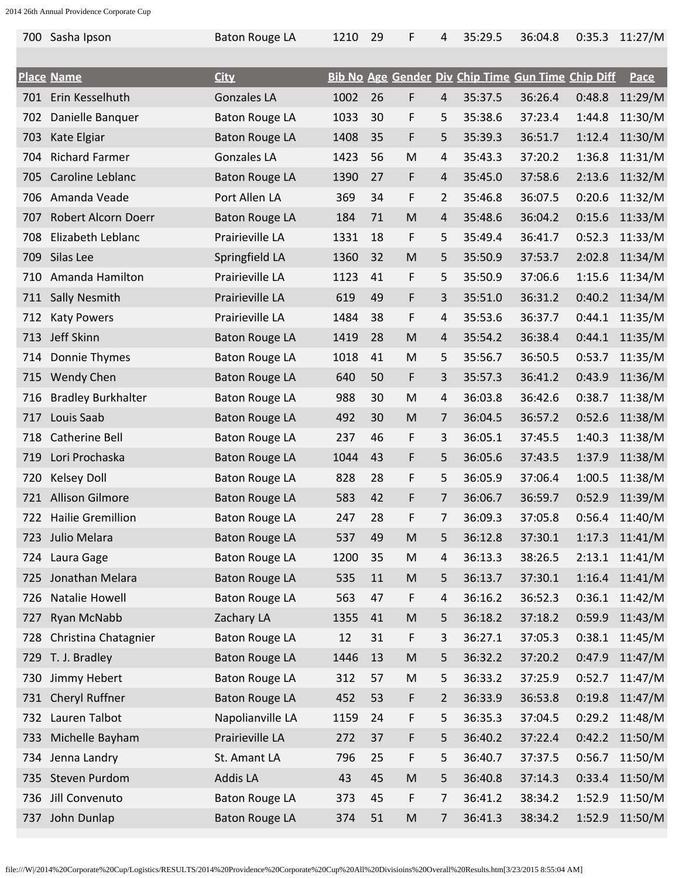| Place | Name | City | Bib No | Age | Gender | Div | Chip Time | Gun Time | Chip Diff | Pace |
|---|---|---|---|---|---|---|---|---|---|---|
| 700 | Sasha Ipson | Baton Rouge LA | 1210 | 29 | F | 4 | 35:29.5 | 36:04.8 | 0:35.3 | 11:27/M |
| 701 | Erin Kesselhuth | Gonzales LA | 1002 | 26 | F | 4 | 35:37.5 | 36:26.4 | 0:48.8 | 11:29/M |
| 702 | Danielle Banquer | Baton Rouge LA | 1033 | 30 | F | 5 | 35:38.6 | 37:23.4 | 1:44.8 | 11:30/M |
| 703 | Kate Elgiar | Baton Rouge LA | 1408 | 35 | F | 5 | 35:39.3 | 36:51.7 | 1:12.4 | 11:30/M |
| 704 | Richard Farmer | Gonzales LA | 1423 | 56 | M | 4 | 35:43.3 | 37:20.2 | 1:36.8 | 11:31/M |
| 705 | Caroline Leblanc | Baton Rouge LA | 1390 | 27 | F | 4 | 35:45.0 | 37:58.6 | 2:13.6 | 11:32/M |
| 706 | Amanda Veade | Port Allen LA | 369 | 34 | F | 2 | 35:46.8 | 36:07.5 | 0:20.6 | 11:32/M |
| 707 | Robert Alcorn Doerr | Baton Rouge LA | 184 | 71 | M | 4 | 35:48.6 | 36:04.2 | 0:15.6 | 11:33/M |
| 708 | Elizabeth Leblanc | Prairieville LA | 1331 | 18 | F | 5 | 35:49.4 | 36:41.7 | 0:52.3 | 11:33/M |
| 709 | Silas Lee | Springfield LA | 1360 | 32 | M | 5 | 35:50.9 | 37:53.7 | 2:02.8 | 11:34/M |
| 710 | Amanda Hamilton | Prairieville LA | 1123 | 41 | F | 5 | 35:50.9 | 37:06.6 | 1:15.6 | 11:34/M |
| 711 | Sally Nesmith | Prairieville LA | 619 | 49 | F | 3 | 35:51.0 | 36:31.2 | 0:40.2 | 11:34/M |
| 712 | Katy Powers | Prairieville LA | 1484 | 38 | F | 4 | 35:53.6 | 36:37.7 | 0:44.1 | 11:35/M |
| 713 | Jeff Skinn | Baton Rouge LA | 1419 | 28 | M | 4 | 35:54.2 | 36:38.4 | 0:44.1 | 11:35/M |
| 714 | Donnie Thymes | Baton Rouge LA | 1018 | 41 | M | 5 | 35:56.7 | 36:50.5 | 0:53.7 | 11:35/M |
| 715 | Wendy Chen | Baton Rouge LA | 640 | 50 | F | 3 | 35:57.3 | 36:41.2 | 0:43.9 | 11:36/M |
| 716 | Bradley Burkhalter | Baton Rouge LA | 988 | 30 | M | 4 | 36:03.8 | 36:42.6 | 0:38.7 | 11:38/M |
| 717 | Louis Saab | Baton Rouge LA | 492 | 30 | M | 7 | 36:04.5 | 36:57.2 | 0:52.6 | 11:38/M |
| 718 | Catherine Bell | Baton Rouge LA | 237 | 46 | F | 3 | 36:05.1 | 37:45.5 | 1:40.3 | 11:38/M |
| 719 | Lori Prochaska | Baton Rouge LA | 1044 | 43 | F | 5 | 36:05.6 | 37:43.5 | 1:37.9 | 11:38/M |
| 720 | Kelsey Doll | Baton Rouge LA | 828 | 28 | F | 5 | 36:05.9 | 37:06.4 | 1:00.5 | 11:38/M |
| 721 | Allison Gilmore | Baton Rouge LA | 583 | 42 | F | 7 | 36:06.7 | 36:59.7 | 0:52.9 | 11:39/M |
| 722 | Hailie Gremillion | Baton Rouge LA | 247 | 28 | F | 7 | 36:09.3 | 37:05.8 | 0:56.4 | 11:40/M |
| 723 | Julio Melara | Baton Rouge LA | 537 | 49 | M | 5 | 36:12.8 | 37:30.1 | 1:17.3 | 11:41/M |
| 724 | Laura Gage | Baton Rouge LA | 1200 | 35 | M | 4 | 36:13.3 | 38:26.5 | 2:13.1 | 11:41/M |
| 725 | Jonathan Melara | Baton Rouge LA | 535 | 11 | M | 5 | 36:13.7 | 37:30.1 | 1:16.4 | 11:41/M |
| 726 | Natalie Howell | Baton Rouge LA | 563 | 47 | F | 4 | 36:16.2 | 36:52.3 | 0:36.1 | 11:42/M |
| 727 | Ryan McNabb | Zachary LA | 1355 | 41 | M | 5 | 36:18.2 | 37:18.2 | 0:59.9 | 11:43/M |
| 728 | Christina Chatagnier | Baton Rouge LA | 12 | 31 | F | 3 | 36:27.1 | 37:05.3 | 0:38.1 | 11:45/M |
| 729 | T. J. Bradley | Baton Rouge LA | 1446 | 13 | M | 5 | 36:32.2 | 37:20.2 | 0:47.9 | 11:47/M |
| 730 | Jimmy Hebert | Baton Rouge LA | 312 | 57 | M | 5 | 36:33.2 | 37:25.9 | 0:52.7 | 11:47/M |
| 731 | Cheryl Ruffner | Baton Rouge LA | 452 | 53 | F | 2 | 36:33.9 | 36:53.8 | 0:19.8 | 11:47/M |
| 732 | Lauren Talbot | Napolianville LA | 1159 | 24 | F | 5 | 36:35.3 | 37:04.5 | 0:29.2 | 11:48/M |
| 733 | Michelle Bayham | Prairieville LA | 272 | 37 | F | 5 | 36:40.2 | 37:22.4 | 0:42.2 | 11:50/M |
| 734 | Jenna Landry | St. Amant LA | 796 | 25 | F | 5 | 36:40.7 | 37:37.5 | 0:56.7 | 11:50/M |
| 735 | Steven Purdom | Addis LA | 43 | 45 | M | 5 | 36:40.8 | 37:14.3 | 0:33.4 | 11:50/M |
| 736 | Jill Convenuto | Baton Rouge LA | 373 | 45 | F | 7 | 36:41.2 | 38:34.2 | 1:52.9 | 11:50/M |
| 737 | John Dunlap | Baton Rouge LA | 374 | 51 | M | 7 | 36:41.3 | 38:34.2 | 1:52.9 | 11:50/M |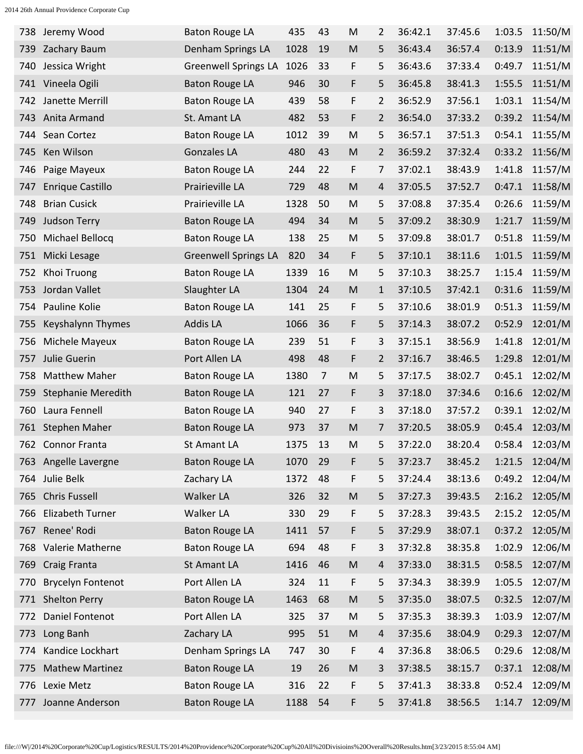| | | | | | | | | | | |
|---|---|---|---|---|---|---|---|---|---|---|
| 738 | Jeremy Wood | Baton Rouge LA | 435 | 43 | M | 2 | 36:42.1 | 37:45.6 | 1:03.5 | 11:50/M |
| 739 | Zachary Baum | Denham Springs LA | 1028 | 19 | M | 5 | 36:43.4 | 36:57.4 | 0:13.9 | 11:51/M |
| 740 | Jessica Wright | Greenwell Springs LA | 1026 | 33 | F | 5 | 36:43.6 | 37:33.4 | 0:49.7 | 11:51/M |
| 741 | Vineela Ogili | Baton Rouge LA | 946 | 30 | F | 5 | 36:45.8 | 38:41.3 | 1:55.5 | 11:51/M |
| 742 | Janette Merrill | Baton Rouge LA | 439 | 58 | F | 2 | 36:52.9 | 37:56.1 | 1:03.1 | 11:54/M |
| 743 | Anita Armand | St. Amant LA | 482 | 53 | F | 2 | 36:54.0 | 37:33.2 | 0:39.2 | 11:54/M |
| 744 | Sean Cortez | Baton Rouge LA | 1012 | 39 | M | 5 | 36:57.1 | 37:51.3 | 0:54.1 | 11:55/M |
| 745 | Ken Wilson | Gonzales LA | 480 | 43 | M | 2 | 36:59.2 | 37:32.4 | 0:33.2 | 11:56/M |
| 746 | Paige Mayeux | Baton Rouge LA | 244 | 22 | F | 7 | 37:02.1 | 38:43.9 | 1:41.8 | 11:57/M |
| 747 | Enrique Castillo | Prairieville LA | 729 | 48 | M | 4 | 37:05.5 | 37:52.7 | 0:47.1 | 11:58/M |
| 748 | Brian Cusick | Prairieville LA | 1328 | 50 | M | 5 | 37:08.8 | 37:35.4 | 0:26.6 | 11:59/M |
| 749 | Judson Terry | Baton Rouge LA | 494 | 34 | M | 5 | 37:09.2 | 38:30.9 | 1:21.7 | 11:59/M |
| 750 | Michael Bellocq | Baton Rouge LA | 138 | 25 | M | 5 | 37:09.8 | 38:01.7 | 0:51.8 | 11:59/M |
| 751 | Micki Lesage | Greenwell Springs LA | 820 | 34 | F | 5 | 37:10.1 | 38:11.6 | 1:01.5 | 11:59/M |
| 752 | Khoi Truong | Baton Rouge LA | 1339 | 16 | M | 5 | 37:10.3 | 38:25.7 | 1:15.4 | 11:59/M |
| 753 | Jordan Vallet | Slaughter LA | 1304 | 24 | M | 1 | 37:10.5 | 37:42.1 | 0:31.6 | 11:59/M |
| 754 | Pauline Kolie | Baton Rouge LA | 141 | 25 | F | 5 | 37:10.6 | 38:01.9 | 0:51.3 | 11:59/M |
| 755 | Keyshalynn Thymes | Addis LA | 1066 | 36 | F | 5 | 37:14.3 | 38:07.2 | 0:52.9 | 12:01/M |
| 756 | Michele Mayeux | Baton Rouge LA | 239 | 51 | F | 3 | 37:15.1 | 38:56.9 | 1:41.8 | 12:01/M |
| 757 | Julie Guerin | Port Allen LA | 498 | 48 | F | 2 | 37:16.7 | 38:46.5 | 1:29.8 | 12:01/M |
| 758 | Matthew Maher | Baton Rouge LA | 1380 | 7 | M | 5 | 37:17.5 | 38:02.7 | 0:45.1 | 12:02/M |
| 759 | Stephanie Meredith | Baton Rouge LA | 121 | 27 | F | 3 | 37:18.0 | 37:34.6 | 0:16.6 | 12:02/M |
| 760 | Laura Fennell | Baton Rouge LA | 940 | 27 | F | 3 | 37:18.0 | 37:57.2 | 0:39.1 | 12:02/M |
| 761 | Stephen Maher | Baton Rouge LA | 973 | 37 | M | 7 | 37:20.5 | 38:05.9 | 0:45.4 | 12:03/M |
| 762 | Connor Franta | St Amant LA | 1375 | 13 | M | 5 | 37:22.0 | 38:20.4 | 0:58.4 | 12:03/M |
| 763 | Angelle Lavergne | Baton Rouge LA | 1070 | 29 | F | 5 | 37:23.7 | 38:45.2 | 1:21.5 | 12:04/M |
| 764 | Julie Belk | Zachary LA | 1372 | 48 | F | 5 | 37:24.4 | 38:13.6 | 0:49.2 | 12:04/M |
| 765 | Chris Fussell | Walker LA | 326 | 32 | M | 5 | 37:27.3 | 39:43.5 | 2:16.2 | 12:05/M |
| 766 | Elizabeth Turner | Walker LA | 330 | 29 | F | 5 | 37:28.3 | 39:43.5 | 2:15.2 | 12:05/M |
| 767 | Renee' Rodi | Baton Rouge LA | 1411 | 57 | F | 5 | 37:29.9 | 38:07.1 | 0:37.2 | 12:05/M |
| 768 | Valerie Matherne | Baton Rouge LA | 694 | 48 | F | 3 | 37:32.8 | 38:35.8 | 1:02.9 | 12:06/M |
| 769 | Craig Franta | St Amant LA | 1416 | 46 | M | 4 | 37:33.0 | 38:31.5 | 0:58.5 | 12:07/M |
| 770 | Brycelyn Fontenot | Port Allen LA | 324 | 11 | F | 5 | 37:34.3 | 38:39.9 | 1:05.5 | 12:07/M |
| 771 | Shelton Perry | Baton Rouge LA | 1463 | 68 | M | 5 | 37:35.0 | 38:07.5 | 0:32.5 | 12:07/M |
| 772 | Daniel Fontenot | Port Allen LA | 325 | 37 | M | 5 | 37:35.3 | 38:39.3 | 1:03.9 | 12:07/M |
| 773 | Long Banh | Zachary LA | 995 | 51 | M | 4 | 37:35.6 | 38:04.9 | 0:29.3 | 12:07/M |
| 774 | Kandice Lockhart | Denham Springs LA | 747 | 30 | F | 4 | 37:36.8 | 38:06.5 | 0:29.6 | 12:08/M |
| 775 | Mathew Martinez | Baton Rouge LA | 19 | 26 | M | 3 | 37:38.5 | 38:15.7 | 0:37.1 | 12:08/M |
| 776 | Lexie Metz | Baton Rouge LA | 316 | 22 | F | 5 | 37:41.3 | 38:33.8 | 0:52.4 | 12:09/M |
| 777 | Joanne Anderson | Baton Rouge LA | 1188 | 54 | F | 5 | 37:41.8 | 38:56.5 | 1:14.7 | 12:09/M |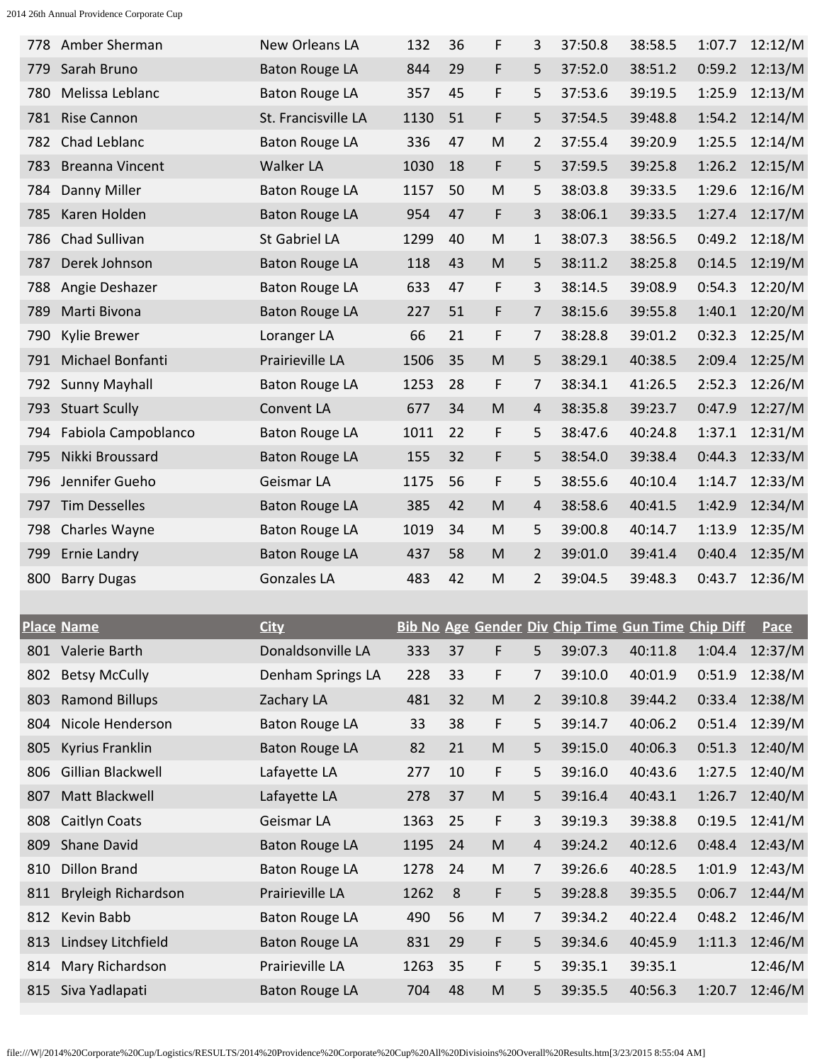| Place | Name | City | Bib No | Age | Gender | Div | Chip Time | Gun Time | Chip Diff | Pace |
|---|---|---|---|---|---|---|---|---|---|---|
| 778 | Amber Sherman | New Orleans LA | 132 | 36 | F | 3 | 37:50.8 | 38:58.5 | 1:07.7 | 12:12/M |
| 779 | Sarah Bruno | Baton Rouge LA | 844 | 29 | F | 5 | 37:52.0 | 38:51.2 | 0:59.2 | 12:13/M |
| 780 | Melissa Leblanc | Baton Rouge LA | 357 | 45 | F | 5 | 37:53.6 | 39:19.5 | 1:25.9 | 12:13/M |
| 781 | Rise Cannon | St. Francisville LA | 1130 | 51 | F | 5 | 37:54.5 | 39:48.8 | 1:54.2 | 12:14/M |
| 782 | Chad Leblanc | Baton Rouge LA | 336 | 47 | M | 2 | 37:55.4 | 39:20.9 | 1:25.5 | 12:14/M |
| 783 | Breanna Vincent | Walker LA | 1030 | 18 | F | 5 | 37:59.5 | 39:25.8 | 1:26.2 | 12:15/M |
| 784 | Danny Miller | Baton Rouge LA | 1157 | 50 | M | 5 | 38:03.8 | 39:33.5 | 1:29.6 | 12:16/M |
| 785 | Karen Holden | Baton Rouge LA | 954 | 47 | F | 3 | 38:06.1 | 39:33.5 | 1:27.4 | 12:17/M |
| 786 | Chad Sullivan | St Gabriel LA | 1299 | 40 | M | 1 | 38:07.3 | 38:56.5 | 0:49.2 | 12:18/M |
| 787 | Derek Johnson | Baton Rouge LA | 118 | 43 | M | 5 | 38:11.2 | 38:25.8 | 0:14.5 | 12:19/M |
| 788 | Angie Deshazer | Baton Rouge LA | 633 | 47 | F | 3 | 38:14.5 | 39:08.9 | 0:54.3 | 12:20/M |
| 789 | Marti Bivona | Baton Rouge LA | 227 | 51 | F | 7 | 38:15.6 | 39:55.8 | 1:40.1 | 12:20/M |
| 790 | Kylie Brewer | Loranger LA | 66 | 21 | F | 7 | 38:28.8 | 39:01.2 | 0:32.3 | 12:25/M |
| 791 | Michael Bonfanti | Prairieville LA | 1506 | 35 | M | 5 | 38:29.1 | 40:38.5 | 2:09.4 | 12:25/M |
| 792 | Sunny Mayhall | Baton Rouge LA | 1253 | 28 | F | 7 | 38:34.1 | 41:26.5 | 2:52.3 | 12:26/M |
| 793 | Stuart Scully | Convent LA | 677 | 34 | M | 4 | 38:35.8 | 39:23.7 | 0:47.9 | 12:27/M |
| 794 | Fabiola Campoblanco | Baton Rouge LA | 1011 | 22 | F | 5 | 38:47.6 | 40:24.8 | 1:37.1 | 12:31/M |
| 795 | Nikki Broussard | Baton Rouge LA | 155 | 32 | F | 5 | 38:54.0 | 39:38.4 | 0:44.3 | 12:33/M |
| 796 | Jennifer Gueho | Geismar LA | 1175 | 56 | F | 5 | 38:55.6 | 40:10.4 | 1:14.7 | 12:33/M |
| 797 | Tim Desselles | Baton Rouge LA | 385 | 42 | M | 4 | 38:58.6 | 40:41.5 | 1:42.9 | 12:34/M |
| 798 | Charles Wayne | Baton Rouge LA | 1019 | 34 | M | 5 | 39:00.8 | 40:14.7 | 1:13.9 | 12:35/M |
| 799 | Ernie Landry | Baton Rouge LA | 437 | 58 | M | 2 | 39:01.0 | 39:41.4 | 0:40.4 | 12:35/M |
| 800 | Barry Dugas | Gonzales LA | 483 | 42 | M | 2 | 39:04.5 | 39:48.3 | 0:43.7 | 12:36/M |

| Place | Name | City | Bib No | Age | Gender | Div | Chip Time | Gun Time | Chip Diff | Pace |
|---|---|---|---|---|---|---|---|---|---|---|
| 801 | Valerie Barth | Donaldsonville LA | 333 | 37 | F | 5 | 39:07.3 | 40:11.8 | 1:04.4 | 12:37/M |
| 802 | Betsy McCully | Denham Springs LA | 228 | 33 | F | 7 | 39:10.0 | 40:01.9 | 0:51.9 | 12:38/M |
| 803 | Ramond Billups | Zachary LA | 481 | 32 | M | 2 | 39:10.8 | 39:44.2 | 0:33.4 | 12:38/M |
| 804 | Nicole Henderson | Baton Rouge LA | 33 | 38 | F | 5 | 39:14.7 | 40:06.2 | 0:51.4 | 12:39/M |
| 805 | Kyrius Franklin | Baton Rouge LA | 82 | 21 | M | 5 | 39:15.0 | 40:06.3 | 0:51.3 | 12:40/M |
| 806 | Gillian Blackwell | Lafayette LA | 277 | 10 | F | 5 | 39:16.0 | 40:43.6 | 1:27.5 | 12:40/M |
| 807 | Matt Blackwell | Lafayette LA | 278 | 37 | M | 5 | 39:16.4 | 40:43.1 | 1:26.7 | 12:40/M |
| 808 | Caitlyn Coats | Geismar LA | 1363 | 25 | F | 3 | 39:19.3 | 39:38.8 | 0:19.5 | 12:41/M |
| 809 | Shane David | Baton Rouge LA | 1195 | 24 | M | 4 | 39:24.2 | 40:12.6 | 0:48.4 | 12:43/M |
| 810 | Dillon Brand | Baton Rouge LA | 1278 | 24 | M | 7 | 39:26.6 | 40:28.5 | 1:01.9 | 12:43/M |
| 811 | Bryleigh Richardson | Prairieville LA | 1262 | 8 | F | 5 | 39:28.8 | 39:35.5 | 0:06.7 | 12:44/M |
| 812 | Kevin Babb | Baton Rouge LA | 490 | 56 | M | 7 | 39:34.2 | 40:22.4 | 0:48.2 | 12:46/M |
| 813 | Lindsey Litchfield | Baton Rouge LA | 831 | 29 | F | 5 | 39:34.6 | 40:45.9 | 1:11.3 | 12:46/M |
| 814 | Mary Richardson | Prairieville LA | 1263 | 35 | F | 5 | 39:35.1 | 39:35.1 | | 12:46/M |
| 815 | Siva Yadlapati | Baton Rouge LA | 704 | 48 | M | 5 | 39:35.5 | 40:56.3 | 1:20.7 | 12:46/M |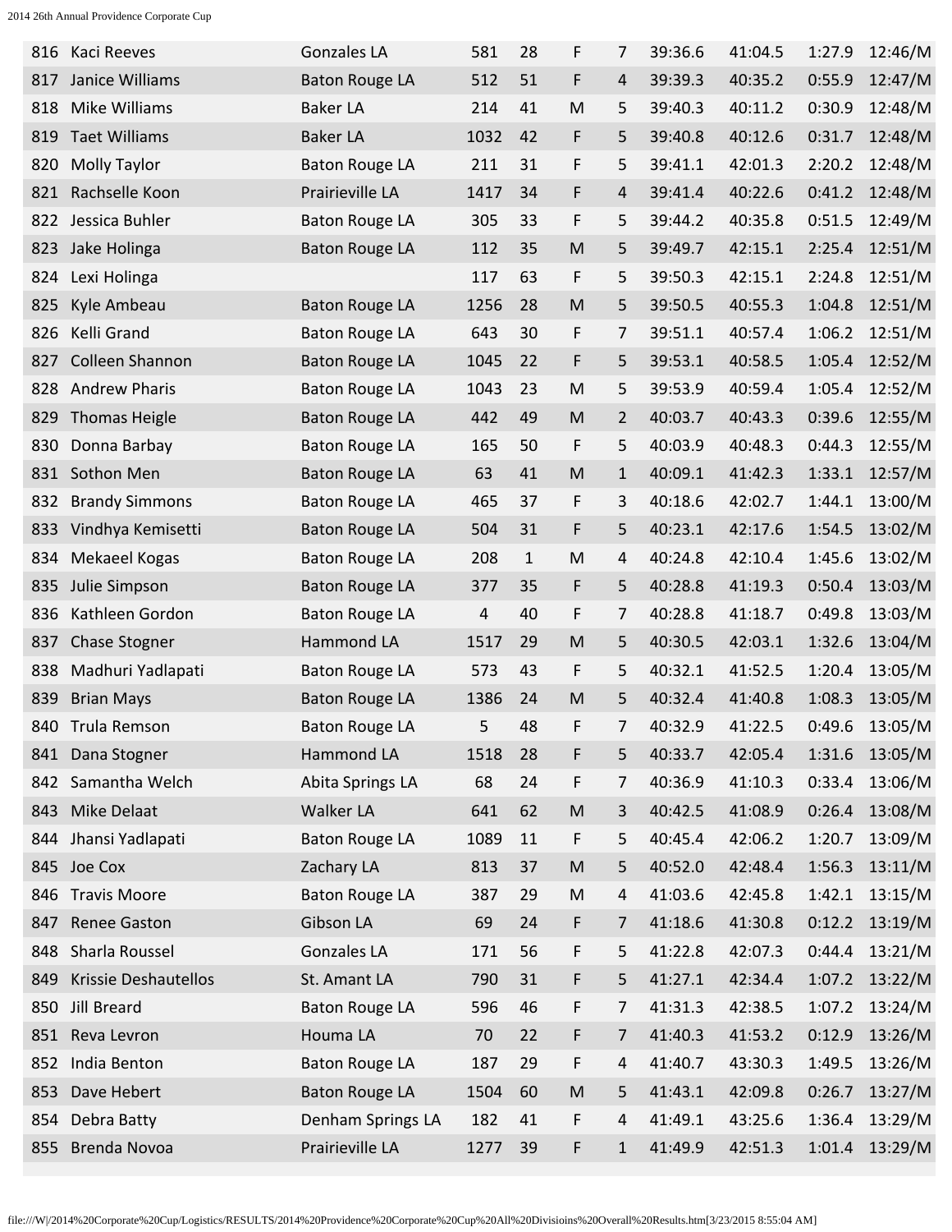| | | | | | | | | | | |
|---|---|---|---|---|---|---|---|---|---|---|
| 816 | Kaci Reeves | Gonzales LA | 581 | 28 | F | 7 | 39:36.6 | 41:04.5 | 1:27.9 | 12:46/M |
| 817 | Janice Williams | Baton Rouge LA | 512 | 51 | F | 4 | 39:39.3 | 40:35.2 | 0:55.9 | 12:47/M |
| 818 | Mike Williams | Baker LA | 214 | 41 | M | 5 | 39:40.3 | 40:11.2 | 0:30.9 | 12:48/M |
| 819 | Taet Williams | Baker LA | 1032 | 42 | F | 5 | 39:40.8 | 40:12.6 | 0:31.7 | 12:48/M |
| 820 | Molly Taylor | Baton Rouge LA | 211 | 31 | F | 5 | 39:41.1 | 42:01.3 | 2:20.2 | 12:48/M |
| 821 | Rachselle Koon | Prairieville LA | 1417 | 34 | F | 4 | 39:41.4 | 40:22.6 | 0:41.2 | 12:48/M |
| 822 | Jessica Buhler | Baton Rouge LA | 305 | 33 | F | 5 | 39:44.2 | 40:35.8 | 0:51.5 | 12:49/M |
| 823 | Jake Holinga | Baton Rouge LA | 112 | 35 | M | 5 | 39:49.7 | 42:15.1 | 2:25.4 | 12:51/M |
| 824 | Lexi Holinga | | 117 | 63 | F | 5 | 39:50.3 | 42:15.1 | 2:24.8 | 12:51/M |
| 825 | Kyle Ambeau | Baton Rouge LA | 1256 | 28 | M | 5 | 39:50.5 | 40:55.3 | 1:04.8 | 12:51/M |
| 826 | Kelli Grand | Baton Rouge LA | 643 | 30 | F | 7 | 39:51.1 | 40:57.4 | 1:06.2 | 12:51/M |
| 827 | Colleen Shannon | Baton Rouge LA | 1045 | 22 | F | 5 | 39:53.1 | 40:58.5 | 1:05.4 | 12:52/M |
| 828 | Andrew Pharis | Baton Rouge LA | 1043 | 23 | M | 5 | 39:53.9 | 40:59.4 | 1:05.4 | 12:52/M |
| 829 | Thomas Heigle | Baton Rouge LA | 442 | 49 | M | 2 | 40:03.7 | 40:43.3 | 0:39.6 | 12:55/M |
| 830 | Donna Barbay | Baton Rouge LA | 165 | 50 | F | 5 | 40:03.9 | 40:48.3 | 0:44.3 | 12:55/M |
| 831 | Sothon Men | Baton Rouge LA | 63 | 41 | M | 1 | 40:09.1 | 41:42.3 | 1:33.1 | 12:57/M |
| 832 | Brandy Simmons | Baton Rouge LA | 465 | 37 | F | 3 | 40:18.6 | 42:02.7 | 1:44.1 | 13:00/M |
| 833 | Vindhya Kemisetti | Baton Rouge LA | 504 | 31 | F | 5 | 40:23.1 | 42:17.6 | 1:54.5 | 13:02/M |
| 834 | Mekaeel Kogas | Baton Rouge LA | 208 | 1 | M | 4 | 40:24.8 | 42:10.4 | 1:45.6 | 13:02/M |
| 835 | Julie Simpson | Baton Rouge LA | 377 | 35 | F | 5 | 40:28.8 | 41:19.3 | 0:50.4 | 13:03/M |
| 836 | Kathleen Gordon | Baton Rouge LA | 4 | 40 | F | 7 | 40:28.8 | 41:18.7 | 0:49.8 | 13:03/M |
| 837 | Chase Stogner | Hammond LA | 1517 | 29 | M | 5 | 40:30.5 | 42:03.1 | 1:32.6 | 13:04/M |
| 838 | Madhuri Yadlapati | Baton Rouge LA | 573 | 43 | F | 5 | 40:32.1 | 41:52.5 | 1:20.4 | 13:05/M |
| 839 | Brian Mays | Baton Rouge LA | 1386 | 24 | M | 5 | 40:32.4 | 41:40.8 | 1:08.3 | 13:05/M |
| 840 | Trula Remson | Baton Rouge LA | 5 | 48 | F | 7 | 40:32.9 | 41:22.5 | 0:49.6 | 13:05/M |
| 841 | Dana Stogner | Hammond LA | 1518 | 28 | F | 5 | 40:33.7 | 42:05.4 | 1:31.6 | 13:05/M |
| 842 | Samantha Welch | Abita Springs LA | 68 | 24 | F | 7 | 40:36.9 | 41:10.3 | 0:33.4 | 13:06/M |
| 843 | Mike Delaat | Walker LA | 641 | 62 | M | 3 | 40:42.5 | 41:08.9 | 0:26.4 | 13:08/M |
| 844 | Jhansi Yadlapati | Baton Rouge LA | 1089 | 11 | F | 5 | 40:45.4 | 42:06.2 | 1:20.7 | 13:09/M |
| 845 | Joe Cox | Zachary LA | 813 | 37 | M | 5 | 40:52.0 | 42:48.4 | 1:56.3 | 13:11/M |
| 846 | Travis Moore | Baton Rouge LA | 387 | 29 | M | 4 | 41:03.6 | 42:45.8 | 1:42.1 | 13:15/M |
| 847 | Renee Gaston | Gibson LA | 69 | 24 | F | 7 | 41:18.6 | 41:30.8 | 0:12.2 | 13:19/M |
| 848 | Sharla Roussel | Gonzales LA | 171 | 56 | F | 5 | 41:22.8 | 42:07.3 | 0:44.4 | 13:21/M |
| 849 | Krissie Deshautellos | St. Amant LA | 790 | 31 | F | 5 | 41:27.1 | 42:34.4 | 1:07.2 | 13:22/M |
| 850 | Jill Breard | Baton Rouge LA | 596 | 46 | F | 7 | 41:31.3 | 42:38.5 | 1:07.2 | 13:24/M |
| 851 | Reva Levron | Houma LA | 70 | 22 | F | 7 | 41:40.3 | 41:53.2 | 0:12.9 | 13:26/M |
| 852 | India Benton | Baton Rouge LA | 187 | 29 | F | 4 | 41:40.7 | 43:30.3 | 1:49.5 | 13:26/M |
| 853 | Dave Hebert | Baton Rouge LA | 1504 | 60 | M | 5 | 41:43.1 | 42:09.8 | 0:26.7 | 13:27/M |
| 854 | Debra Batty | Denham Springs LA | 182 | 41 | F | 4 | 41:49.1 | 43:25.6 | 1:36.4 | 13:29/M |
| 855 | Brenda Novoa | Prairieville LA | 1277 | 39 | F | 1 | 41:49.9 | 42:51.3 | 1:01.4 | 13:29/M |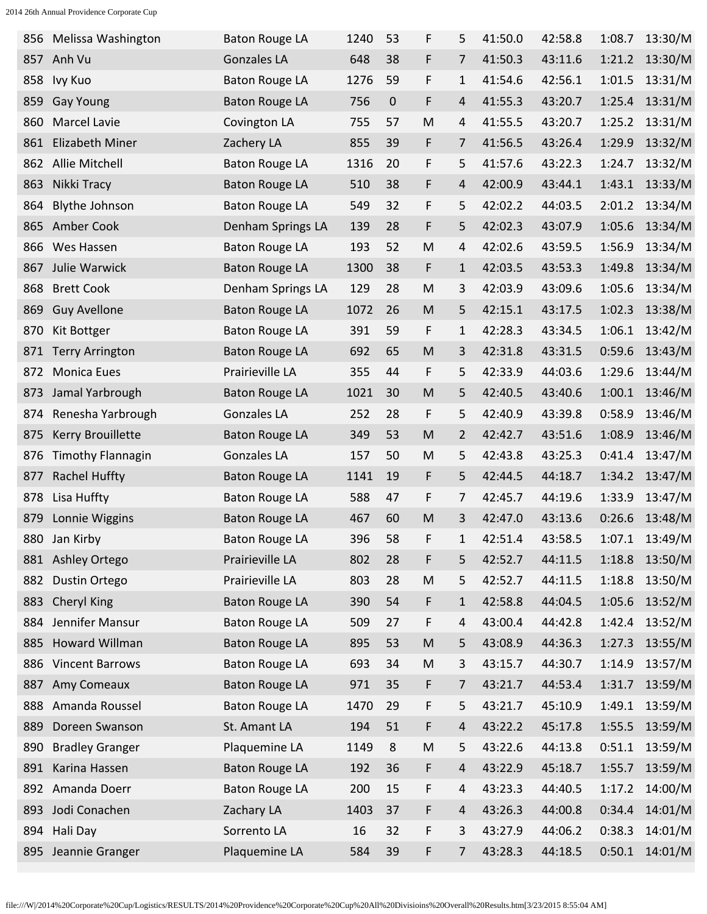| | | | | | | | | | | |
|---|---|---|---|---|---|---|---|---|---|---|
| 856 | Melissa Washington | Baton Rouge LA | 1240 | 53 | F | 5 | 41:50.0 | 42:58.8 | 1:08.7 | 13:30/M |
| 857 | Anh Vu | Gonzales LA | 648 | 38 | F | 7 | 41:50.3 | 43:11.6 | 1:21.2 | 13:30/M |
| 858 | Ivy Kuo | Baton Rouge LA | 1276 | 59 | F | 1 | 41:54.6 | 42:56.1 | 1:01.5 | 13:31/M |
| 859 | Gay Young | Baton Rouge LA | 756 | 0 | F | 4 | 41:55.3 | 43:20.7 | 1:25.4 | 13:31/M |
| 860 | Marcel Lavie | Covington LA | 755 | 57 | M | 4 | 41:55.5 | 43:20.7 | 1:25.2 | 13:31/M |
| 861 | Elizabeth Miner | Zachery LA | 855 | 39 | F | 7 | 41:56.5 | 43:26.4 | 1:29.9 | 13:32/M |
| 862 | Allie Mitchell | Baton Rouge LA | 1316 | 20 | F | 5 | 41:57.6 | 43:22.3 | 1:24.7 | 13:32/M |
| 863 | Nikki Tracy | Baton Rouge LA | 510 | 38 | F | 4 | 42:00.9 | 43:44.1 | 1:43.1 | 13:33/M |
| 864 | Blythe Johnson | Baton Rouge LA | 549 | 32 | F | 5 | 42:02.2 | 44:03.5 | 2:01.2 | 13:34/M |
| 865 | Amber Cook | Denham Springs LA | 139 | 28 | F | 5 | 42:02.3 | 43:07.9 | 1:05.6 | 13:34/M |
| 866 | Wes Hassen | Baton Rouge LA | 193 | 52 | M | 4 | 42:02.6 | 43:59.5 | 1:56.9 | 13:34/M |
| 867 | Julie Warwick | Baton Rouge LA | 1300 | 38 | F | 1 | 42:03.5 | 43:53.3 | 1:49.8 | 13:34/M |
| 868 | Brett Cook | Denham Springs LA | 129 | 28 | M | 3 | 42:03.9 | 43:09.6 | 1:05.6 | 13:34/M |
| 869 | Guy Avellone | Baton Rouge LA | 1072 | 26 | M | 5 | 42:15.1 | 43:17.5 | 1:02.3 | 13:38/M |
| 870 | Kit Bottger | Baton Rouge LA | 391 | 59 | F | 1 | 42:28.3 | 43:34.5 | 1:06.1 | 13:42/M |
| 871 | Terry Arrington | Baton Rouge LA | 692 | 65 | M | 3 | 42:31.8 | 43:31.5 | 0:59.6 | 13:43/M |
| 872 | Monica Eues | Prairieville LA | 355 | 44 | F | 5 | 42:33.9 | 44:03.6 | 1:29.6 | 13:44/M |
| 873 | Jamal Yarbrough | Baton Rouge LA | 1021 | 30 | M | 5 | 42:40.5 | 43:40.6 | 1:00.1 | 13:46/M |
| 874 | Renesha Yarbrough | Gonzales LA | 252 | 28 | F | 5 | 42:40.9 | 43:39.8 | 0:58.9 | 13:46/M |
| 875 | Kerry Brouillette | Baton Rouge LA | 349 | 53 | M | 2 | 42:42.7 | 43:51.6 | 1:08.9 | 13:46/M |
| 876 | Timothy Flannagin | Gonzales LA | 157 | 50 | M | 5 | 42:43.8 | 43:25.3 | 0:41.4 | 13:47/M |
| 877 | Rachel Huffty | Baton Rouge LA | 1141 | 19 | F | 5 | 42:44.5 | 44:18.7 | 1:34.2 | 13:47/M |
| 878 | Lisa Huffty | Baton Rouge LA | 588 | 47 | F | 7 | 42:45.7 | 44:19.6 | 1:33.9 | 13:47/M |
| 879 | Lonnie Wiggins | Baton Rouge LA | 467 | 60 | M | 3 | 42:47.0 | 43:13.6 | 0:26.6 | 13:48/M |
| 880 | Jan Kirby | Baton Rouge LA | 396 | 58 | F | 1 | 42:51.4 | 43:58.5 | 1:07.1 | 13:49/M |
| 881 | Ashley Ortego | Prairieville LA | 802 | 28 | F | 5 | 42:52.7 | 44:11.5 | 1:18.8 | 13:50/M |
| 882 | Dustin Ortego | Prairieville LA | 803 | 28 | M | 5 | 42:52.7 | 44:11.5 | 1:18.8 | 13:50/M |
| 883 | Cheryl King | Baton Rouge LA | 390 | 54 | F | 1 | 42:58.8 | 44:04.5 | 1:05.6 | 13:52/M |
| 884 | Jennifer Mansur | Baton Rouge LA | 509 | 27 | F | 4 | 43:00.4 | 44:42.8 | 1:42.4 | 13:52/M |
| 885 | Howard Willman | Baton Rouge LA | 895 | 53 | M | 5 | 43:08.9 | 44:36.3 | 1:27.3 | 13:55/M |
| 886 | Vincent Barrows | Baton Rouge LA | 693 | 34 | M | 3 | 43:15.7 | 44:30.7 | 1:14.9 | 13:57/M |
| 887 | Amy Comeaux | Baton Rouge LA | 971 | 35 | F | 7 | 43:21.7 | 44:53.4 | 1:31.7 | 13:59/M |
| 888 | Amanda Roussel | Baton Rouge LA | 1470 | 29 | F | 5 | 43:21.7 | 45:10.9 | 1:49.1 | 13:59/M |
| 889 | Doreen Swanson | St. Amant LA | 194 | 51 | F | 4 | 43:22.2 | 45:17.8 | 1:55.5 | 13:59/M |
| 890 | Bradley Granger | Plaquemine LA | 1149 | 8 | M | 5 | 43:22.6 | 44:13.8 | 0:51.1 | 13:59/M |
| 891 | Karina Hassen | Baton Rouge LA | 192 | 36 | F | 4 | 43:22.9 | 45:18.7 | 1:55.7 | 13:59/M |
| 892 | Amanda Doerr | Baton Rouge LA | 200 | 15 | F | 4 | 43:23.3 | 44:40.5 | 1:17.2 | 14:00/M |
| 893 | Jodi Conachen | Zachary LA | 1403 | 37 | F | 4 | 43:26.3 | 44:00.8 | 0:34.4 | 14:01/M |
| 894 | Hali Day | Sorrento LA | 16 | 32 | F | 3 | 43:27.9 | 44:06.2 | 0:38.3 | 14:01/M |
| 895 | Jeannie Granger | Plaquemine LA | 584 | 39 | F | 7 | 43:28.3 | 44:18.5 | 0:50.1 | 14:01/M |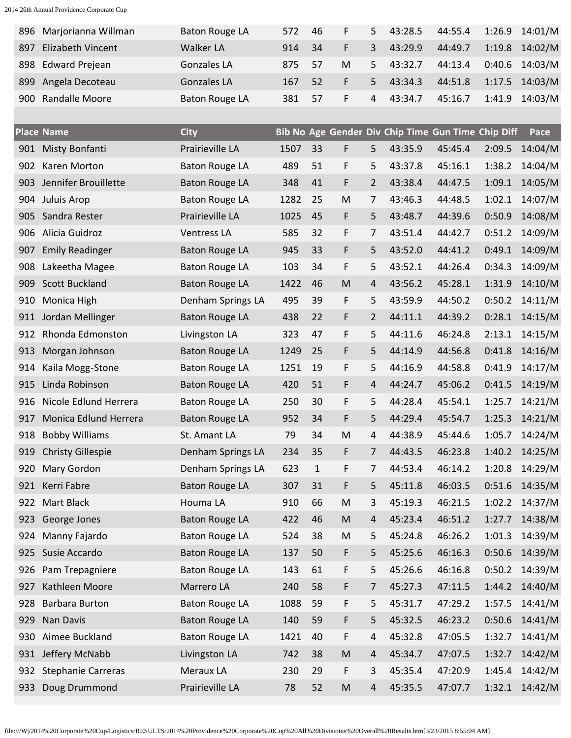| Place | Name | City | Bib No | Age | Gender | Div | Chip Time | Gun Time | Chip Diff | Pace |
|---|---|---|---|---|---|---|---|---|---|---|
| 896 | Marjorianna Willman | Baton Rouge LA | 572 | 46 | F | 5 | 43:28.5 | 44:55.4 | 1:26.9 | 14:01/M |
| 897 | Elizabeth Vincent | Walker LA | 914 | 34 | F | 3 | 43:29.9 | 44:49.7 | 1:19.8 | 14:02/M |
| 898 | Edward Prejean | Gonzales LA | 875 | 57 | M | 5 | 43:32.7 | 44:13.4 | 0:40.6 | 14:03/M |
| 899 | Angela Decoteau | Gonzales LA | 167 | 52 | F | 5 | 43:34.3 | 44:51.8 | 1:17.5 | 14:03/M |
| 900 | Randalle Moore | Baton Rouge LA | 381 | 57 | F | 4 | 43:34.7 | 45:16.7 | 1:41.9 | 14:03/M |
| 901 | Misty Bonfanti | Prairieville LA | 1507 | 33 | F | 5 | 43:35.9 | 45:45.4 | 2:09.5 | 14:04/M |
| 902 | Karen Morton | Baton Rouge LA | 489 | 51 | F | 5 | 43:37.8 | 45:16.1 | 1:38.2 | 14:04/M |
| 903 | Jennifer Brouillette | Baton Rouge LA | 348 | 41 | F | 2 | 43:38.4 | 44:47.5 | 1:09.1 | 14:05/M |
| 904 | Juluis Arop | Baton Rouge LA | 1282 | 25 | M | 7 | 43:46.3 | 44:48.5 | 1:02.1 | 14:07/M |
| 905 | Sandra Rester | Prairieville LA | 1025 | 45 | F | 5 | 43:48.7 | 44:39.6 | 0:50.9 | 14:08/M |
| 906 | Alicia Guidroz | Ventress LA | 585 | 32 | F | 7 | 43:51.4 | 44:42.7 | 0:51.2 | 14:09/M |
| 907 | Emily Readinger | Baton Rouge LA | 945 | 33 | F | 5 | 43:52.0 | 44:41.2 | 0:49.1 | 14:09/M |
| 908 | Lakeetha Magee | Baton Rouge LA | 103 | 34 | F | 5 | 43:52.1 | 44:26.4 | 0:34.3 | 14:09/M |
| 909 | Scott Buckland | Baton Rouge LA | 1422 | 46 | M | 4 | 43:56.2 | 45:28.1 | 1:31.9 | 14:10/M |
| 910 | Monica High | Denham Springs LA | 495 | 39 | F | 5 | 43:59.9 | 44:50.2 | 0:50.2 | 14:11/M |
| 911 | Jordan Mellinger | Baton Rouge LA | 438 | 22 | F | 2 | 44:11.1 | 44:39.2 | 0:28.1 | 14:15/M |
| 912 | Rhonda Edmonston | Livingston LA | 323 | 47 | F | 5 | 44:11.6 | 46:24.8 | 2:13.1 | 14:15/M |
| 913 | Morgan Johnson | Baton Rouge LA | 1249 | 25 | F | 5 | 44:14.9 | 44:56.8 | 0:41.8 | 14:16/M |
| 914 | Kaila Mogg-Stone | Baton Rouge LA | 1251 | 19 | F | 5 | 44:16.9 | 44:58.8 | 0:41.9 | 14:17/M |
| 915 | Linda Robinson | Baton Rouge LA | 420 | 51 | F | 4 | 44:24.7 | 45:06.2 | 0:41.5 | 14:19/M |
| 916 | Nicole Edlund Herrera | Baton Rouge LA | 250 | 30 | F | 5 | 44:28.4 | 45:54.1 | 1:25.7 | 14:21/M |
| 917 | Monica Edlund Herrera | Baton Rouge LA | 952 | 34 | F | 5 | 44:29.4 | 45:54.7 | 1:25.3 | 14:21/M |
| 918 | Bobby Williams | St. Amant LA | 79 | 34 | M | 4 | 44:38.9 | 45:44.6 | 1:05.7 | 14:24/M |
| 919 | Christy Gillespie | Denham Springs LA | 234 | 35 | F | 7 | 44:43.5 | 46:23.8 | 1:40.2 | 14:25/M |
| 920 | Mary Gordon | Denham Springs LA | 623 | 1 | F | 7 | 44:53.4 | 46:14.2 | 1:20.8 | 14:29/M |
| 921 | Kerri Fabre | Baton Rouge LA | 307 | 31 | F | 5 | 45:11.8 | 46:03.5 | 0:51.6 | 14:35/M |
| 922 | Mart Black | Houma LA | 910 | 66 | M | 3 | 45:19.3 | 46:21.5 | 1:02.2 | 14:37/M |
| 923 | George Jones | Baton Rouge LA | 422 | 46 | M | 4 | 45:23.4 | 46:51.2 | 1:27.7 | 14:38/M |
| 924 | Manny Fajardo | Baton Rouge LA | 524 | 38 | M | 5 | 45:24.8 | 46:26.2 | 1:01.3 | 14:39/M |
| 925 | Susie Accardo | Baton Rouge LA | 137 | 50 | F | 5 | 45:25.6 | 46:16.3 | 0:50.6 | 14:39/M |
| 926 | Pam Trepagniere | Baton Rouge LA | 143 | 61 | F | 5 | 45:26.6 | 46:16.8 | 0:50.2 | 14:39/M |
| 927 | Kathleen Moore | Marrero LA | 240 | 58 | F | 7 | 45:27.3 | 47:11.5 | 1:44.2 | 14:40/M |
| 928 | Barbara Burton | Baton Rouge LA | 1088 | 59 | F | 5 | 45:31.7 | 47:29.2 | 1:57.5 | 14:41/M |
| 929 | Nan Davis | Baton Rouge LA | 140 | 59 | F | 5 | 45:32.5 | 46:23.2 | 0:50.6 | 14:41/M |
| 930 | Aimee Buckland | Baton Rouge LA | 1421 | 40 | F | 4 | 45:32.8 | 47:05.5 | 1:32.7 | 14:41/M |
| 931 | Jeffery McNabb | Livingston LA | 742 | 38 | M | 4 | 45:34.7 | 47:07.5 | 1:32.7 | 14:42/M |
| 932 | Stephanie Carreras | Meraux LA | 230 | 29 | F | 3 | 45:35.4 | 47:20.9 | 1:45.4 | 14:42/M |
| 933 | Doug Drummond | Prairieville LA | 78 | 52 | M | 4 | 45:35.5 | 47:07.7 | 1:32.1 | 14:42/M |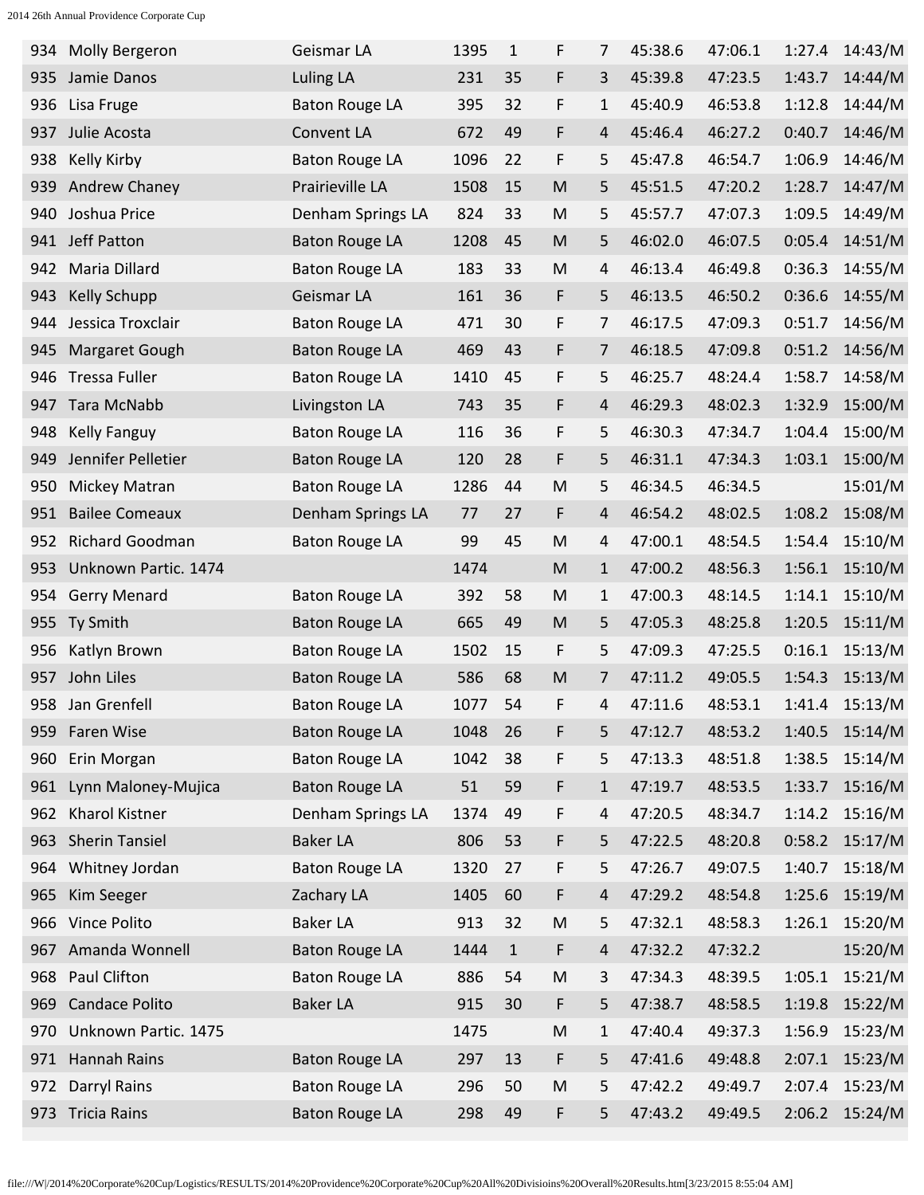| | | | | | | | | | | |
|---|---|---|---|---|---|---|---|---|---|---|
| 934 | Molly Bergeron | Geismar LA | 1395 | 1 | F | 7 | 45:38.6 | 47:06.1 | 1:27.4 | 14:43/M |
| 935 | Jamie Danos | Luling LA | 231 | 35 | F | 3 | 45:39.8 | 47:23.5 | 1:43.7 | 14:44/M |
| 936 | Lisa Fruge | Baton Rouge LA | 395 | 32 | F | 1 | 45:40.9 | 46:53.8 | 1:12.8 | 14:44/M |
| 937 | Julie Acosta | Convent LA | 672 | 49 | F | 4 | 45:46.4 | 46:27.2 | 0:40.7 | 14:46/M |
| 938 | Kelly Kirby | Baton Rouge LA | 1096 | 22 | F | 5 | 45:47.8 | 46:54.7 | 1:06.9 | 14:46/M |
| 939 | Andrew Chaney | Prairieville LA | 1508 | 15 | M | 5 | 45:51.5 | 47:20.2 | 1:28.7 | 14:47/M |
| 940 | Joshua Price | Denham Springs LA | 824 | 33 | M | 5 | 45:57.7 | 47:07.3 | 1:09.5 | 14:49/M |
| 941 | Jeff Patton | Baton Rouge LA | 1208 | 45 | M | 5 | 46:02.0 | 46:07.5 | 0:05.4 | 14:51/M |
| 942 | Maria Dillard | Baton Rouge LA | 183 | 33 | M | 4 | 46:13.4 | 46:49.8 | 0:36.3 | 14:55/M |
| 943 | Kelly Schupp | Geismar LA | 161 | 36 | F | 5 | 46:13.5 | 46:50.2 | 0:36.6 | 14:55/M |
| 944 | Jessica Troxclair | Baton Rouge LA | 471 | 30 | F | 7 | 46:17.5 | 47:09.3 | 0:51.7 | 14:56/M |
| 945 | Margaret Gough | Baton Rouge LA | 469 | 43 | F | 7 | 46:18.5 | 47:09.8 | 0:51.2 | 14:56/M |
| 946 | Tressa Fuller | Baton Rouge LA | 1410 | 45 | F | 5 | 46:25.7 | 48:24.4 | 1:58.7 | 14:58/M |
| 947 | Tara McNabb | Livingston LA | 743 | 35 | F | 4 | 46:29.3 | 48:02.3 | 1:32.9 | 15:00/M |
| 948 | Kelly Fanguy | Baton Rouge LA | 116 | 36 | F | 5 | 46:30.3 | 47:34.7 | 1:04.4 | 15:00/M |
| 949 | Jennifer Pelletier | Baton Rouge LA | 120 | 28 | F | 5 | 46:31.1 | 47:34.3 | 1:03.1 | 15:00/M |
| 950 | Mickey Matran | Baton Rouge LA | 1286 | 44 | M | 5 | 46:34.5 | 46:34.5 | | 15:01/M |
| 951 | Bailee Comeaux | Denham Springs LA | 77 | 27 | F | 4 | 46:54.2 | 48:02.5 | 1:08.2 | 15:08/M |
| 952 | Richard Goodman | Baton Rouge LA | 99 | 45 | M | 4 | 47:00.1 | 48:54.5 | 1:54.4 | 15:10/M |
| 953 | Unknown Partic. 1474 | | 1474 | | M | 1 | 47:00.2 | 48:56.3 | 1:56.1 | 15:10/M |
| 954 | Gerry Menard | Baton Rouge LA | 392 | 58 | M | 1 | 47:00.3 | 48:14.5 | 1:14.1 | 15:10/M |
| 955 | Ty Smith | Baton Rouge LA | 665 | 49 | M | 5 | 47:05.3 | 48:25.8 | 1:20.5 | 15:11/M |
| 956 | Katlyn Brown | Baton Rouge LA | 1502 | 15 | F | 5 | 47:09.3 | 47:25.5 | 0:16.1 | 15:13/M |
| 957 | John Liles | Baton Rouge LA | 586 | 68 | M | 7 | 47:11.2 | 49:05.5 | 1:54.3 | 15:13/M |
| 958 | Jan Grenfell | Baton Rouge LA | 1077 | 54 | F | 4 | 47:11.6 | 48:53.1 | 1:41.4 | 15:13/M |
| 959 | Faren Wise | Baton Rouge LA | 1048 | 26 | F | 5 | 47:12.7 | 48:53.2 | 1:40.5 | 15:14/M |
| 960 | Erin Morgan | Baton Rouge LA | 1042 | 38 | F | 5 | 47:13.3 | 48:51.8 | 1:38.5 | 15:14/M |
| 961 | Lynn Maloney-Mujica | Baton Rouge LA | 51 | 59 | F | 1 | 47:19.7 | 48:53.5 | 1:33.7 | 15:16/M |
| 962 | Kharol Kistner | Denham Springs LA | 1374 | 49 | F | 4 | 47:20.5 | 48:34.7 | 1:14.2 | 15:16/M |
| 963 | Sherin Tansiel | Baker LA | 806 | 53 | F | 5 | 47:22.5 | 48:20.8 | 0:58.2 | 15:17/M |
| 964 | Whitney Jordan | Baton Rouge LA | 1320 | 27 | F | 5 | 47:26.7 | 49:07.5 | 1:40.7 | 15:18/M |
| 965 | Kim Seeger | Zachary LA | 1405 | 60 | F | 4 | 47:29.2 | 48:54.8 | 1:25.6 | 15:19/M |
| 966 | Vince Polito | Baker LA | 913 | 32 | M | 5 | 47:32.1 | 48:58.3 | 1:26.1 | 15:20/M |
| 967 | Amanda Wonnell | Baton Rouge LA | 1444 | 1 | F | 4 | 47:32.2 | 47:32.2 | | 15:20/M |
| 968 | Paul Clifton | Baton Rouge LA | 886 | 54 | M | 3 | 47:34.3 | 48:39.5 | 1:05.1 | 15:21/M |
| 969 | Candace Polito | Baker LA | 915 | 30 | F | 5 | 47:38.7 | 48:58.5 | 1:19.8 | 15:22/M |
| 970 | Unknown Partic. 1475 | | 1475 | | M | 1 | 47:40.4 | 49:37.3 | 1:56.9 | 15:23/M |
| 971 | Hannah Rains | Baton Rouge LA | 297 | 13 | F | 5 | 47:41.6 | 49:48.8 | 2:07.1 | 15:23/M |
| 972 | Darryl Rains | Baton Rouge LA | 296 | 50 | M | 5 | 47:42.2 | 49:49.7 | 2:07.4 | 15:23/M |
| 973 | Tricia Rains | Baton Rouge LA | 298 | 49 | F | 5 | 47:43.2 | 49:49.5 | 2:06.2 | 15:24/M |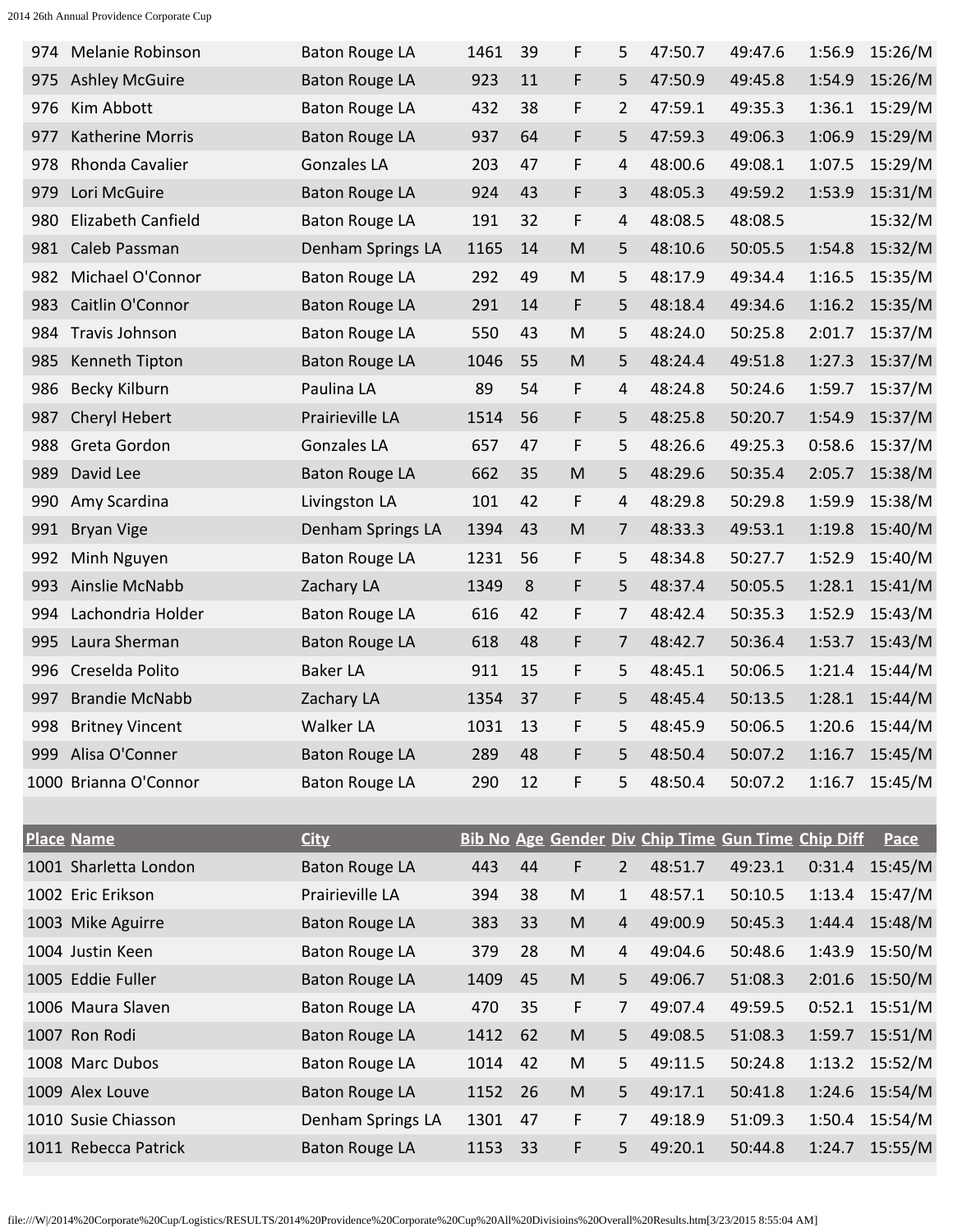| Place | Name | City | Bib No | Age | Gender | Div | Chip Time | Gun Time | Chip Diff | Pace |
|---|---|---|---|---|---|---|---|---|---|---|
| 974 | Melanie Robinson | Baton Rouge LA | 1461 | 39 | F | 5 | 47:50.7 | 49:47.6 | 1:56.9 | 15:26/M |
| 975 | Ashley McGuire | Baton Rouge LA | 923 | 11 | F | 5 | 47:50.9 | 49:45.8 | 1:54.9 | 15:26/M |
| 976 | Kim Abbott | Baton Rouge LA | 432 | 38 | F | 2 | 47:59.1 | 49:35.3 | 1:36.1 | 15:29/M |
| 977 | Katherine Morris | Baton Rouge LA | 937 | 64 | F | 5 | 47:59.3 | 49:06.3 | 1:06.9 | 15:29/M |
| 978 | Rhonda Cavalier | Gonzales LA | 203 | 47 | F | 4 | 48:00.6 | 49:08.1 | 1:07.5 | 15:29/M |
| 979 | Lori McGuire | Baton Rouge LA | 924 | 43 | F | 3 | 48:05.3 | 49:59.2 | 1:53.9 | 15:31/M |
| 980 | Elizabeth Canfield | Baton Rouge LA | 191 | 32 | F | 4 | 48:08.5 | 48:08.5 | | 15:32/M |
| 981 | Caleb Passman | Denham Springs LA | 1165 | 14 | M | 5 | 48:10.6 | 50:05.5 | 1:54.8 | 15:32/M |
| 982 | Michael O'Connor | Baton Rouge LA | 292 | 49 | M | 5 | 48:17.9 | 49:34.4 | 1:16.5 | 15:35/M |
| 983 | Caitlin O'Connor | Baton Rouge LA | 291 | 14 | F | 5 | 48:18.4 | 49:34.6 | 1:16.2 | 15:35/M |
| 984 | Travis Johnson | Baton Rouge LA | 550 | 43 | M | 5 | 48:24.0 | 50:25.8 | 2:01.7 | 15:37/M |
| 985 | Kenneth Tipton | Baton Rouge LA | 1046 | 55 | M | 5 | 48:24.4 | 49:51.8 | 1:27.3 | 15:37/M |
| 986 | Becky Kilburn | Paulina LA | 89 | 54 | F | 4 | 48:24.8 | 50:24.6 | 1:59.7 | 15:37/M |
| 987 | Cheryl Hebert | Prairieville LA | 1514 | 56 | F | 5 | 48:25.8 | 50:20.7 | 1:54.9 | 15:37/M |
| 988 | Greta Gordon | Gonzales LA | 657 | 47 | F | 5 | 48:26.6 | 49:25.3 | 0:58.6 | 15:37/M |
| 989 | David Lee | Baton Rouge LA | 662 | 35 | M | 5 | 48:29.6 | 50:35.4 | 2:05.7 | 15:38/M |
| 990 | Amy Scardina | Livingston LA | 101 | 42 | F | 4 | 48:29.8 | 50:29.8 | 1:59.9 | 15:38/M |
| 991 | Bryan Vige | Denham Springs LA | 1394 | 43 | M | 7 | 48:33.3 | 49:53.1 | 1:19.8 | 15:40/M |
| 992 | Minh Nguyen | Baton Rouge LA | 1231 | 56 | F | 5 | 48:34.8 | 50:27.7 | 1:52.9 | 15:40/M |
| 993 | Ainslie McNabb | Zachary LA | 1349 | 8 | F | 5 | 48:37.4 | 50:05.5 | 1:28.1 | 15:41/M |
| 994 | Lachondria Holder | Baton Rouge LA | 616 | 42 | F | 7 | 48:42.4 | 50:35.3 | 1:52.9 | 15:43/M |
| 995 | Laura Sherman | Baton Rouge LA | 618 | 48 | F | 7 | 48:42.7 | 50:36.4 | 1:53.7 | 15:43/M |
| 996 | Creselda Polito | Baker LA | 911 | 15 | F | 5 | 48:45.1 | 50:06.5 | 1:21.4 | 15:44/M |
| 997 | Brandie McNabb | Zachary LA | 1354 | 37 | F | 5 | 48:45.4 | 50:13.5 | 1:28.1 | 15:44/M |
| 998 | Britney Vincent | Walker LA | 1031 | 13 | F | 5 | 48:45.9 | 50:06.5 | 1:20.6 | 15:44/M |
| 999 | Alisa O'Conner | Baton Rouge LA | 289 | 48 | F | 5 | 48:50.4 | 50:07.2 | 1:16.7 | 15:45/M |
| 1000 | Brianna O'Connor | Baton Rouge LA | 290 | 12 | F | 5 | 48:50.4 | 50:07.2 | 1:16.7 | 15:45/M |

| Place | Name | City | Bib No | Age | Gender | Div | Chip Time | Gun Time | Chip Diff | Pace |
|---|---|---|---|---|---|---|---|---|---|---|
| 1001 | Sharletta London | Baton Rouge LA | 443 | 44 | F | 2 | 48:51.7 | 49:23.1 | 0:31.4 | 15:45/M |
| 1002 | Eric Erikson | Prairieville LA | 394 | 38 | M | 1 | 48:57.1 | 50:10.5 | 1:13.4 | 15:47/M |
| 1003 | Mike Aguirre | Baton Rouge LA | 383 | 33 | M | 4 | 49:00.9 | 50:45.3 | 1:44.4 | 15:48/M |
| 1004 | Justin Keen | Baton Rouge LA | 379 | 28 | M | 4 | 49:04.6 | 50:48.6 | 1:43.9 | 15:50/M |
| 1005 | Eddie Fuller | Baton Rouge LA | 1409 | 45 | M | 5 | 49:06.7 | 51:08.3 | 2:01.6 | 15:50/M |
| 1006 | Maura Slaven | Baton Rouge LA | 470 | 35 | F | 7 | 49:07.4 | 49:59.5 | 0:52.1 | 15:51/M |
| 1007 | Ron Rodi | Baton Rouge LA | 1412 | 62 | M | 5 | 49:08.5 | 51:08.3 | 1:59.7 | 15:51/M |
| 1008 | Marc Dubos | Baton Rouge LA | 1014 | 42 | M | 5 | 49:11.5 | 50:24.8 | 1:13.2 | 15:52/M |
| 1009 | Alex Louve | Baton Rouge LA | 1152 | 26 | M | 5 | 49:17.1 | 50:41.8 | 1:24.6 | 15:54/M |
| 1010 | Susie Chiasson | Denham Springs LA | 1301 | 47 | F | 7 | 49:18.9 | 51:09.3 | 1:50.4 | 15:54/M |
| 1011 | Rebecca Patrick | Baton Rouge LA | 1153 | 33 | F | 5 | 49:20.1 | 50:44.8 | 1:24.7 | 15:55/M |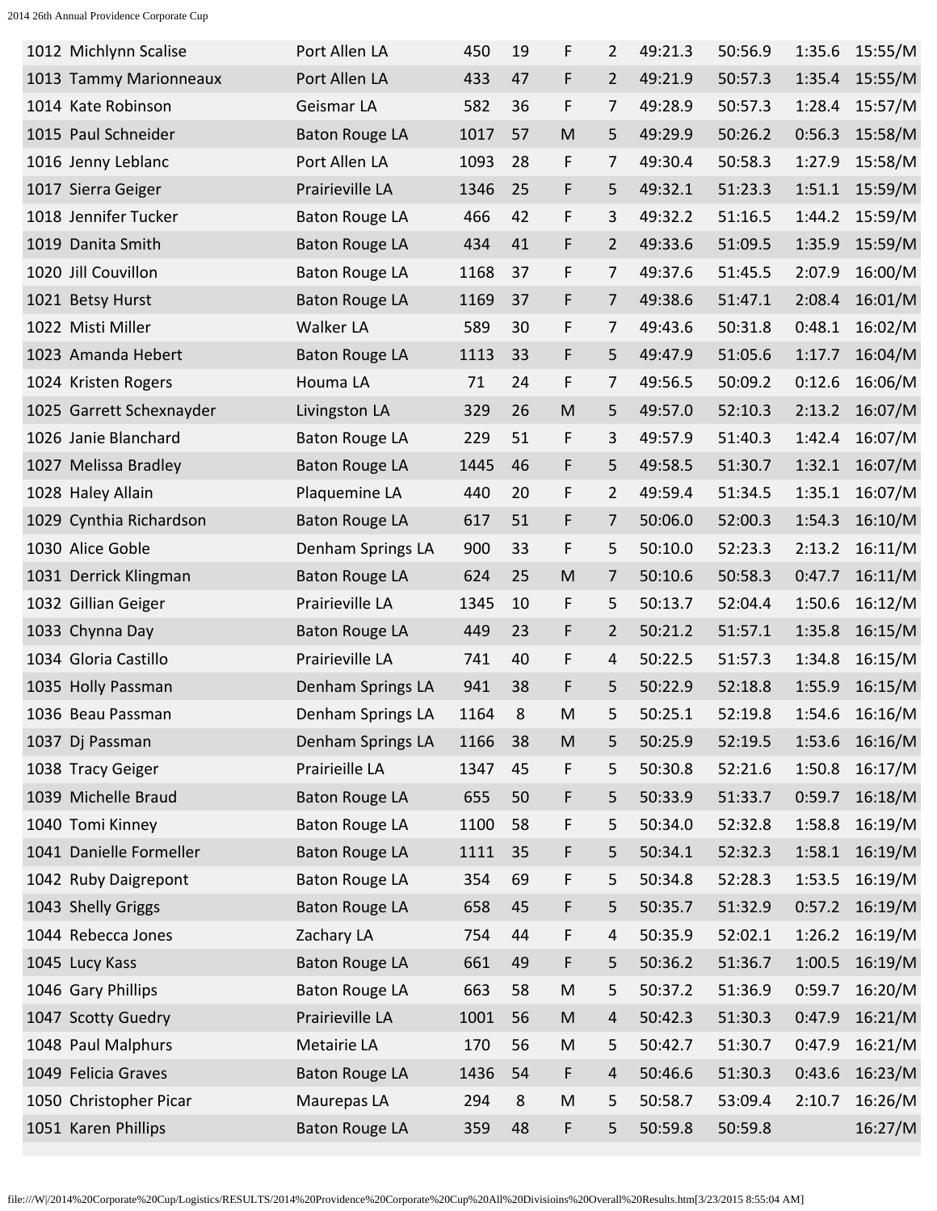| | | | | | | | | | |
|---|---|---|---|---|---|---|---|---|---|
| 1012 | Michlynn Scalise | Port Allen LA | 450 | 19 | F | 2 | 49:21.3 | 50:56.9 | 1:35.6 | 15:55/M |
| 1013 | Tammy Marionneaux | Port Allen LA | 433 | 47 | F | 2 | 49:21.9 | 50:57.3 | 1:35.4 | 15:55/M |
| 1014 | Kate Robinson | Geismar LA | 582 | 36 | F | 7 | 49:28.9 | 50:57.3 | 1:28.4 | 15:57/M |
| 1015 | Paul Schneider | Baton Rouge LA | 1017 | 57 | M | 5 | 49:29.9 | 50:26.2 | 0:56.3 | 15:58/M |
| 1016 | Jenny Leblanc | Port Allen LA | 1093 | 28 | F | 7 | 49:30.4 | 50:58.3 | 1:27.9 | 15:58/M |
| 1017 | Sierra Geiger | Prairieville LA | 1346 | 25 | F | 5 | 49:32.1 | 51:23.3 | 1:51.1 | 15:59/M |
| 1018 | Jennifer Tucker | Baton Rouge LA | 466 | 42 | F | 3 | 49:32.2 | 51:16.5 | 1:44.2 | 15:59/M |
| 1019 | Danita Smith | Baton Rouge LA | 434 | 41 | F | 2 | 49:33.6 | 51:09.5 | 1:35.9 | 15:59/M |
| 1020 | Jill Couvillon | Baton Rouge LA | 1168 | 37 | F | 7 | 49:37.6 | 51:45.5 | 2:07.9 | 16:00/M |
| 1021 | Betsy Hurst | Baton Rouge LA | 1169 | 37 | F | 7 | 49:38.6 | 51:47.1 | 2:08.4 | 16:01/M |
| 1022 | Misti Miller | Walker LA | 589 | 30 | F | 7 | 49:43.6 | 50:31.8 | 0:48.1 | 16:02/M |
| 1023 | Amanda Hebert | Baton Rouge LA | 1113 | 33 | F | 5 | 49:47.9 | 51:05.6 | 1:17.7 | 16:04/M |
| 1024 | Kristen Rogers | Houma LA | 71 | 24 | F | 7 | 49:56.5 | 50:09.2 | 0:12.6 | 16:06/M |
| 1025 | Garrett Schexnayder | Livingston LA | 329 | 26 | M | 5 | 49:57.0 | 52:10.3 | 2:13.2 | 16:07/M |
| 1026 | Janie Blanchard | Baton Rouge LA | 229 | 51 | F | 3 | 49:57.9 | 51:40.3 | 1:42.4 | 16:07/M |
| 1027 | Melissa Bradley | Baton Rouge LA | 1445 | 46 | F | 5 | 49:58.5 | 51:30.7 | 1:32.1 | 16:07/M |
| 1028 | Haley Allain | Plaquemine LA | 440 | 20 | F | 2 | 49:59.4 | 51:34.5 | 1:35.1 | 16:07/M |
| 1029 | Cynthia Richardson | Baton Rouge LA | 617 | 51 | F | 7 | 50:06.0 | 52:00.3 | 1:54.3 | 16:10/M |
| 1030 | Alice Goble | Denham Springs LA | 900 | 33 | F | 5 | 50:10.0 | 52:23.3 | 2:13.2 | 16:11/M |
| 1031 | Derrick Klingman | Baton Rouge LA | 624 | 25 | M | 7 | 50:10.6 | 50:58.3 | 0:47.7 | 16:11/M |
| 1032 | Gillian Geiger | Prairieville LA | 1345 | 10 | F | 5 | 50:13.7 | 52:04.4 | 1:50.6 | 16:12/M |
| 1033 | Chynna Day | Baton Rouge LA | 449 | 23 | F | 2 | 50:21.2 | 51:57.1 | 1:35.8 | 16:15/M |
| 1034 | Gloria Castillo | Prairieville LA | 741 | 40 | F | 4 | 50:22.5 | 51:57.3 | 1:34.8 | 16:15/M |
| 1035 | Holly Passman | Denham Springs LA | 941 | 38 | F | 5 | 50:22.9 | 52:18.8 | 1:55.9 | 16:15/M |
| 1036 | Beau Passman | Denham Springs LA | 1164 | 8 | M | 5 | 50:25.1 | 52:19.8 | 1:54.6 | 16:16/M |
| 1037 | Dj Passman | Denham Springs LA | 1166 | 38 | M | 5 | 50:25.9 | 52:19.5 | 1:53.6 | 16:16/M |
| 1038 | Tracy Geiger | Prairieille LA | 1347 | 45 | F | 5 | 50:30.8 | 52:21.6 | 1:50.8 | 16:17/M |
| 1039 | Michelle Braud | Baton Rouge LA | 655 | 50 | F | 5 | 50:33.9 | 51:33.7 | 0:59.7 | 16:18/M |
| 1040 | Tomi Kinney | Baton Rouge LA | 1100 | 58 | F | 5 | 50:34.0 | 52:32.8 | 1:58.8 | 16:19/M |
| 1041 | Danielle Formeller | Baton Rouge LA | 1111 | 35 | F | 5 | 50:34.1 | 52:32.3 | 1:58.1 | 16:19/M |
| 1042 | Ruby Daigrepont | Baton Rouge LA | 354 | 69 | F | 5 | 50:34.8 | 52:28.3 | 1:53.5 | 16:19/M |
| 1043 | Shelly Griggs | Baton Rouge LA | 658 | 45 | F | 5 | 50:35.7 | 51:32.9 | 0:57.2 | 16:19/M |
| 1044 | Rebecca Jones | Zachary LA | 754 | 44 | F | 4 | 50:35.9 | 52:02.1 | 1:26.2 | 16:19/M |
| 1045 | Lucy Kass | Baton Rouge LA | 661 | 49 | F | 5 | 50:36.2 | 51:36.7 | 1:00.5 | 16:19/M |
| 1046 | Gary Phillips | Baton Rouge LA | 663 | 58 | M | 5 | 50:37.2 | 51:36.9 | 0:59.7 | 16:20/M |
| 1047 | Scotty Guedry | Prairieville LA | 1001 | 56 | M | 4 | 50:42.3 | 51:30.3 | 0:47.9 | 16:21/M |
| 1048 | Paul Malphurs | Metairie LA | 170 | 56 | M | 5 | 50:42.7 | 51:30.7 | 0:47.9 | 16:21/M |
| 1049 | Felicia Graves | Baton Rouge LA | 1436 | 54 | F | 4 | 50:46.6 | 51:30.3 | 0:43.6 | 16:23/M |
| 1050 | Christopher Picar | Maurepas LA | 294 | 8 | M | 5 | 50:58.7 | 53:09.4 | 2:10.7 | 16:26/M |
| 1051 | Karen Phillips | Baton Rouge LA | 359 | 48 | F | 5 | 50:59.8 | 50:59.8 | | 16:27/M |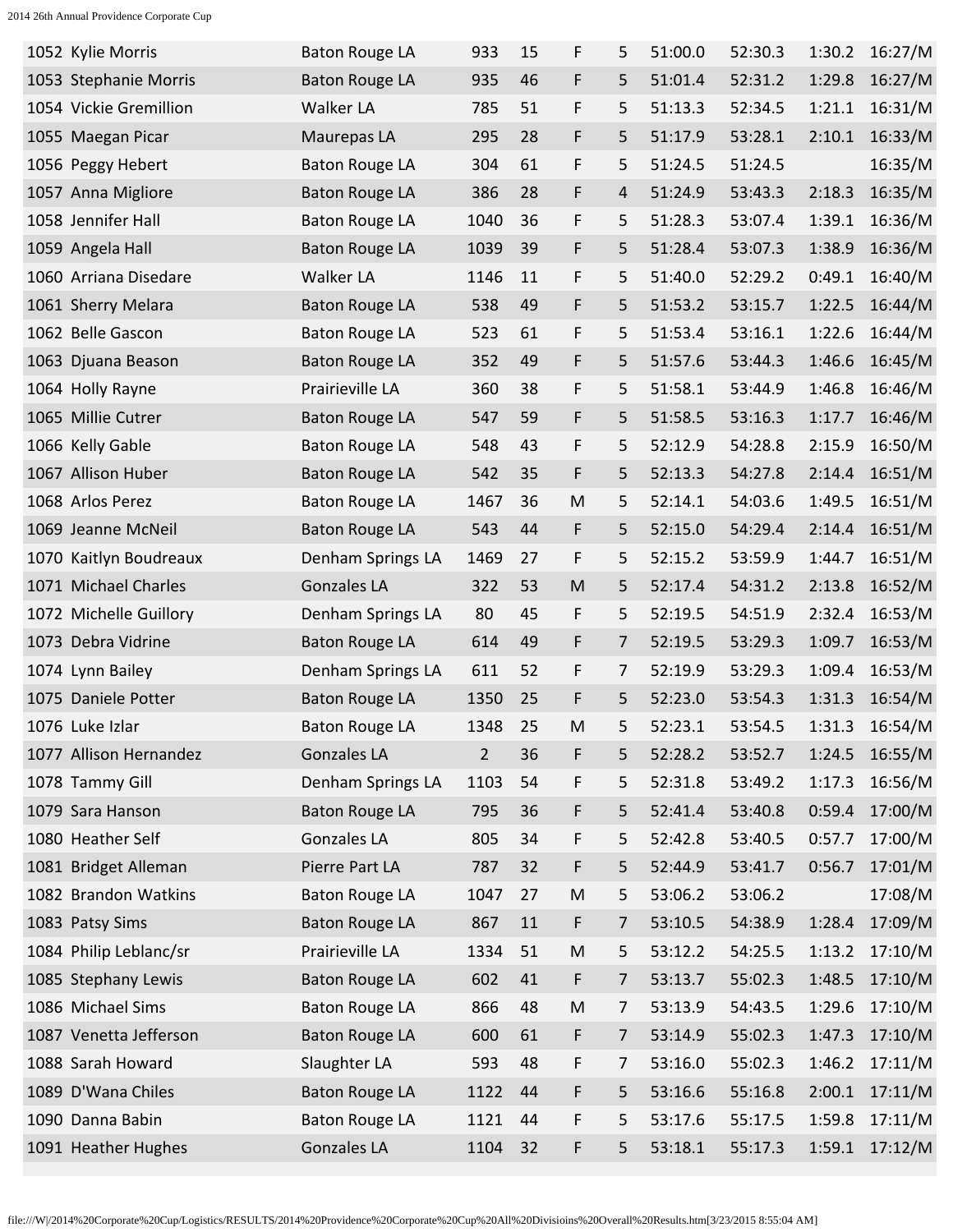| | | | | | | | | | |
|---|---|---|---|---|---|---|---|---|---|
| 1052 | Kylie Morris | Baton Rouge LA | 933 | 15 | F | 5 | 51:00.0 | 52:30.3 | 1:30.2 | 16:27/M |
| 1053 | Stephanie Morris | Baton Rouge LA | 935 | 46 | F | 5 | 51:01.4 | 52:31.2 | 1:29.8 | 16:27/M |
| 1054 | Vickie Gremillion | Walker LA | 785 | 51 | F | 5 | 51:13.3 | 52:34.5 | 1:21.1 | 16:31/M |
| 1055 | Maegan Picar | Maurepas LA | 295 | 28 | F | 5 | 51:17.9 | 53:28.1 | 2:10.1 | 16:33/M |
| 1056 | Peggy Hebert | Baton Rouge LA | 304 | 61 | F | 5 | 51:24.5 | 51:24.5 | | 16:35/M |
| 1057 | Anna Migliore | Baton Rouge LA | 386 | 28 | F | 4 | 51:24.9 | 53:43.3 | 2:18.3 | 16:35/M |
| 1058 | Jennifer Hall | Baton Rouge LA | 1040 | 36 | F | 5 | 51:28.3 | 53:07.4 | 1:39.1 | 16:36/M |
| 1059 | Angela Hall | Baton Rouge LA | 1039 | 39 | F | 5 | 51:28.4 | 53:07.3 | 1:38.9 | 16:36/M |
| 1060 | Arriana Disedare | Walker LA | 1146 | 11 | F | 5 | 51:40.0 | 52:29.2 | 0:49.1 | 16:40/M |
| 1061 | Sherry Melara | Baton Rouge LA | 538 | 49 | F | 5 | 51:53.2 | 53:15.7 | 1:22.5 | 16:44/M |
| 1062 | Belle Gascon | Baton Rouge LA | 523 | 61 | F | 5 | 51:53.4 | 53:16.1 | 1:22.6 | 16:44/M |
| 1063 | Djuana Beason | Baton Rouge LA | 352 | 49 | F | 5 | 51:57.6 | 53:44.3 | 1:46.6 | 16:45/M |
| 1064 | Holly Rayne | Prairieville LA | 360 | 38 | F | 5 | 51:58.1 | 53:44.9 | 1:46.8 | 16:46/M |
| 1065 | Millie Cutrer | Baton Rouge LA | 547 | 59 | F | 5 | 51:58.5 | 53:16.3 | 1:17.7 | 16:46/M |
| 1066 | Kelly Gable | Baton Rouge LA | 548 | 43 | F | 5 | 52:12.9 | 54:28.8 | 2:15.9 | 16:50/M |
| 1067 | Allison Huber | Baton Rouge LA | 542 | 35 | F | 5 | 52:13.3 | 54:27.8 | 2:14.4 | 16:51/M |
| 1068 | Arlos Perez | Baton Rouge LA | 1467 | 36 | M | 5 | 52:14.1 | 54:03.6 | 1:49.5 | 16:51/M |
| 1069 | Jeanne McNeil | Baton Rouge LA | 543 | 44 | F | 5 | 52:15.0 | 54:29.4 | 2:14.4 | 16:51/M |
| 1070 | Kaitlyn Boudreaux | Denham Springs LA | 1469 | 27 | F | 5 | 52:15.2 | 53:59.9 | 1:44.7 | 16:51/M |
| 1071 | Michael Charles | Gonzales LA | 322 | 53 | M | 5 | 52:17.4 | 54:31.2 | 2:13.8 | 16:52/M |
| 1072 | Michelle Guillory | Denham Springs LA | 80 | 45 | F | 5 | 52:19.5 | 54:51.9 | 2:32.4 | 16:53/M |
| 1073 | Debra Vidrine | Baton Rouge LA | 614 | 49 | F | 7 | 52:19.5 | 53:29.3 | 1:09.7 | 16:53/M |
| 1074 | Lynn Bailey | Denham Springs LA | 611 | 52 | F | 7 | 52:19.9 | 53:29.3 | 1:09.4 | 16:53/M |
| 1075 | Daniele Potter | Baton Rouge LA | 1350 | 25 | F | 5 | 52:23.0 | 53:54.3 | 1:31.3 | 16:54/M |
| 1076 | Luke Izlar | Baton Rouge LA | 1348 | 25 | M | 5 | 52:23.1 | 53:54.5 | 1:31.3 | 16:54/M |
| 1077 | Allison Hernandez | Gonzales LA | 2 | 36 | F | 5 | 52:28.2 | 53:52.7 | 1:24.5 | 16:55/M |
| 1078 | Tammy Gill | Denham Springs LA | 1103 | 54 | F | 5 | 52:31.8 | 53:49.2 | 1:17.3 | 16:56/M |
| 1079 | Sara Hanson | Baton Rouge LA | 795 | 36 | F | 5 | 52:41.4 | 53:40.8 | 0:59.4 | 17:00/M |
| 1080 | Heather Self | Gonzales LA | 805 | 34 | F | 5 | 52:42.8 | 53:40.5 | 0:57.7 | 17:00/M |
| 1081 | Bridget Alleman | Pierre Part LA | 787 | 32 | F | 5 | 52:44.9 | 53:41.7 | 0:56.7 | 17:01/M |
| 1082 | Brandon Watkins | Baton Rouge LA | 1047 | 27 | M | 5 | 53:06.2 | 53:06.2 | | 17:08/M |
| 1083 | Patsy Sims | Baton Rouge LA | 867 | 11 | F | 7 | 53:10.5 | 54:38.9 | 1:28.4 | 17:09/M |
| 1084 | Philip Leblanc/sr | Prairieville LA | 1334 | 51 | M | 5 | 53:12.2 | 54:25.5 | 1:13.2 | 17:10/M |
| 1085 | Stephany Lewis | Baton Rouge LA | 602 | 41 | F | 7 | 53:13.7 | 55:02.3 | 1:48.5 | 17:10/M |
| 1086 | Michael Sims | Baton Rouge LA | 866 | 48 | M | 7 | 53:13.9 | 54:43.5 | 1:29.6 | 17:10/M |
| 1087 | Venetta Jefferson | Baton Rouge LA | 600 | 61 | F | 7 | 53:14.9 | 55:02.3 | 1:47.3 | 17:10/M |
| 1088 | Sarah Howard | Slaughter LA | 593 | 48 | F | 7 | 53:16.0 | 55:02.3 | 1:46.2 | 17:11/M |
| 1089 | D'Wana Chiles | Baton Rouge LA | 1122 | 44 | F | 5 | 53:16.6 | 55:16.8 | 2:00.1 | 17:11/M |
| 1090 | Danna Babin | Baton Rouge LA | 1121 | 44 | F | 5 | 53:17.6 | 55:17.5 | 1:59.8 | 17:11/M |
| 1091 | Heather Hughes | Gonzales LA | 1104 | 32 | F | 5 | 53:18.1 | 55:17.3 | 1:59.1 | 17:12/M |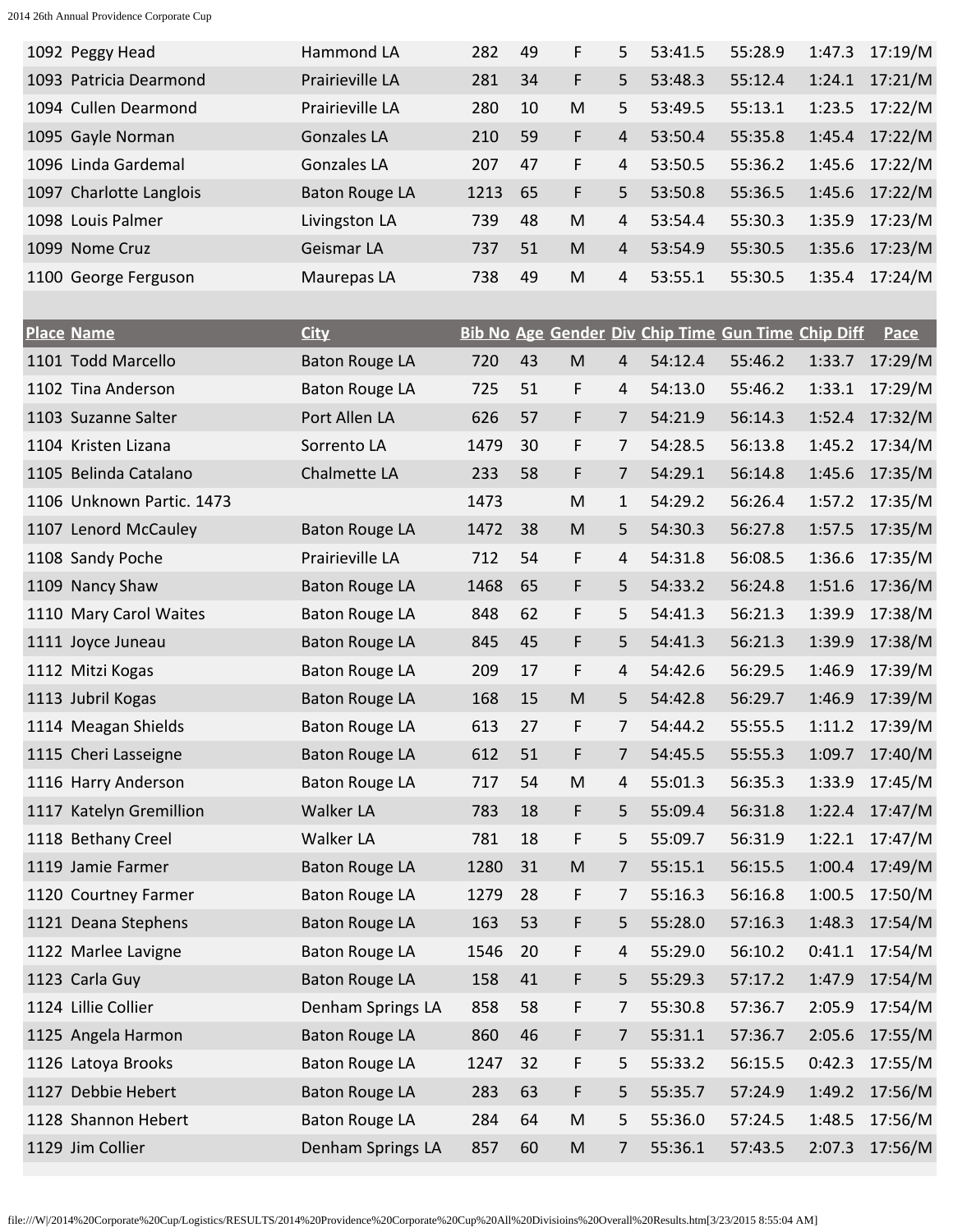| Place | Name | City | Bib No | Age | Gender | Div | Chip Time | Gun Time | Chip Diff | Pace |
|---|---|---|---|---|---|---|---|---|---|---|
| 1092 | Peggy Head | Hammond LA | 282 | 49 | F | 5 | 53:41.5 | 55:28.9 | 1:47.3 | 17:19/M |
| 1093 | Patricia Dearmond | Prairieville LA | 281 | 34 | F | 5 | 53:48.3 | 55:12.4 | 1:24.1 | 17:21/M |
| 1094 | Cullen Dearmond | Prairieville LA | 280 | 10 | M | 5 | 53:49.5 | 55:13.1 | 1:23.5 | 17:22/M |
| 1095 | Gayle Norman | Gonzales LA | 210 | 59 | F | 4 | 53:50.4 | 55:35.8 | 1:45.4 | 17:22/M |
| 1096 | Linda Gardemal | Gonzales LA | 207 | 47 | F | 4 | 53:50.5 | 55:36.2 | 1:45.6 | 17:22/M |
| 1097 | Charlotte Langlois | Baton Rouge LA | 1213 | 65 | F | 5 | 53:50.8 | 55:36.5 | 1:45.6 | 17:22/M |
| 1098 | Louis Palmer | Livingston LA | 739 | 48 | M | 4 | 53:54.4 | 55:30.3 | 1:35.9 | 17:23/M |
| 1099 | Nome Cruz | Geismar LA | 737 | 51 | M | 4 | 53:54.9 | 55:30.5 | 1:35.6 | 17:23/M |
| 1100 | George Ferguson | Maurepas LA | 738 | 49 | M | 4 | 53:55.1 | 55:30.5 | 1:35.4 | 17:24/M |
| 1101 | Todd Marcello | Baton Rouge LA | 720 | 43 | M | 4 | 54:12.4 | 55:46.2 | 1:33.7 | 17:29/M |
| 1102 | Tina Anderson | Baton Rouge LA | 725 | 51 | F | 4 | 54:13.0 | 55:46.2 | 1:33.1 | 17:29/M |
| 1103 | Suzanne Salter | Port Allen LA | 626 | 57 | F | 7 | 54:21.9 | 56:14.3 | 1:52.4 | 17:32/M |
| 1104 | Kristen Lizana | Sorrento LA | 1479 | 30 | F | 7 | 54:28.5 | 56:13.8 | 1:45.2 | 17:34/M |
| 1105 | Belinda Catalano | Chalmette LA | 233 | 58 | F | 7 | 54:29.1 | 56:14.8 | 1:45.6 | 17:35/M |
| 1106 | Unknown Partic. 1473 | | 1473 | | M | 1 | 54:29.2 | 56:26.4 | 1:57.2 | 17:35/M |
| 1107 | Lenord McCauley | Baton Rouge LA | 1472 | 38 | M | 5 | 54:30.3 | 56:27.8 | 1:57.5 | 17:35/M |
| 1108 | Sandy Poche | Prairieville LA | 712 | 54 | F | 4 | 54:31.8 | 56:08.5 | 1:36.6 | 17:35/M |
| 1109 | Nancy Shaw | Baton Rouge LA | 1468 | 65 | F | 5 | 54:33.2 | 56:24.8 | 1:51.6 | 17:36/M |
| 1110 | Mary Carol Waites | Baton Rouge LA | 848 | 62 | F | 5 | 54:41.3 | 56:21.3 | 1:39.9 | 17:38/M |
| 1111 | Joyce Juneau | Baton Rouge LA | 845 | 45 | F | 5 | 54:41.3 | 56:21.3 | 1:39.9 | 17:38/M |
| 1112 | Mitzi Kogas | Baton Rouge LA | 209 | 17 | F | 4 | 54:42.6 | 56:29.5 | 1:46.9 | 17:39/M |
| 1113 | Jubril Kogas | Baton Rouge LA | 168 | 15 | M | 5 | 54:42.8 | 56:29.7 | 1:46.9 | 17:39/M |
| 1114 | Meagan Shields | Baton Rouge LA | 613 | 27 | F | 7 | 54:44.2 | 55:55.5 | 1:11.2 | 17:39/M |
| 1115 | Cheri Lasseigne | Baton Rouge LA | 612 | 51 | F | 7 | 54:45.5 | 55:55.3 | 1:09.7 | 17:40/M |
| 1116 | Harry Anderson | Baton Rouge LA | 717 | 54 | M | 4 | 55:01.3 | 56:35.3 | 1:33.9 | 17:45/M |
| 1117 | Katelyn Gremillion | Walker LA | 783 | 18 | F | 5 | 55:09.4 | 56:31.8 | 1:22.4 | 17:47/M |
| 1118 | Bethany Creel | Walker LA | 781 | 18 | F | 5 | 55:09.7 | 56:31.9 | 1:22.1 | 17:47/M |
| 1119 | Jamie Farmer | Baton Rouge LA | 1280 | 31 | M | 7 | 55:15.1 | 56:15.5 | 1:00.4 | 17:49/M |
| 1120 | Courtney Farmer | Baton Rouge LA | 1279 | 28 | F | 7 | 55:16.3 | 56:16.8 | 1:00.5 | 17:50/M |
| 1121 | Deana Stephens | Baton Rouge LA | 163 | 53 | F | 5 | 55:28.0 | 57:16.3 | 1:48.3 | 17:54/M |
| 1122 | Marlee Lavigne | Baton Rouge LA | 1546 | 20 | F | 4 | 55:29.0 | 56:10.2 | 0:41.1 | 17:54/M |
| 1123 | Carla Guy | Baton Rouge LA | 158 | 41 | F | 5 | 55:29.3 | 57:17.2 | 1:47.9 | 17:54/M |
| 1124 | Lillie Collier | Denham Springs LA | 858 | 58 | F | 7 | 55:30.8 | 57:36.7 | 2:05.9 | 17:54/M |
| 1125 | Angela Harmon | Baton Rouge LA | 860 | 46 | F | 7 | 55:31.1 | 57:36.7 | 2:05.6 | 17:55/M |
| 1126 | Latoya Brooks | Baton Rouge LA | 1247 | 32 | F | 5 | 55:33.2 | 56:15.5 | 0:42.3 | 17:55/M |
| 1127 | Debbie Hebert | Baton Rouge LA | 283 | 63 | F | 5 | 55:35.7 | 57:24.9 | 1:49.2 | 17:56/M |
| 1128 | Shannon Hebert | Baton Rouge LA | 284 | 64 | M | 5 | 55:36.0 | 57:24.5 | 1:48.5 | 17:56/M |
| 1129 | Jim Collier | Denham Springs LA | 857 | 60 | M | 7 | 55:36.1 | 57:43.5 | 2:07.3 | 17:56/M |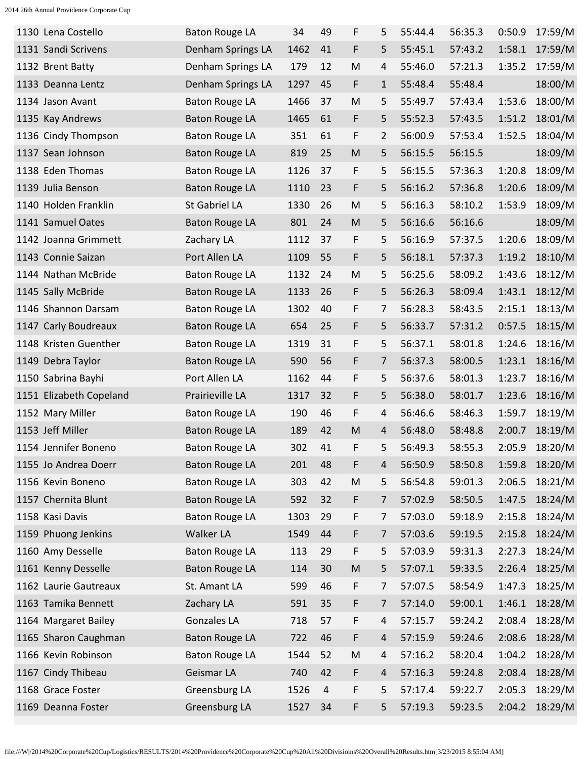| 1130 | Lena Costello | Baton Rouge LA | 34 | 49 | F | 5 | 55:44.4 | 56:35.3 | 0:50.9 | 17:59/M |
|---|---|---|---|---|---|---|---|---|---|---|
| 1131 | Sandi Scrivens | Denham Springs LA | 1462 | 41 | F | 5 | 55:45.1 | 57:43.2 | 1:58.1 | 17:59/M |
| 1132 | Brent Batty | Denham Springs LA | 179 | 12 | M | 4 | 55:46.0 | 57:21.3 | 1:35.2 | 17:59/M |
| 1133 | Deanna Lentz | Denham Springs LA | 1297 | 45 | F | 1 | 55:48.4 | 55:48.4 | | 18:00/M |
| 1134 | Jason Avant | Baton Rouge LA | 1466 | 37 | M | 5 | 55:49.7 | 57:43.4 | 1:53.6 | 18:00/M |
| 1135 | Kay Andrews | Baton Rouge LA | 1465 | 61 | F | 5 | 55:52.3 | 57:43.5 | 1:51.2 | 18:01/M |
| 1136 | Cindy Thompson | Baton Rouge LA | 351 | 61 | F | 2 | 56:00.9 | 57:53.4 | 1:52.5 | 18:04/M |
| 1137 | Sean Johnson | Baton Rouge LA | 819 | 25 | M | 5 | 56:15.5 | 56:15.5 | | 18:09/M |
| 1138 | Eden Thomas | Baton Rouge LA | 1126 | 37 | F | 5 | 56:15.5 | 57:36.3 | 1:20.8 | 18:09/M |
| 1139 | Julia Benson | Baton Rouge LA | 1110 | 23 | F | 5 | 56:16.2 | 57:36.8 | 1:20.6 | 18:09/M |
| 1140 | Holden Franklin | St Gabriel LA | 1330 | 26 | M | 5 | 56:16.3 | 58:10.2 | 1:53.9 | 18:09/M |
| 1141 | Samuel Oates | Baton Rouge LA | 801 | 24 | M | 5 | 56:16.6 | 56:16.6 | | 18:09/M |
| 1142 | Joanna Grimmett | Zachary LA | 1112 | 37 | F | 5 | 56:16.9 | 57:37.5 | 1:20.6 | 18:09/M |
| 1143 | Connie Saizan | Port Allen LA | 1109 | 55 | F | 5 | 56:18.1 | 57:37.3 | 1:19.2 | 18:10/M |
| 1144 | Nathan McBride | Baton Rouge LA | 1132 | 24 | M | 5 | 56:25.6 | 58:09.2 | 1:43.6 | 18:12/M |
| 1145 | Sally McBride | Baton Rouge LA | 1133 | 26 | F | 5 | 56:26.3 | 58:09.4 | 1:43.1 | 18:12/M |
| 1146 | Shannon Darsam | Baton Rouge LA | 1302 | 40 | F | 7 | 56:28.3 | 58:43.5 | 2:15.1 | 18:13/M |
| 1147 | Carly Boudreaux | Baton Rouge LA | 654 | 25 | F | 5 | 56:33.7 | 57:31.2 | 0:57.5 | 18:15/M |
| 1148 | Kristen Guenther | Baton Rouge LA | 1319 | 31 | F | 5 | 56:37.1 | 58:01.8 | 1:24.6 | 18:16/M |
| 1149 | Debra Taylor | Baton Rouge LA | 590 | 56 | F | 7 | 56:37.3 | 58:00.5 | 1:23.1 | 18:16/M |
| 1150 | Sabrina Bayhi | Port Allen LA | 1162 | 44 | F | 5 | 56:37.6 | 58:01.3 | 1:23.7 | 18:16/M |
| 1151 | Elizabeth Copeland | Prairieville LA | 1317 | 32 | F | 5 | 56:38.0 | 58:01.7 | 1:23.6 | 18:16/M |
| 1152 | Mary Miller | Baton Rouge LA | 190 | 46 | F | 4 | 56:46.6 | 58:46.3 | 1:59.7 | 18:19/M |
| 1153 | Jeff Miller | Baton Rouge LA | 189 | 42 | M | 4 | 56:48.0 | 58:48.8 | 2:00.7 | 18:19/M |
| 1154 | Jennifer Boneno | Baton Rouge LA | 302 | 41 | F | 5 | 56:49.3 | 58:55.3 | 2:05.9 | 18:20/M |
| 1155 | Jo Andrea Doerr | Baton Rouge LA | 201 | 48 | F | 4 | 56:50.9 | 58:50.8 | 1:59.8 | 18:20/M |
| 1156 | Kevin Boneno | Baton Rouge LA | 303 | 42 | M | 5 | 56:54.8 | 59:01.3 | 2:06.5 | 18:21/M |
| 1157 | Chernita Blunt | Baton Rouge LA | 592 | 32 | F | 7 | 57:02.9 | 58:50.5 | 1:47.5 | 18:24/M |
| 1158 | Kasi Davis | Baton Rouge LA | 1303 | 29 | F | 7 | 57:03.0 | 59:18.9 | 2:15.8 | 18:24/M |
| 1159 | Phuong Jenkins | Walker LA | 1549 | 44 | F | 7 | 57:03.6 | 59:19.5 | 2:15.8 | 18:24/M |
| 1160 | Amy Desselle | Baton Rouge LA | 113 | 29 | F | 5 | 57:03.9 | 59:31.3 | 2:27.3 | 18:24/M |
| 1161 | Kenny Desselle | Baton Rouge LA | 114 | 30 | M | 5 | 57:07.1 | 59:33.5 | 2:26.4 | 18:25/M |
| 1162 | Laurie Gautreaux | St. Amant LA | 599 | 46 | F | 7 | 57:07.5 | 58:54.9 | 1:47.3 | 18:25/M |
| 1163 | Tamika Bennett | Zachary LA | 591 | 35 | F | 7 | 57:14.0 | 59:00.1 | 1:46.1 | 18:28/M |
| 1164 | Margaret Bailey | Gonzales LA | 718 | 57 | F | 4 | 57:15.7 | 59:24.2 | 2:08.4 | 18:28/M |
| 1165 | Sharon Caughman | Baton Rouge LA | 722 | 46 | F | 4 | 57:15.9 | 59:24.6 | 2:08.6 | 18:28/M |
| 1166 | Kevin Robinson | Baton Rouge LA | 1544 | 52 | M | 4 | 57:16.2 | 58:20.4 | 1:04.2 | 18:28/M |
| 1167 | Cindy Thibeau | Geismar LA | 740 | 42 | F | 4 | 57:16.3 | 59:24.8 | 2:08.4 | 18:28/M |
| 1168 | Grace Foster | Greensburg LA | 1526 | 4 | F | 5 | 57:17.4 | 59:22.7 | 2:05.3 | 18:29/M |
| 1169 | Deanna Foster | Greensburg LA | 1527 | 34 | F | 5 | 57:19.3 | 59:23.5 | 2:04.2 | 18:29/M |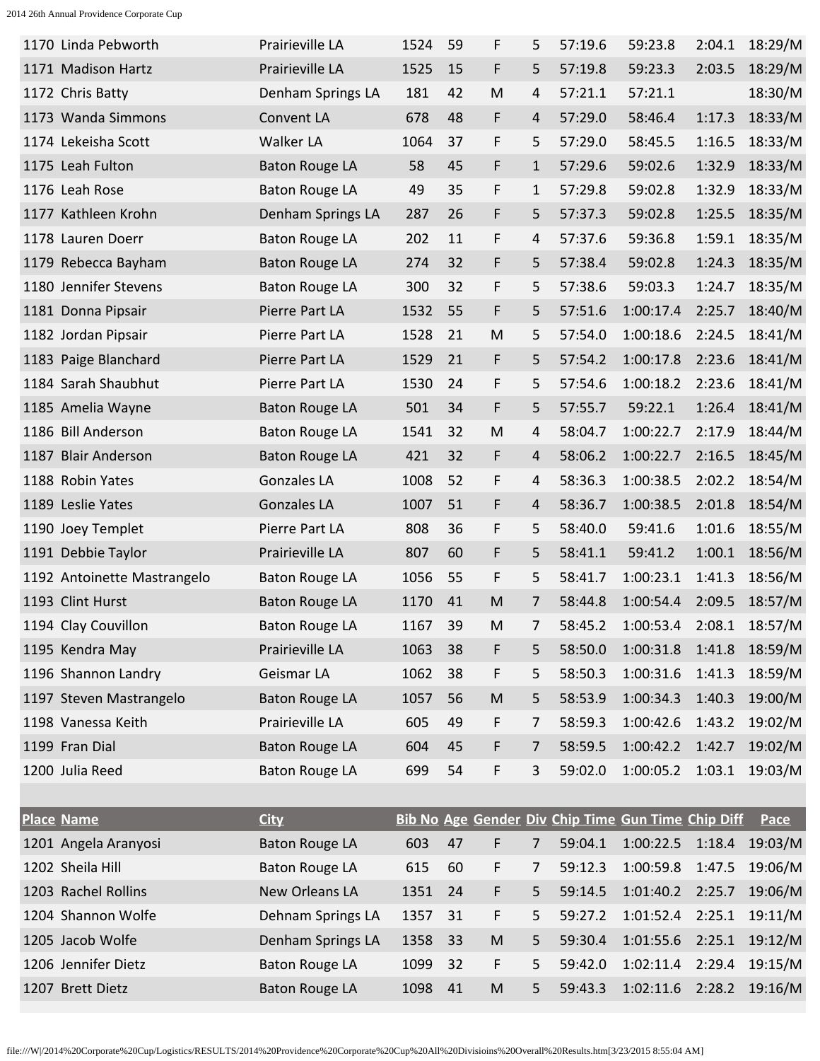| Place | Name | City | Bib No | Age | Gender | Div | Chip Time | Gun Time | Chip Diff | Pace |
|---|---|---|---|---|---|---|---|---|---|---|
| 1170 | Linda Pebworth | Prairieville LA | 1524 | 59 | F | 5 | 57:19.6 | 59:23.8 | 2:04.1 | 18:29/M |
| 1171 | Madison Hartz | Prairieville LA | 1525 | 15 | F | 5 | 57:19.8 | 59:23.3 | 2:03.5 | 18:29/M |
| 1172 | Chris Batty | Denham Springs LA | 181 | 42 | M | 4 | 57:21.1 | 57:21.1 | | 18:30/M |
| 1173 | Wanda Simmons | Convent LA | 678 | 48 | F | 4 | 57:29.0 | 58:46.4 | 1:17.3 | 18:33/M |
| 1174 | Lekeisha Scott | Walker LA | 1064 | 37 | F | 5 | 57:29.0 | 58:45.5 | 1:16.5 | 18:33/M |
| 1175 | Leah Fulton | Baton Rouge LA | 58 | 45 | F | 1 | 57:29.6 | 59:02.6 | 1:32.9 | 18:33/M |
| 1176 | Leah Rose | Baton Rouge LA | 49 | 35 | F | 1 | 57:29.8 | 59:02.8 | 1:32.9 | 18:33/M |
| 1177 | Kathleen Krohn | Denham Springs LA | 287 | 26 | F | 5 | 57:37.3 | 59:02.8 | 1:25.5 | 18:35/M |
| 1178 | Lauren Doerr | Baton Rouge LA | 202 | 11 | F | 4 | 57:37.6 | 59:36.8 | 1:59.1 | 18:35/M |
| 1179 | Rebecca Bayham | Baton Rouge LA | 274 | 32 | F | 5 | 57:38.4 | 59:02.8 | 1:24.3 | 18:35/M |
| 1180 | Jennifer Stevens | Baton Rouge LA | 300 | 32 | F | 5 | 57:38.6 | 59:03.3 | 1:24.7 | 18:35/M |
| 1181 | Donna Pipsair | Pierre Part LA | 1532 | 55 | F | 5 | 57:51.6 | 1:00:17.4 | 2:25.7 | 18:40/M |
| 1182 | Jordan Pipsair | Pierre Part LA | 1528 | 21 | M | 5 | 57:54.0 | 1:00:18.6 | 2:24.5 | 18:41/M |
| 1183 | Paige Blanchard | Pierre Part LA | 1529 | 21 | F | 5 | 57:54.2 | 1:00:17.8 | 2:23.6 | 18:41/M |
| 1184 | Sarah Shaubhut | Pierre Part LA | 1530 | 24 | F | 5 | 57:54.6 | 1:00:18.2 | 2:23.6 | 18:41/M |
| 1185 | Amelia Wayne | Baton Rouge LA | 501 | 34 | F | 5 | 57:55.7 | 59:22.1 | 1:26.4 | 18:41/M |
| 1186 | Bill Anderson | Baton Rouge LA | 1541 | 32 | M | 4 | 58:04.7 | 1:00:22.7 | 2:17.9 | 18:44/M |
| 1187 | Blair Anderson | Baton Rouge LA | 421 | 32 | F | 4 | 58:06.2 | 1:00:22.7 | 2:16.5 | 18:45/M |
| 1188 | Robin Yates | Gonzales LA | 1008 | 52 | F | 4 | 58:36.3 | 1:00:38.5 | 2:02.2 | 18:54/M |
| 1189 | Leslie Yates | Gonzales LA | 1007 | 51 | F | 4 | 58:36.7 | 1:00:38.5 | 2:01.8 | 18:54/M |
| 1190 | Joey Templet | Pierre Part LA | 808 | 36 | F | 5 | 58:40.0 | 59:41.6 | 1:01.6 | 18:55/M |
| 1191 | Debbie Taylor | Prairieville LA | 807 | 60 | F | 5 | 58:41.1 | 59:41.2 | 1:00.1 | 18:56/M |
| 1192 | Antoinette Mastrangelo | Baton Rouge LA | 1056 | 55 | F | 5 | 58:41.7 | 1:00:23.1 | 1:41.3 | 18:56/M |
| 1193 | Clint Hurst | Baton Rouge LA | 1170 | 41 | M | 7 | 58:44.8 | 1:00:54.4 | 2:09.5 | 18:57/M |
| 1194 | Clay Couvillon | Baton Rouge LA | 1167 | 39 | M | 7 | 58:45.2 | 1:00:53.4 | 2:08.1 | 18:57/M |
| 1195 | Kendra May | Prairieville LA | 1063 | 38 | F | 5 | 58:50.0 | 1:00:31.8 | 1:41.8 | 18:59/M |
| 1196 | Shannon Landry | Geismar LA | 1062 | 38 | F | 5 | 58:50.3 | 1:00:31.6 | 1:41.3 | 18:59/M |
| 1197 | Steven Mastrangelo | Baton Rouge LA | 1057 | 56 | M | 5 | 58:53.9 | 1:00:34.3 | 1:40.3 | 19:00/M |
| 1198 | Vanessa Keith | Prairieville LA | 605 | 49 | F | 7 | 58:59.3 | 1:00:42.6 | 1:43.2 | 19:02/M |
| 1199 | Fran Dial | Baton Rouge LA | 604 | 45 | F | 7 | 58:59.5 | 1:00:42.2 | 1:42.7 | 19:02/M |
| 1200 | Julia Reed | Baton Rouge LA | 699 | 54 | F | 3 | 59:02.0 | 1:00:05.2 | 1:03.1 | 19:03/M |
| 1201 | Angela Aranyosi | Baton Rouge LA | 603 | 47 | F | 7 | 59:04.1 | 1:00:22.5 | 1:18.4 | 19:03/M |
| 1202 | Sheila Hill | Baton Rouge LA | 615 | 60 | F | 7 | 59:12.3 | 1:00:59.8 | 1:47.5 | 19:06/M |
| 1203 | Rachel Rollins | New Orleans LA | 1351 | 24 | F | 5 | 59:14.5 | 1:01:40.2 | 2:25.7 | 19:06/M |
| 1204 | Shannon Wolfe | Dehnam Springs LA | 1357 | 31 | F | 5 | 59:27.2 | 1:01:52.4 | 2:25.1 | 19:11/M |
| 1205 | Jacob Wolfe | Denham Springs LA | 1358 | 33 | M | 5 | 59:30.4 | 1:01:55.6 | 2:25.1 | 19:12/M |
| 1206 | Jennifer Dietz | Baton Rouge LA | 1099 | 32 | F | 5 | 59:42.0 | 1:02:11.4 | 2:29.4 | 19:15/M |
| 1207 | Brett Dietz | Baton Rouge LA | 1098 | 41 | M | 5 | 59:43.3 | 1:02:11.6 | 2:28.2 | 19:16/M |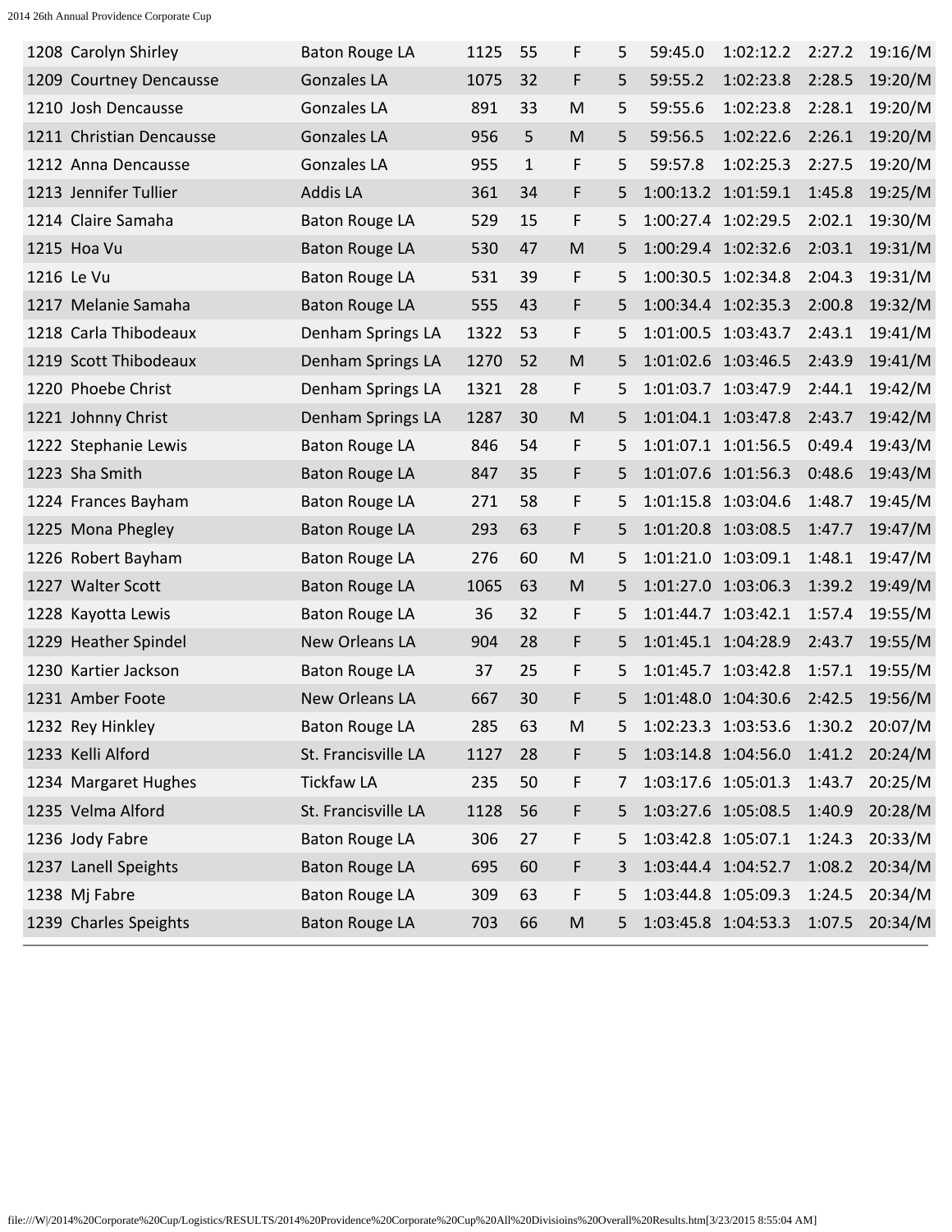| | | | | | | | | | | |
|---|---|---|---|---|---|---|---|---|---|---|
| 1208 | Carolyn Shirley | Baton Rouge LA | 1125 | 55 | F | 5 | 59:45.0 | 1:02:12.2 | 2:27.2 | 19:16/M |
| 1209 | Courtney Dencausse | Gonzales LA | 1075 | 32 | F | 5 | 59:55.2 | 1:02:23.8 | 2:28.5 | 19:20/M |
| 1210 | Josh Dencausse | Gonzales LA | 891 | 33 | M | 5 | 59:55.6 | 1:02:23.8 | 2:28.1 | 19:20/M |
| 1211 | Christian Dencausse | Gonzales LA | 956 | 5 | M | 5 | 59:56.5 | 1:02:22.6 | 2:26.1 | 19:20/M |
| 1212 | Anna Dencausse | Gonzales LA | 955 | 1 | F | 5 | 59:57.8 | 1:02:25.3 | 2:27.5 | 19:20/M |
| 1213 | Jennifer Tullier | Addis LA | 361 | 34 | F | 5 | 1:00:13.2 | 1:01:59.1 | 1:45.8 | 19:25/M |
| 1214 | Claire Samaha | Baton Rouge LA | 529 | 15 | F | 5 | 1:00:27.4 | 1:02:29.5 | 2:02.1 | 19:30/M |
| 1215 | Hoa Vu | Baton Rouge LA | 530 | 47 | M | 5 | 1:00:29.4 | 1:02:32.6 | 2:03.1 | 19:31/M |
| 1216 | Le Vu | Baton Rouge LA | 531 | 39 | F | 5 | 1:00:30.5 | 1:02:34.8 | 2:04.3 | 19:31/M |
| 1217 | Melanie Samaha | Baton Rouge LA | 555 | 43 | F | 5 | 1:00:34.4 | 1:02:35.3 | 2:00.8 | 19:32/M |
| 1218 | Carla Thibodeaux | Denham Springs LA | 1322 | 53 | F | 5 | 1:01:00.5 | 1:03:43.7 | 2:43.1 | 19:41/M |
| 1219 | Scott Thibodeaux | Denham Springs LA | 1270 | 52 | M | 5 | 1:01:02.6 | 1:03:46.5 | 2:43.9 | 19:41/M |
| 1220 | Phoebe Christ | Denham Springs LA | 1321 | 28 | F | 5 | 1:01:03.7 | 1:03:47.9 | 2:44.1 | 19:42/M |
| 1221 | Johnny Christ | Denham Springs LA | 1287 | 30 | M | 5 | 1:01:04.1 | 1:03:47.8 | 2:43.7 | 19:42/M |
| 1222 | Stephanie Lewis | Baton Rouge LA | 846 | 54 | F | 5 | 1:01:07.1 | 1:01:56.5 | 0:49.4 | 19:43/M |
| 1223 | Sha Smith | Baton Rouge LA | 847 | 35 | F | 5 | 1:01:07.6 | 1:01:56.3 | 0:48.6 | 19:43/M |
| 1224 | Frances Bayham | Baton Rouge LA | 271 | 58 | F | 5 | 1:01:15.8 | 1:03:04.6 | 1:48.7 | 19:45/M |
| 1225 | Mona Phegley | Baton Rouge LA | 293 | 63 | F | 5 | 1:01:20.8 | 1:03:08.5 | 1:47.7 | 19:47/M |
| 1226 | Robert Bayham | Baton Rouge LA | 276 | 60 | M | 5 | 1:01:21.0 | 1:03:09.1 | 1:48.1 | 19:47/M |
| 1227 | Walter Scott | Baton Rouge LA | 1065 | 63 | M | 5 | 1:01:27.0 | 1:03:06.3 | 1:39.2 | 19:49/M |
| 1228 | Kayotta Lewis | Baton Rouge LA | 36 | 32 | F | 5 | 1:01:44.7 | 1:03:42.1 | 1:57.4 | 19:55/M |
| 1229 | Heather Spindel | New Orleans LA | 904 | 28 | F | 5 | 1:01:45.1 | 1:04:28.9 | 2:43.7 | 19:55/M |
| 1230 | Kartier Jackson | Baton Rouge LA | 37 | 25 | F | 5 | 1:01:45.7 | 1:03:42.8 | 1:57.1 | 19:55/M |
| 1231 | Amber Foote | New Orleans LA | 667 | 30 | F | 5 | 1:01:48.0 | 1:04:30.6 | 2:42.5 | 19:56/M |
| 1232 | Rey Hinkley | Baton Rouge LA | 285 | 63 | M | 5 | 1:02:23.3 | 1:03:53.6 | 1:30.2 | 20:07/M |
| 1233 | Kelli Alford | St. Francisville LA | 1127 | 28 | F | 5 | 1:03:14.8 | 1:04:56.0 | 1:41.2 | 20:24/M |
| 1234 | Margaret Hughes | Tickfaw LA | 235 | 50 | F | 7 | 1:03:17.6 | 1:05:01.3 | 1:43.7 | 20:25/M |
| 1235 | Velma Alford | St. Francisville LA | 1128 | 56 | F | 5 | 1:03:27.6 | 1:05:08.5 | 1:40.9 | 20:28/M |
| 1236 | Jody Fabre | Baton Rouge LA | 306 | 27 | F | 5 | 1:03:42.8 | 1:05:07.1 | 1:24.3 | 20:33/M |
| 1237 | Lanell Speights | Baton Rouge LA | 695 | 60 | F | 3 | 1:03:44.4 | 1:04:52.7 | 1:08.2 | 20:34/M |
| 1238 | Mj Fabre | Baton Rouge LA | 309 | 63 | F | 5 | 1:03:44.8 | 1:05:09.3 | 1:24.5 | 20:34/M |
| 1239 | Charles Speights | Baton Rouge LA | 703 | 66 | M | 5 | 1:03:45.8 | 1:04:53.3 | 1:07.5 | 20:34/M |